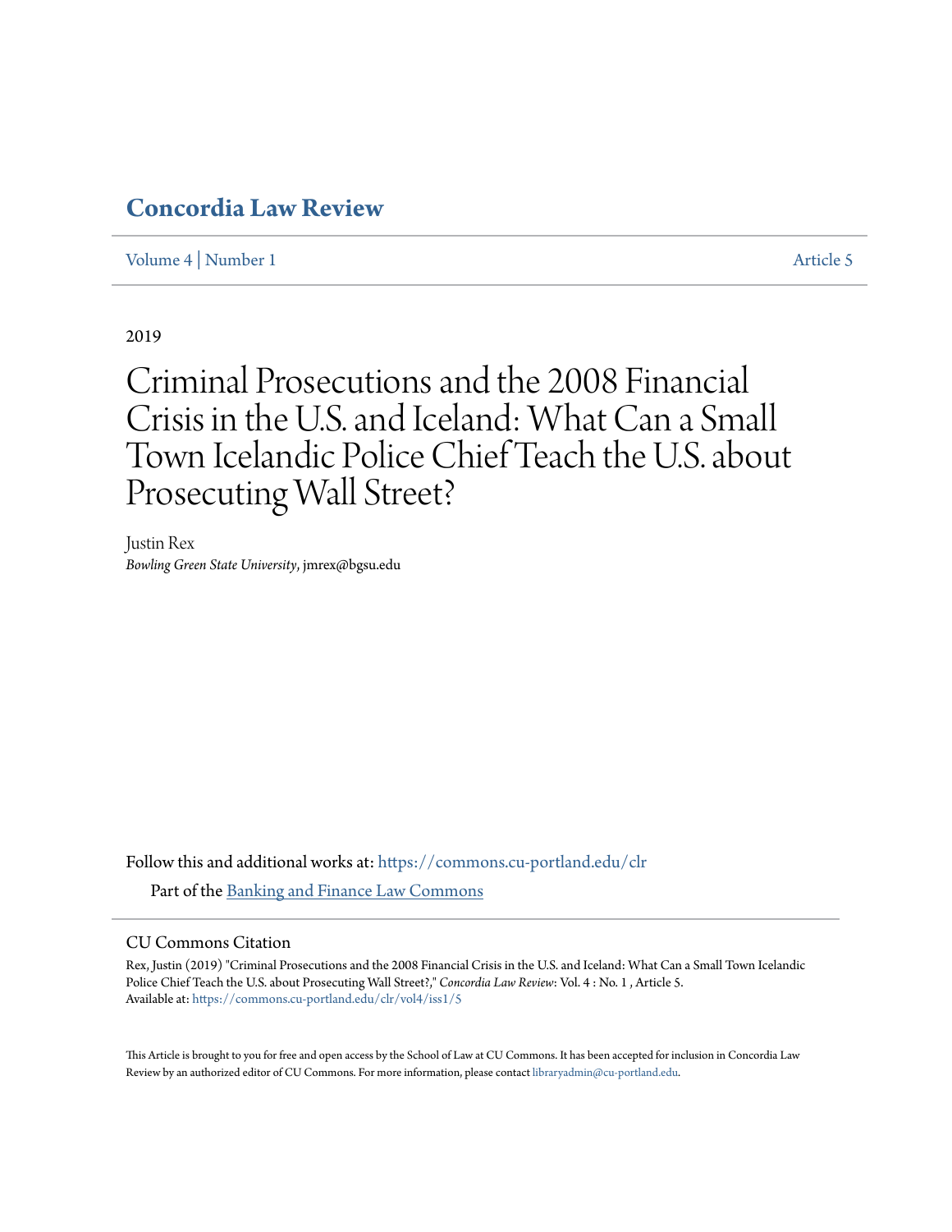# Concordia Law Review

Volume 4 | Number 1 Article 5

2019

# Criminal Prosecutions and the 2008 Financial Crisis in the U.S. and Iceland: What Can a Small Town Icelandic Police Chief Teach the U.S. about Prosecuting Wall Street?

Justin Rex
*Bowling Green State University*, jmrex@bgsu.edu

Follow this and additional works at: https://commons.cu-portland.edu/clr

Part of the Banking and Finance Law Commons

## CU Commons Citation

Rex, Justin (2019) "Criminal Prosecutions and the 2008 Financial Crisis in the U.S. and Iceland: What Can a Small Town Icelandic Police Chief Teach the U.S. about Prosecuting Wall Street?," *Concordia Law Review*: Vol. 4 : No. 1 , Article 5.
Available at: https://commons.cu-portland.edu/clr/vol4/iss1/5

This Article is brought to you for free and open access by the School of Law at CU Commons. It has been accepted for inclusion in Concordia Law Review by an authorized editor of CU Commons. For more information, please contact libraryadmin@cu-portland.edu.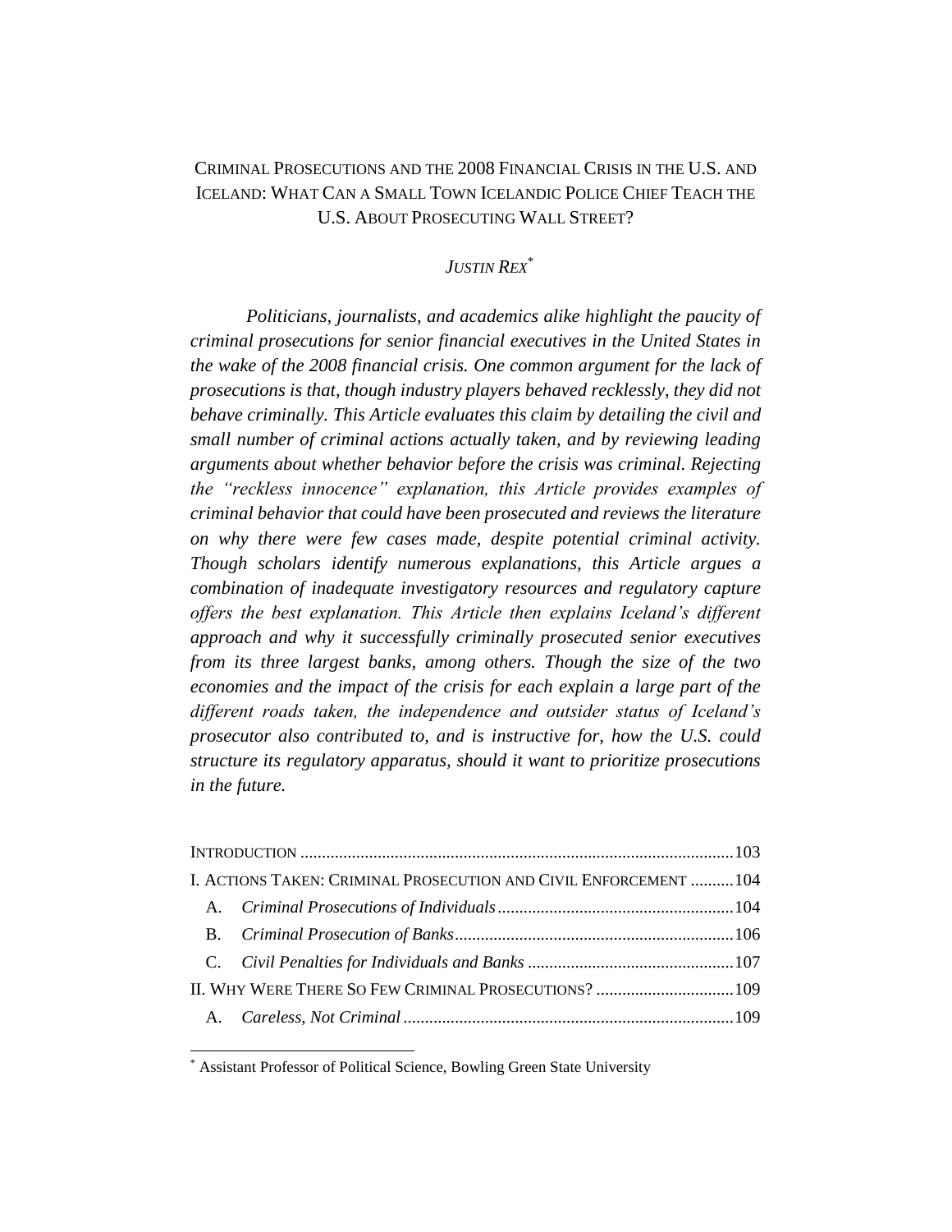# CRIMINAL PROSECUTIONS AND THE 2008 FINANCIAL CRISIS IN THE U.S. AND ICELAND: WHAT CAN A SMALL TOWN ICELANDIC POLICE CHIEF TEACH THE U.S. ABOUT PROSECUTING WALL STREET?

*JUSTIN REX*[*]

*Politicians, journalists, and academics alike highlight the paucity of criminal prosecutions for senior financial executives in the United States in the wake of the 2008 financial crisis. One common argument for the lack of prosecutions is that, though industry players behaved recklessly, they did not behave criminally. This Article evaluates this claim by detailing the civil and small number of criminal actions actually taken, and by reviewing leading arguments about whether behavior before the crisis was criminal. Rejecting the "reckless innocence" explanation, this Article provides examples of criminal behavior that could have been prosecuted and reviews the literature on why there were few cases made, despite potential criminal activity. Though scholars identify numerous explanations, this Article argues a combination of inadequate investigatory resources and regulatory capture offers the best explanation. This Article then explains Iceland's different approach and why it successfully criminally prosecuted senior executives from its three largest banks, among others. Though the size of the two economies and the impact of the crisis for each explain a large part of the different roads taken, the independence and outsider status of Iceland's prosecutor also contributed to, and is instructive for, how the U.S. could structure its regulatory apparatus, should it want to prioritize prosecutions in the future.*

INTRODUCTION ........ 103

I. ACTIONS TAKEN: CRIMINAL PROSECUTION AND CIVIL ENFORCEMENT ........ 104

- A. *Criminal Prosecutions of Individuals* ........ 104
- B. *Criminal Prosecution of Banks* ........ 106
- C. *Civil Penalties for Individuals and Banks* ........ 107

II. WHY WERE THERE SO FEW CRIMINAL PROSECUTIONS? ........ 109

- A. *Careless, Not Criminal* ........ 109

[*] Assistant Professor of Political Science, Bowling Green State University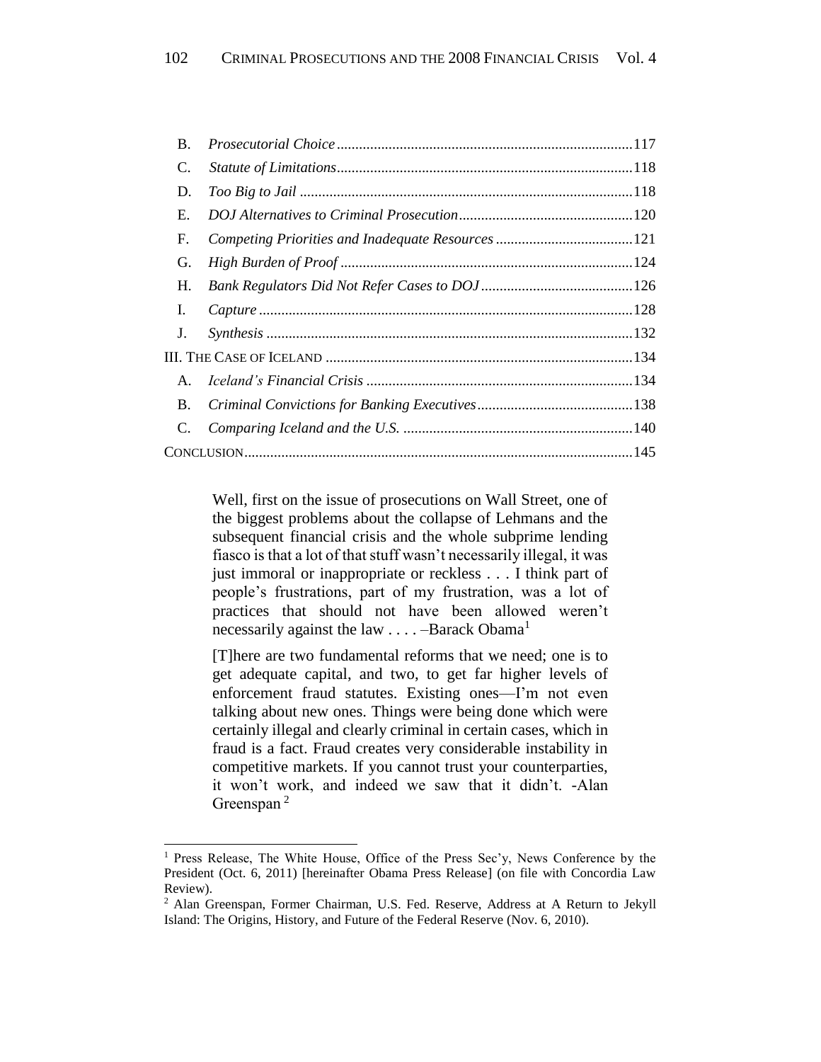B. *Prosecutorial Choice* ......................................................................................117
C. *Statute of Limitations* ......................................................................................118
D. *Too Big to Jail* ......................................................................................118
E. *DOJ Alternatives to Criminal Prosecution* ......................................................................................120
F. *Competing Priorities and Inadequate Resources* ......................................................................................121
G. *High Burden of Proof* ......................................................................................124
H. *Bank Regulators Did Not Refer Cases to DOJ* ......................................................................................126
I. *Capture* ......................................................................................128
J. *Synthesis* ......................................................................................132

III. THE CASE OF ICELAND ......................................................................................134
A. *Iceland's Financial Crisis* ......................................................................................134
B. *Criminal Convictions for Banking Executives* ......................................................................................138
C. *Comparing Iceland and the U.S.* ......................................................................................140

CONCLUSION ......................................................................................145

> Well, first on the issue of prosecutions on Wall Street, one of the biggest problems about the collapse of Lehmans and the subsequent financial crisis and the whole subprime lending fiasco is that a lot of that stuff wasn't necessarily illegal, it was just immoral or inappropriate or reckless . . . I think part of people's frustrations, part of my frustration, was a lot of practices that should not have been allowed weren't necessarily against the law . . . . –Barack Obama[1]

> [T]here are two fundamental reforms that we need; one is to get adequate capital, and two, to get far higher levels of enforcement fraud statutes. Existing ones—I'm not even talking about new ones. Things were being done which were certainly illegal and clearly criminal in certain cases, which in fraud is a fact. Fraud creates very considerable instability in competitive markets. If you cannot trust your counterparties, it won't work, and indeed we saw that it didn't. -Alan Greenspan[2]

---

[1] Press Release, The White House, Office of the Press Sec'y, News Conference by the President (Oct. 6, 2011) [hereinafter Obama Press Release] (on file with Concordia Law Review).

[2] Alan Greenspan, Former Chairman, U.S. Fed. Reserve, Address at A Return to Jekyll Island: The Origins, History, and Future of the Federal Reserve (Nov. 6, 2010).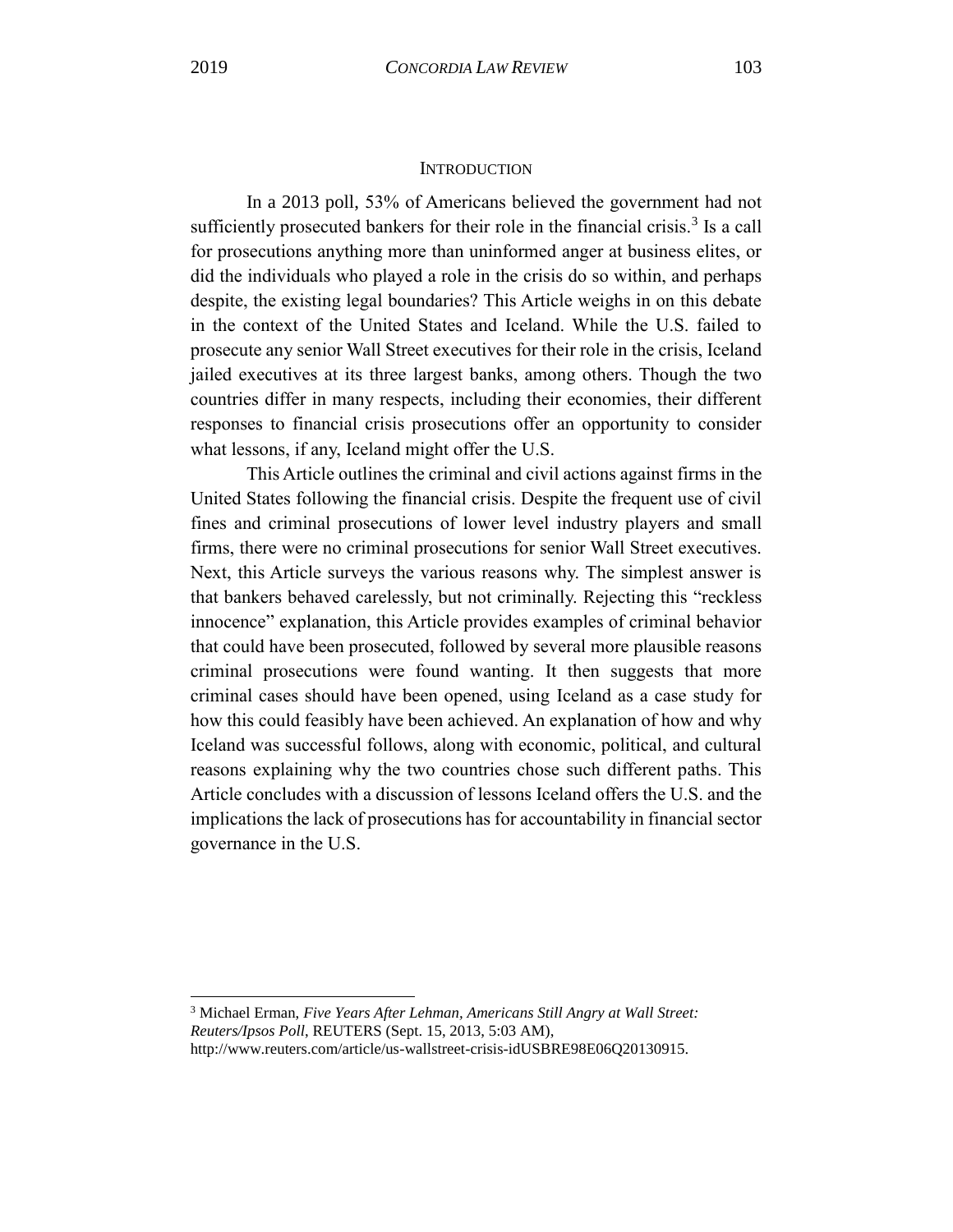## Introduction

In a 2013 poll, 53% of Americans believed the government had not sufficiently prosecuted bankers for their role in the financial crisis.[3] Is a call for prosecutions anything more than uninformed anger at business elites, or did the individuals who played a role in the crisis do so within, and perhaps despite, the existing legal boundaries? This Article weighs in on this debate in the context of the United States and Iceland. While the U.S. failed to prosecute any senior Wall Street executives for their role in the crisis, Iceland jailed executives at its three largest banks, among others. Though the two countries differ in many respects, including their economies, their different responses to financial crisis prosecutions offer an opportunity to consider what lessons, if any, Iceland might offer the U.S.

This Article outlines the criminal and civil actions against firms in the United States following the financial crisis. Despite the frequent use of civil fines and criminal prosecutions of lower level industry players and small firms, there were no criminal prosecutions for senior Wall Street executives. Next, this Article surveys the various reasons why. The simplest answer is that bankers behaved carelessly, but not criminally. Rejecting this "reckless innocence" explanation, this Article provides examples of criminal behavior that could have been prosecuted, followed by several more plausible reasons criminal prosecutions were found wanting. It then suggests that more criminal cases should have been opened, using Iceland as a case study for how this could feasibly have been achieved. An explanation of how and why Iceland was successful follows, along with economic, political, and cultural reasons explaining why the two countries chose such different paths. This Article concludes with a discussion of lessons Iceland offers the U.S. and the implications the lack of prosecutions has for accountability in financial sector governance in the U.S.

---

[3] Michael Erman, *Five Years After Lehman, Americans Still Angry at Wall Street: Reuters/Ipsos Poll*, REUTERS (Sept. 15, 2013, 5:03 AM), http://www.reuters.com/article/us-wallstreet-crisis-idUSBRE98E06Q20130915.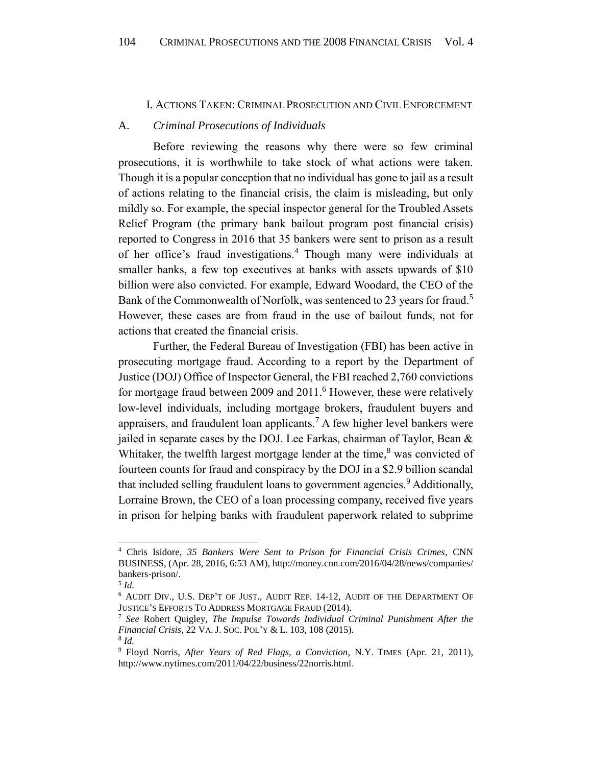## I. Actions Taken: Criminal Prosecution and Civil Enforcement

### A. *Criminal Prosecutions of Individuals*

Before reviewing the reasons why there were so few criminal prosecutions, it is worthwhile to take stock of what actions were taken. Though it is a popular conception that no individual has gone to jail as a result of actions relating to the financial crisis, the claim is misleading, but only mildly so. For example, the special inspector general for the Troubled Assets Relief Program (the primary bank bailout program post financial crisis) reported to Congress in 2016 that 35 bankers were sent to prison as a result of her office's fraud investigations.[4] Though many were individuals at smaller banks, a few top executives at banks with assets upwards of $10 billion were also convicted. For example, Edward Woodard, the CEO of the Bank of the Commonwealth of Norfolk, was sentenced to 23 years for fraud.[5] However, these cases are from fraud in the use of bailout funds, not for actions that created the financial crisis.

Further, the Federal Bureau of Investigation (FBI) has been active in prosecuting mortgage fraud. According to a report by the Department of Justice (DOJ) Office of Inspector General, the FBI reached 2,760 convictions for mortgage fraud between 2009 and 2011.[6] However, these were relatively low-level individuals, including mortgage brokers, fraudulent buyers and appraisers, and fraudulent loan applicants.[7] A few higher level bankers were jailed in separate cases by the DOJ. Lee Farkas, chairman of Taylor, Bean & Whitaker, the twelfth largest mortgage lender at the time,[8] was convicted of fourteen counts for fraud and conspiracy by the DOJ in a $2.9 billion scandal that included selling fraudulent loans to government agencies.[9] Additionally, Lorraine Brown, the CEO of a loan processing company, received five years in prison for helping banks with fraudulent paperwork related to subprime

---

[4] Chris Isidore, *35 Bankers Were Sent to Prison for Financial Crisis Crimes*, CNN BUSINESS, (Apr. 28, 2016, 6:53 AM), http://money.cnn.com/2016/04/28/news/companies/bankers-prison/.

[5] *Id.*

[6] AUDIT DIV., U.S. DEP'T OF JUST., AUDIT REP. 14-12, AUDIT OF THE DEPARTMENT OF JUSTICE'S EFFORTS TO ADDRESS MORTGAGE FRAUD (2014).

[7] *See* Robert Quigley, *The Impulse Towards Individual Criminal Punishment After the Financial Crisis*, 22 VA. J. SOC. POL'Y & L. 103, 108 (2015).

[8] *Id.*

[9] Floyd Norris, *After Years of Red Flags, a Conviction*, N.Y. TIMES (Apr. 21, 2011), http://www.nytimes.com/2011/04/22/business/22norris.html.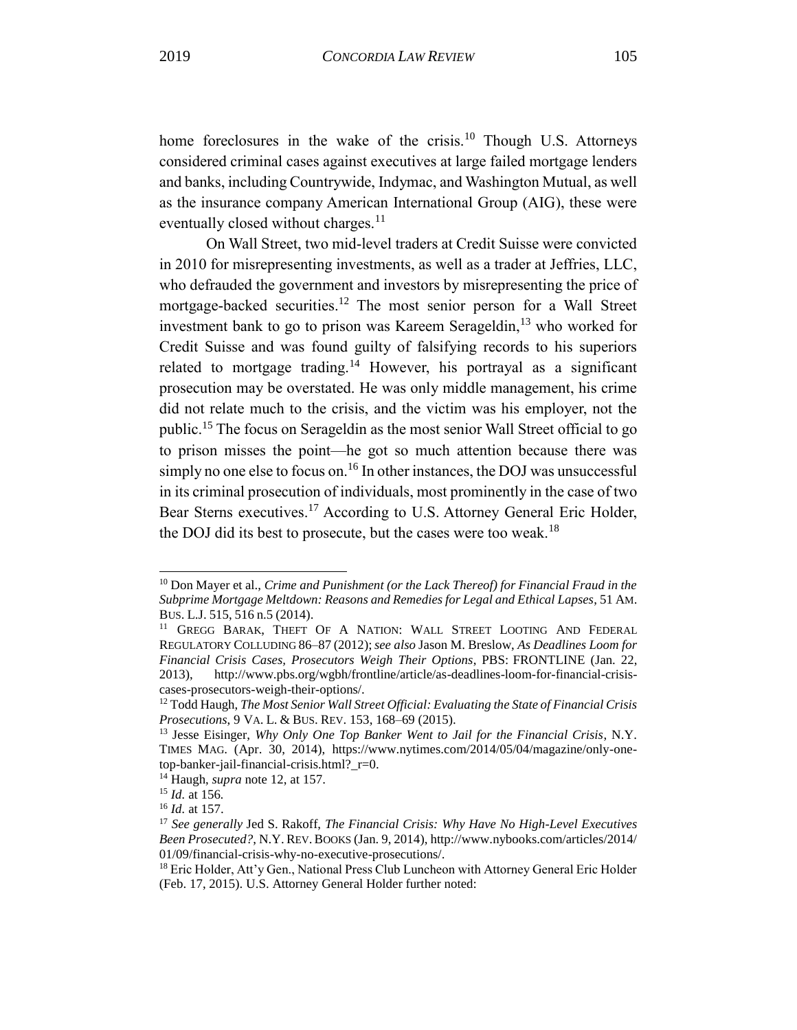home foreclosures in the wake of the crisis.[10] Though U.S. Attorneys considered criminal cases against executives at large failed mortgage lenders and banks, including Countrywide, Indymac, and Washington Mutual, as well as the insurance company American International Group (AIG), these were eventually closed without charges.[11]

On Wall Street, two mid-level traders at Credit Suisse were convicted in 2010 for misrepresenting investments, as well as a trader at Jeffries, LLC, who defrauded the government and investors by misrepresenting the price of mortgage-backed securities.[12] The most senior person for a Wall Street investment bank to go to prison was Kareem Serageldin,[13] who worked for Credit Suisse and was found guilty of falsifying records to his superiors related to mortgage trading.[14] However, his portrayal as a significant prosecution may be overstated. He was only middle management, his crime did not relate much to the crisis, and the victim was his employer, not the public.[15] The focus on Serageldin as the most senior Wall Street official to go to prison misses the point—he got so much attention because there was simply no one else to focus on.[16] In other instances, the DOJ was unsuccessful in its criminal prosecution of individuals, most prominently in the case of two Bear Sterns executives.[17] According to U.S. Attorney General Eric Holder, the DOJ did its best to prosecute, but the cases were too weak.[18]

---

[10] Don Mayer et al., *Crime and Punishment (or the Lack Thereof) for Financial Fraud in the Subprime Mortgage Meltdown: Reasons and Remedies for Legal and Ethical Lapses*, 51 AM. BUS. L.J. 515, 516 n.5 (2014).

[11] GREGG BARAK, THEFT OF A NATION: WALL STREET LOOTING AND FEDERAL REGULATORY COLLUDING 86–87 (2012); *see also* Jason M. Breslow, *As Deadlines Loom for Financial Crisis Cases, Prosecutors Weigh Their Options*, PBS: FRONTLINE (Jan. 22, 2013), http://www.pbs.org/wgbh/frontline/article/as-deadlines-loom-for-financial-crisis-cases-prosecutors-weigh-their-options/.

[12] Todd Haugh, *The Most Senior Wall Street Official: Evaluating the State of Financial Crisis Prosecutions*, 9 VA. L. & BUS. REV. 153, 168–69 (2015).

[13] Jesse Eisinger, *Why Only One Top Banker Went to Jail for the Financial Crisis*, N.Y. TIMES MAG. (Apr. 30, 2014), https://www.nytimes.com/2014/05/04/magazine/only-one-top-banker-jail-financial-crisis.html?_r=0.

[14] Haugh, *supra* note 12, at 157.

[15] *Id.* at 156.

[16] *Id.* at 157.

[17] *See generally* Jed S. Rakoff, *The Financial Crisis: Why Have No High-Level Executives Been Prosecuted?*, N.Y. REV. BOOKS (Jan. 9, 2014), http://www.nybooks.com/articles/2014/01/09/financial-crisis-why-no-executive-prosecutions/.

[18] Eric Holder, Att'y Gen., National Press Club Luncheon with Attorney General Eric Holder (Feb. 17, 2015). U.S. Attorney General Holder further noted: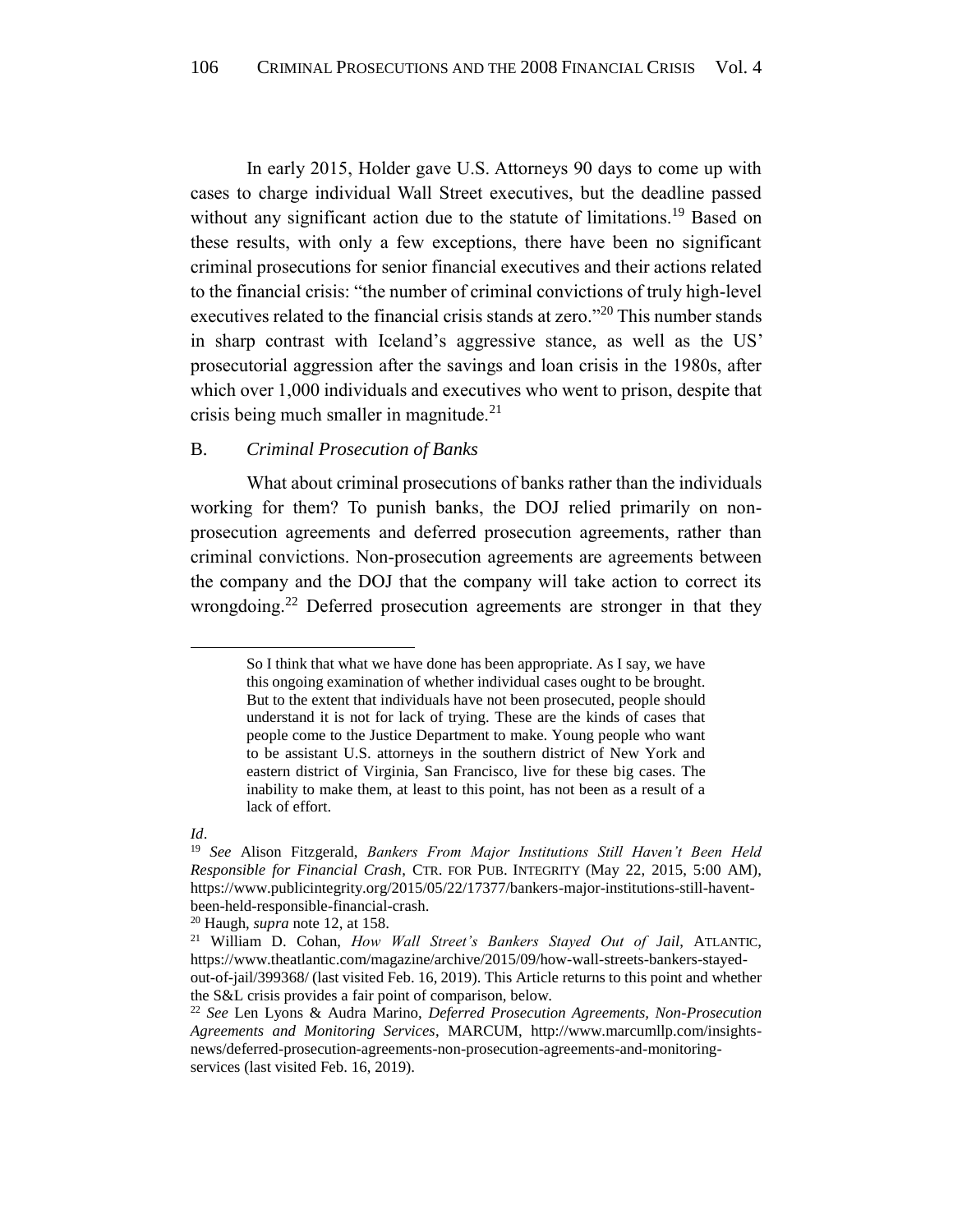In early 2015, Holder gave U.S. Attorneys 90 days to come up with cases to charge individual Wall Street executives, but the deadline passed without any significant action due to the statute of limitations.[19] Based on these results, with only a few exceptions, there have been no significant criminal prosecutions for senior financial executives and their actions related to the financial crisis: "the number of criminal convictions of truly high-level executives related to the financial crisis stands at zero."[20] This number stands in sharp contrast with Iceland's aggressive stance, as well as the US' prosecutorial aggression after the savings and loan crisis in the 1980s, after which over 1,000 individuals and executives who went to prison, despite that crisis being much smaller in magnitude.[21]

### B. *Criminal Prosecution of Banks*

What about criminal prosecutions of banks rather than the individuals working for them? To punish banks, the DOJ relied primarily on non-prosecution agreements and deferred prosecution agreements, rather than criminal convictions. Non-prosecution agreements are agreements between the company and the DOJ that the company will take action to correct its wrongdoing.[22] Deferred prosecution agreements are stronger in that they

---

> So I think that what we have done has been appropriate. As I say, we have this ongoing examination of whether individual cases ought to be brought. But to the extent that individuals have not been prosecuted, people should understand it is not for lack of trying. These are the kinds of cases that people come to the Justice Department to make. Young people who want to be assistant U.S. attorneys in the southern district of New York and eastern district of Virginia, San Francisco, live for these big cases. The inability to make them, at least to this point, has not been as a result of a lack of effort.

*Id*.

[19] *See* Alison Fitzgerald, *Bankers From Major Institutions Still Haven't Been Held Responsible for Financial Crash*, CTR. FOR PUB. INTEGRITY (May 22, 2015, 5:00 AM), https://www.publicintegrity.org/2015/05/22/17377/bankers-major-institutions-still-havent-been-held-responsible-financial-crash.

[20] Haugh, *supra* note 12, at 158.

[21] William D. Cohan, *How Wall Street's Bankers Stayed Out of Jail*, ATLANTIC, https://www.theatlantic.com/magazine/archive/2015/09/how-wall-streets-bankers-stayed-out-of-jail/399368/ (last visited Feb. 16, 2019). This Article returns to this point and whether the S&L crisis provides a fair point of comparison, below.

[22] *See* Len Lyons & Audra Marino, *Deferred Prosecution Agreements, Non-Prosecution Agreements and Monitoring Services*, MARCUM, http://www.marcumllp.com/insights-news/deferred-prosecution-agreements-non-prosecution-agreements-and-monitoring-services (last visited Feb. 16, 2019).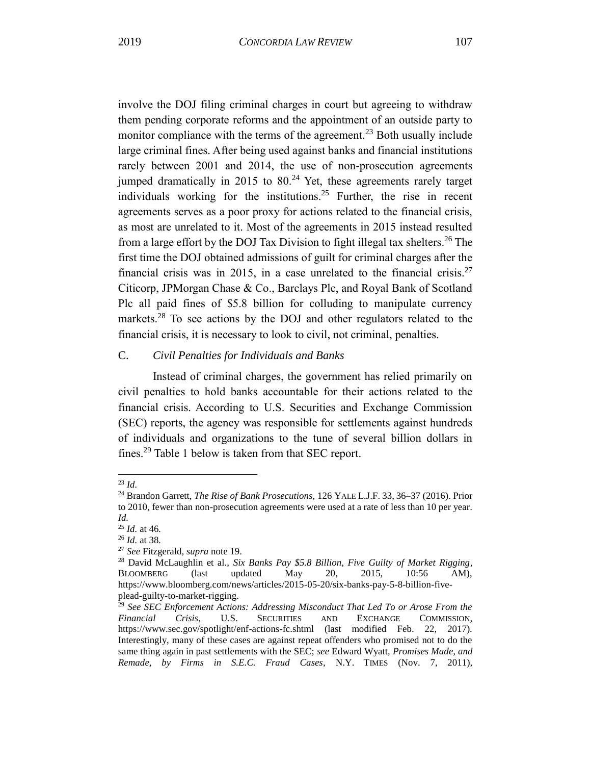involve the DOJ filing criminal charges in court but agreeing to withdraw them pending corporate reforms and the appointment of an outside party to monitor compliance with the terms of the agreement.[23] Both usually include large criminal fines. After being used against banks and financial institutions rarely between 2001 and 2014, the use of non-prosecution agreements jumped dramatically in 2015 to 80.[24] Yet, these agreements rarely target individuals working for the institutions.[25] Further, the rise in recent agreements serves as a poor proxy for actions related to the financial crisis, as most are unrelated to it. Most of the agreements in 2015 instead resulted from a large effort by the DOJ Tax Division to fight illegal tax shelters.[26] The first time the DOJ obtained admissions of guilt for criminal charges after the financial crisis was in 2015, in a case unrelated to the financial crisis.[27] Citicorp, JPMorgan Chase & Co., Barclays Plc, and Royal Bank of Scotland Plc all paid fines of $5.8 billion for colluding to manipulate currency markets.[28] To see actions by the DOJ and other regulators related to the financial crisis, it is necessary to look to civil, not criminal, penalties.

### C. *Civil Penalties for Individuals and Banks*

Instead of criminal charges, the government has relied primarily on civil penalties to hold banks accountable for their actions related to the financial crisis. According to U.S. Securities and Exchange Commission (SEC) reports, the agency was responsible for settlements against hundreds of individuals and organizations to the tune of several billion dollars in fines.[29] Table 1 below is taken from that SEC report.

---

[23] *Id.*

[24] Brandon Garrett, *The Rise of Bank Prosecutions*, 126 YALE L.J.F. 33, 36–37 (2016). Prior to 2010, fewer than non-prosecution agreements were used at a rate of less than 10 per year. *Id.*

[25] *Id.* at 46.

[26] *Id.* at 38.

[27] *See* Fitzgerald, *supra* note 19.

[28] David McLaughlin et al., *Six Banks Pay $5.8 Billion, Five Guilty of Market Rigging*, BLOOMBERG (last updated May 20, 2015, 10:56 AM), https://www.bloomberg.com/news/articles/2015-05-20/six-banks-pay-5-8-billion-five-plead-guilty-to-market-rigging.

[29] *See SEC Enforcement Actions: Addressing Misconduct That Led To or Arose From the Financial Crisis*, U.S. SECURITIES AND EXCHANGE COMMISSION, https://www.sec.gov/spotlight/enf-actions-fc.shtml (last modified Feb. 22, 2017). Interestingly, many of these cases are against repeat offenders who promised not to do the same thing again in past settlements with the SEC; *see* Edward Wyatt, *Promises Made, and Remade, by Firms in S.E.C. Fraud Cases*, N.Y. TIMES (Nov. 7, 2011),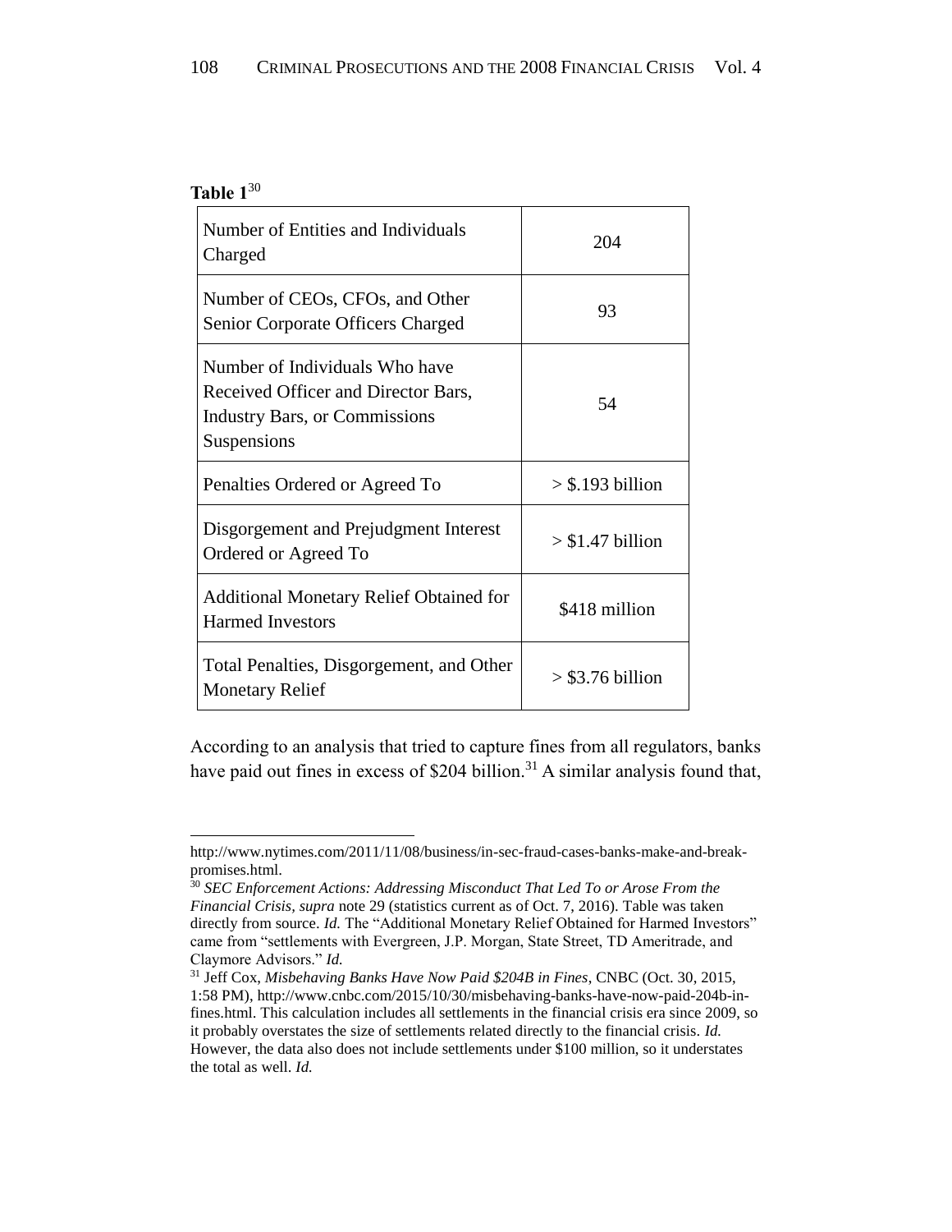**Table 1**[30]

| | |
|---|---|
| Number of Entities and Individuals Charged | 204 |
| Number of CEOs, CFOs, and Other Senior Corporate Officers Charged | 93 |
| Number of Individuals Who have Received Officer and Director Bars, Industry Bars, or Commissions Suspensions | 54 |
| Penalties Ordered or Agreed To | > $.193 billion |
| Disgorgement and Prejudgment Interest Ordered or Agreed To | > $1.47 billion |
| Additional Monetary Relief Obtained for Harmed Investors | $418 million |
| Total Penalties, Disgorgement, and Other Monetary Relief | > $3.76 billion |

According to an analysis that tried to capture fines from all regulators, banks have paid out fines in excess of $204 billion.[31] A similar analysis found that,

---

http://www.nytimes.com/2011/11/08/business/in-sec-fraud-cases-banks-make-and-break-promises.html.

[30] *SEC Enforcement Actions: Addressing Misconduct That Led To or Arose From the Financial Crisis*, *supra* note 29 (statistics current as of Oct. 7, 2016). Table was taken directly from source. *Id.* The "Additional Monetary Relief Obtained for Harmed Investors" came from "settlements with Evergreen, J.P. Morgan, State Street, TD Ameritrade, and Claymore Advisors." *Id.*

[31] Jeff Cox, *Misbehaving Banks Have Now Paid $204B in Fines*, CNBC (Oct. 30, 2015, 1:58 PM), http://www.cnbc.com/2015/10/30/misbehaving-banks-have-now-paid-204b-in-fines.html. This calculation includes all settlements in the financial crisis era since 2009, so it probably overstates the size of settlements related directly to the financial crisis. *Id.* However, the data also does not include settlements under $100 million, so it understates the total as well. *Id.*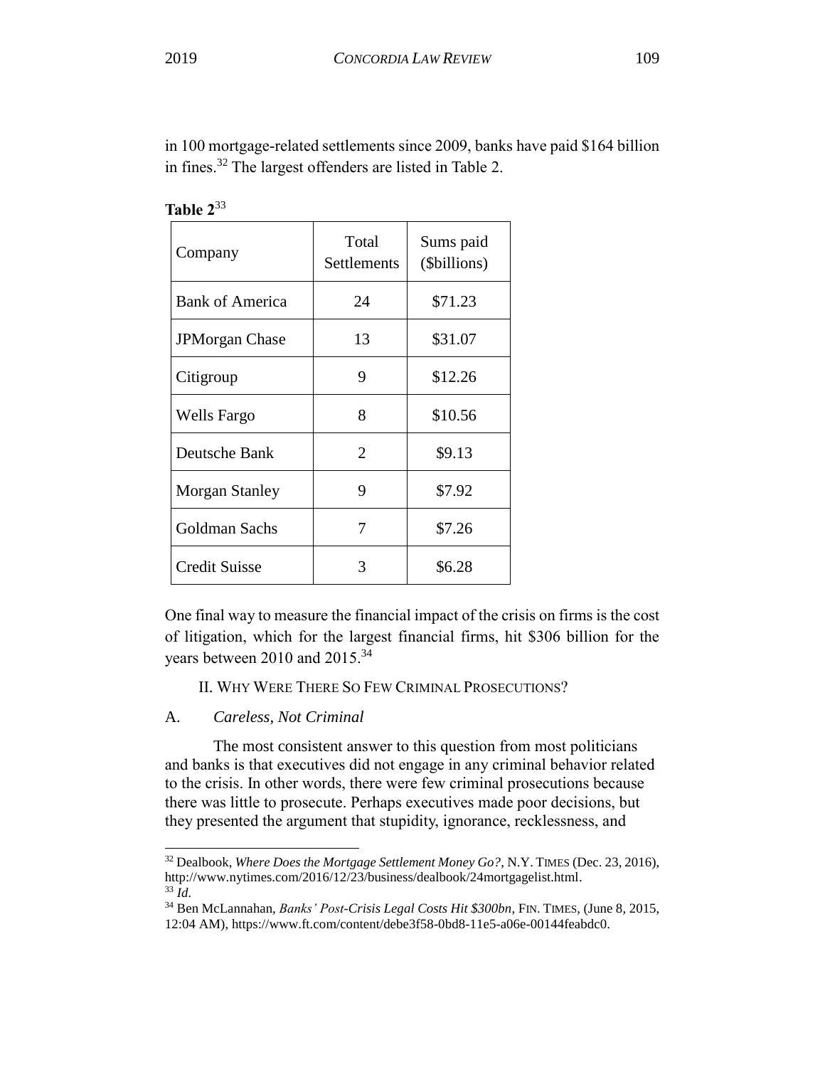in 100 mortgage-related settlements since 2009, banks have paid $164 billion in fines.[32] The largest offenders are listed in Table 2.

**Table 2**[33]

| Company | Total Settlements | Sums paid ($billions) |
| --- | --- | --- |
| Bank of America | 24 | $71.23 |
| JPMorgan Chase | 13 | $31.07 |
| Citigroup | 9 | $12.26 |
| Wells Fargo | 8 | $10.56 |
| Deutsche Bank | 2 | $9.13 |
| Morgan Stanley | 9 | $7.92 |
| Goldman Sachs | 7 | $7.26 |
| Credit Suisse | 3 | $6.28 |

One final way to measure the financial impact of the crisis on firms is the cost of litigation, which for the largest financial firms, hit $306 billion for the years between 2010 and 2015.[34]

## II. Why Were There So Few Criminal Prosecutions?

### A. *Careless, Not Criminal*

The most consistent answer to this question from most politicians and banks is that executives did not engage in any criminal behavior related to the crisis. In other words, there were few criminal prosecutions because there was little to prosecute. Perhaps executives made poor decisions, but they presented the argument that stupidity, ignorance, recklessness, and

---

[32] Dealbook, *Where Does the Mortgage Settlement Money Go?*, N.Y. TIMES (Dec. 23, 2016), http://www.nytimes.com/2016/12/23/business/dealbook/24mortgagelist.html.

[33] *Id.*

[34] Ben McLannahan, *Banks' Post-Crisis Legal Costs Hit $300bn*, FIN. TIMES, (June 8, 2015, 12:04 AM), https://www.ft.com/content/debe3f58-0bd8-11e5-a06e-00144feabdc0.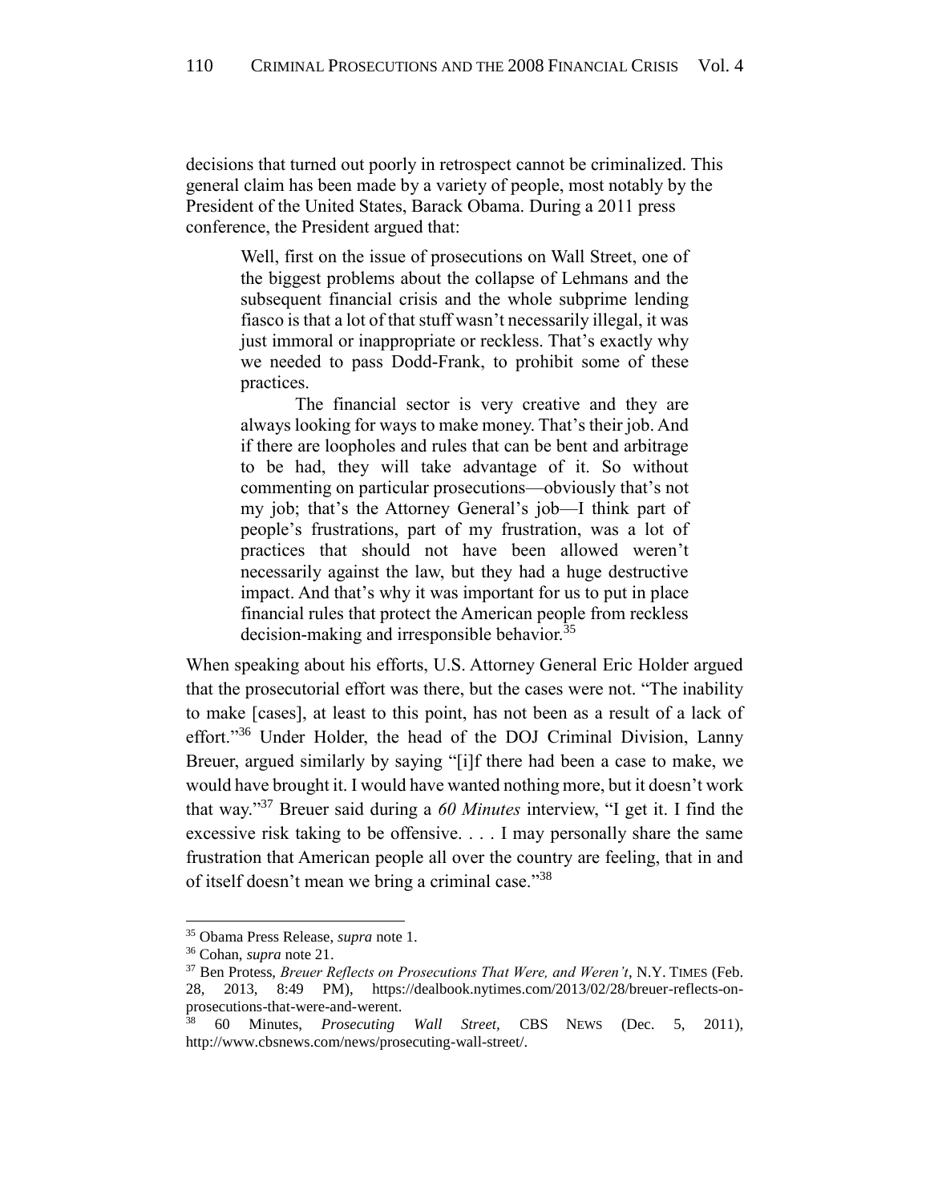decisions that turned out poorly in retrospect cannot be criminalized. This general claim has been made by a variety of people, most notably by the President of the United States, Barack Obama. During a 2011 press conference, the President argued that:

> Well, first on the issue of prosecutions on Wall Street, one of the biggest problems about the collapse of Lehmans and the subsequent financial crisis and the whole subprime lending fiasco is that a lot of that stuff wasn't necessarily illegal, it was just immoral or inappropriate or reckless. That's exactly why we needed to pass Dodd-Frank, to prohibit some of these practices.
>
> The financial sector is very creative and they are always looking for ways to make money. That's their job. And if there are loopholes and rules that can be bent and arbitrage to be had, they will take advantage of it. So without commenting on particular prosecutions—obviously that's not my job; that's the Attorney General's job—I think part of people's frustrations, part of my frustration, was a lot of practices that should not have been allowed weren't necessarily against the law, but they had a huge destructive impact. And that's why it was important for us to put in place financial rules that protect the American people from reckless decision-making and irresponsible behavior.[35]

When speaking about his efforts, U.S. Attorney General Eric Holder argued that the prosecutorial effort was there, but the cases were not. "The inability to make [cases], at least to this point, has not been as a result of a lack of effort."[36] Under Holder, the head of the DOJ Criminal Division, Lanny Breuer, argued similarly by saying "[i]f there had been a case to make, we would have brought it. I would have wanted nothing more, but it doesn't work that way."[37] Breuer said during a *60 Minutes* interview, "I get it. I find the excessive risk taking to be offensive. . . . I may personally share the same frustration that American people all over the country are feeling, that in and of itself doesn't mean we bring a criminal case."[38]

---

[35] Obama Press Release, *supra* note 1.

[36] Cohan, *supra* note 21.

[37] Ben Protess, *Breuer Reflects on Prosecutions That Were, and Weren't*, N.Y. TIMES (Feb. 28, 2013, 8:49 PM), https://dealbook.nytimes.com/2013/02/28/breuer-reflects-on-prosecutions-that-were-and-werent.

[38] 60 Minutes, *Prosecuting Wall Street*, CBS NEWS (Dec. 5, 2011), http://www.cbsnews.com/news/prosecuting-wall-street/.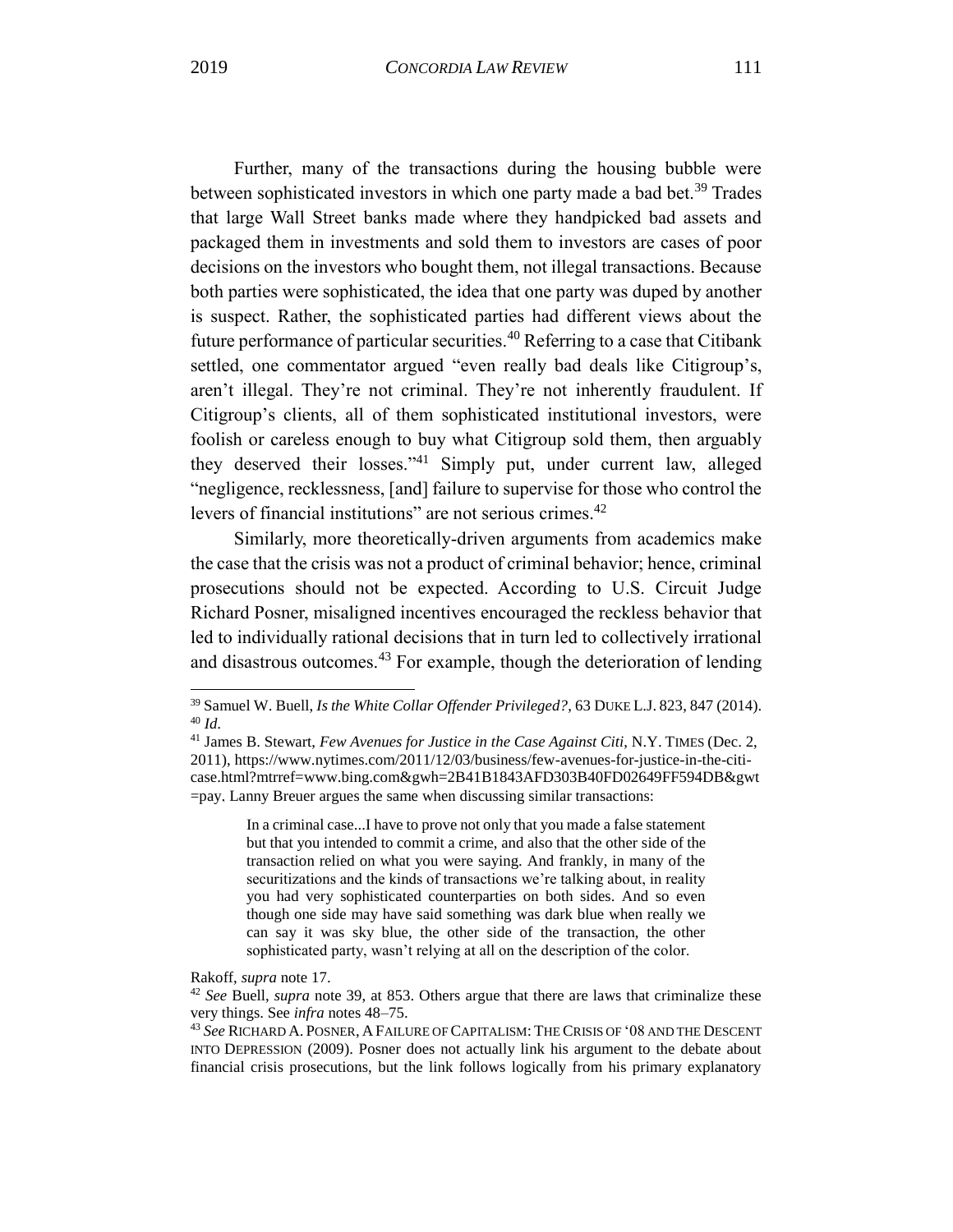Further, many of the transactions during the housing bubble were between sophisticated investors in which one party made a bad bet.[39] Trades that large Wall Street banks made where they handpicked bad assets and packaged them in investments and sold them to investors are cases of poor decisions on the investors who bought them, not illegal transactions. Because both parties were sophisticated, the idea that one party was duped by another is suspect. Rather, the sophisticated parties had different views about the future performance of particular securities.[40] Referring to a case that Citibank settled, one commentator argued "even really bad deals like Citigroup's, aren't illegal. They're not criminal. They're not inherently fraudulent. If Citigroup's clients, all of them sophisticated institutional investors, were foolish or careless enough to buy what Citigroup sold them, then arguably they deserved their losses."[41] Simply put, under current law, alleged "negligence, recklessness, [and] failure to supervise for those who control the levers of financial institutions" are not serious crimes.[42]

Similarly, more theoretically-driven arguments from academics make the case that the crisis was not a product of criminal behavior; hence, criminal prosecutions should not be expected. According to U.S. Circuit Judge Richard Posner, misaligned incentives encouraged the reckless behavior that led to individually rational decisions that in turn led to collectively irrational and disastrous outcomes.[43] For example, though the deterioration of lending

---

[39] Samuel W. Buell, *Is the White Collar Offender Privileged?*, 63 DUKE L.J. 823, 847 (2014).

[40] *Id*.

[41] James B. Stewart, *Few Avenues for Justice in the Case Against Citi*, N.Y. TIMES (Dec. 2, 2011), https://www.nytimes.com/2011/12/03/business/few-avenues-for-justice-in-the-citi-case.html?mtrref=www.bing.com&gwh=2B41B1843AFD303B40FD02649FF594DB&gwt=pay. Lanny Breuer argues the same when discussing similar transactions:

> In a criminal case...I have to prove not only that you made a false statement but that you intended to commit a crime, and also that the other side of the transaction relied on what you were saying. And frankly, in many of the securitizations and the kinds of transactions we're talking about, in reality you had very sophisticated counterparties on both sides. And so even though one side may have said something was dark blue when really we can say it was sky blue, the other side of the transaction, the other sophisticated party, wasn't relying at all on the description of the color.

Rakoff, *supra* note 17.

[42] *See* Buell, *supra* note 39, at 853. Others argue that there are laws that criminalize these very things. See *infra* notes 48–75.

[43] *See* RICHARD A. POSNER, A FAILURE OF CAPITALISM: THE CRISIS OF '08 AND THE DESCENT INTO DEPRESSION (2009). Posner does not actually link his argument to the debate about financial crisis prosecutions, but the link follows logically from his primary explanatory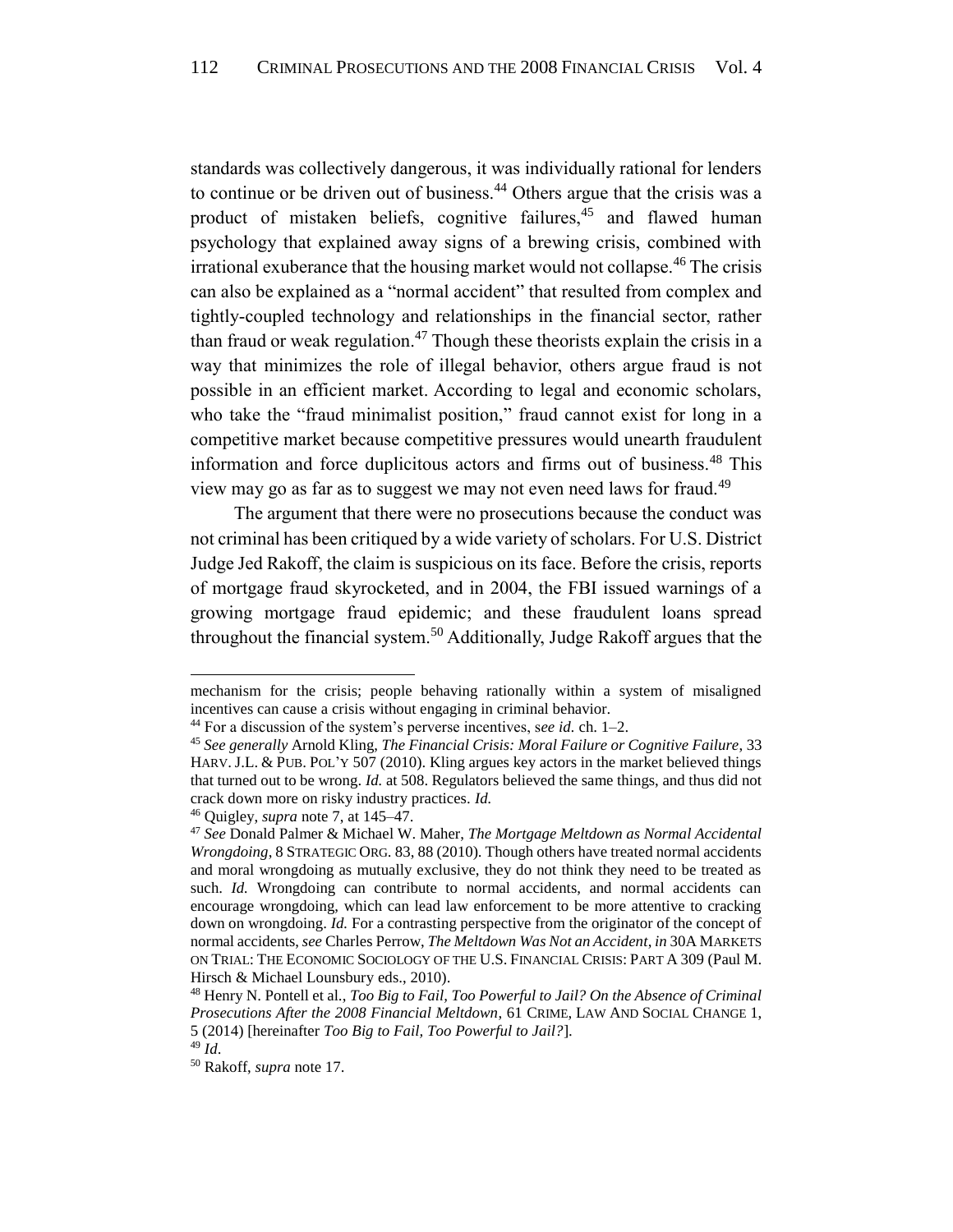standards was collectively dangerous, it was individually rational for lenders to continue or be driven out of business.[44] Others argue that the crisis was a product of mistaken beliefs, cognitive failures,[45] and flawed human psychology that explained away signs of a brewing crisis, combined with irrational exuberance that the housing market would not collapse.[46] The crisis can also be explained as a "normal accident" that resulted from complex and tightly-coupled technology and relationships in the financial sector, rather than fraud or weak regulation.[47] Though these theorists explain the crisis in a way that minimizes the role of illegal behavior, others argue fraud is not possible in an efficient market. According to legal and economic scholars, who take the "fraud minimalist position," fraud cannot exist for long in a competitive market because competitive pressures would unearth fraudulent information and force duplicitous actors and firms out of business.[48] This view may go as far as to suggest we may not even need laws for fraud.[49]

The argument that there were no prosecutions because the conduct was not criminal has been critiqued by a wide variety of scholars. For U.S. District Judge Jed Rakoff, the claim is suspicious on its face. Before the crisis, reports of mortgage fraud skyrocketed, and in 2004, the FBI issued warnings of a growing mortgage fraud epidemic; and these fraudulent loans spread throughout the financial system.[50] Additionally, Judge Rakoff argues that the

---

mechanism for the crisis; people behaving rationally within a system of misaligned incentives can cause a crisis without engaging in criminal behavior.

[44] For a discussion of the system's perverse incentives, s*ee id.* ch. 1–2.

[45] *See generally* Arnold Kling, *The Financial Crisis: Moral Failure or Cognitive Failure*, 33 HARV. J.L. & PUB. POL'Y 507 (2010). Kling argues key actors in the market believed things that turned out to be wrong. *Id.* at 508. Regulators believed the same things, and thus did not crack down more on risky industry practices. *Id.*

[46] Quigley, *supra* note 7, at 145–47.

[47] *See* Donald Palmer & Michael W. Maher, *The Mortgage Meltdown as Normal Accidental Wrongdoing*, 8 STRATEGIC ORG. 83, 88 (2010). Though others have treated normal accidents and moral wrongdoing as mutually exclusive, they do not think they need to be treated as such. *Id.* Wrongdoing can contribute to normal accidents, and normal accidents can encourage wrongdoing, which can lead law enforcement to be more attentive to cracking down on wrongdoing. *Id.* For a contrasting perspective from the originator of the concept of normal accidents, *see* Charles Perrow, *The Meltdown Was Not an Accident*, *in* 30A MARKETS ON TRIAL: THE ECONOMIC SOCIOLOGY OF THE U.S. FINANCIAL CRISIS: PART A 309 (Paul M. Hirsch & Michael Lounsbury eds., 2010).

[48] Henry N. Pontell et al., *Too Big to Fail, Too Powerful to Jail? On the Absence of Criminal Prosecutions After the 2008 Financial Meltdown*, 61 CRIME, LAW AND SOCIAL CHANGE 1, 5 (2014) [hereinafter *Too Big to Fail, Too Powerful to Jail?*].

[49] *Id*.

[50] Rakoff, *supra* note 17.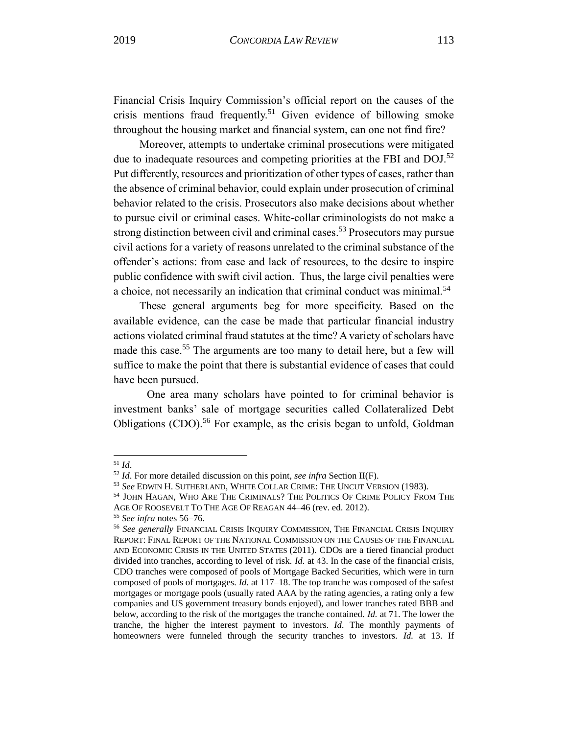Financial Crisis Inquiry Commission's official report on the causes of the crisis mentions fraud frequently.[51] Given evidence of billowing smoke throughout the housing market and financial system, can one not find fire?

Moreover, attempts to undertake criminal prosecutions were mitigated due to inadequate resources and competing priorities at the FBI and DOJ.[52] Put differently, resources and prioritization of other types of cases, rather than the absence of criminal behavior, could explain under prosecution of criminal behavior related to the crisis. Prosecutors also make decisions about whether to pursue civil or criminal cases. White-collar criminologists do not make a strong distinction between civil and criminal cases.[53] Prosecutors may pursue civil actions for a variety of reasons unrelated to the criminal substance of the offender's actions: from ease and lack of resources, to the desire to inspire public confidence with swift civil action. Thus, the large civil penalties were a choice, not necessarily an indication that criminal conduct was minimal.[54]

These general arguments beg for more specificity. Based on the available evidence, can the case be made that particular financial industry actions violated criminal fraud statutes at the time? A variety of scholars have made this case.[55] The arguments are too many to detail here, but a few will suffice to make the point that there is substantial evidence of cases that could have been pursued.

One area many scholars have pointed to for criminal behavior is investment banks' sale of mortgage securities called Collateralized Debt Obligations (CDO).[56] For example, as the crisis began to unfold, Goldman

---

[51] *Id*.

[52] *Id*. For more detailed discussion on this point, *see infra* Section II(F).

[53] *See* EDWIN H. SUTHERLAND, WHITE COLLAR CRIME: THE UNCUT VERSION (1983).

[54] JOHN HAGAN, WHO ARE THE CRIMINALS? THE POLITICS OF CRIME POLICY FROM THE AGE OF ROOSEVELT TO THE AGE OF REAGAN 44–46 (rev. ed. 2012).

[55] *See infra* notes 56–76.

[56] *See generally* FINANCIAL CRISIS INQUIRY COMMISSION, THE FINANCIAL CRISIS INQUIRY REPORT: FINAL REPORT OF THE NATIONAL COMMISSION ON THE CAUSES OF THE FINANCIAL AND ECONOMIC CRISIS IN THE UNITED STATES (2011). CDOs are a tiered financial product divided into tranches, according to level of risk. *Id.* at 43. In the case of the financial crisis, CDO tranches were composed of pools of Mortgage Backed Securities, which were in turn composed of pools of mortgages. *Id.* at 117–18. The top tranche was composed of the safest mortgages or mortgage pools (usually rated AAA by the rating agencies, a rating only a few companies and US government treasury bonds enjoyed), and lower tranches rated BBB and below, according to the risk of the mortgages the tranche contained. *Id.* at 71. The lower the tranche, the higher the interest payment to investors. *Id.* The monthly payments of homeowners were funneled through the security tranches to investors. *Id.* at 13. If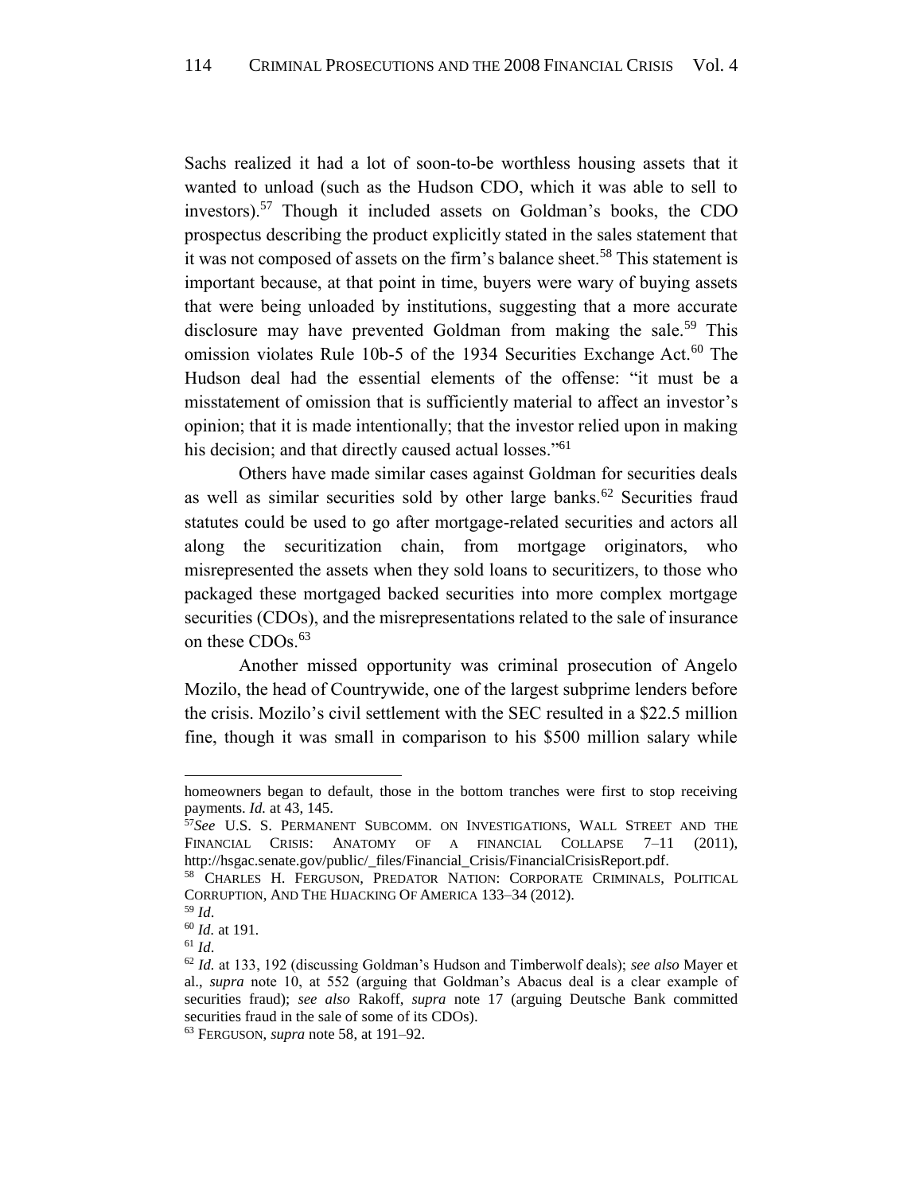Sachs realized it had a lot of soon-to-be worthless housing assets that it wanted to unload (such as the Hudson CDO, which it was able to sell to investors).[57] Though it included assets on Goldman's books, the CDO prospectus describing the product explicitly stated in the sales statement that it was not composed of assets on the firm's balance sheet.[58] This statement is important because, at that point in time, buyers were wary of buying assets that were being unloaded by institutions, suggesting that a more accurate disclosure may have prevented Goldman from making the sale.[59] This omission violates Rule 10b-5 of the 1934 Securities Exchange Act.[60] The Hudson deal had the essential elements of the offense: "it must be a misstatement of omission that is sufficiently material to affect an investor's opinion; that it is made intentionally; that the investor relied upon in making his decision; and that directly caused actual losses."[61]

Others have made similar cases against Goldman for securities deals as well as similar securities sold by other large banks.[62] Securities fraud statutes could be used to go after mortgage-related securities and actors all along the securitization chain, from mortgage originators, who misrepresented the assets when they sold loans to securitizers, to those who packaged these mortgaged backed securities into more complex mortgage securities (CDOs), and the misrepresentations related to the sale of insurance on these CDOs.[63]

Another missed opportunity was criminal prosecution of Angelo Mozilo, the head of Countrywide, one of the largest subprime lenders before the crisis. Mozilo's civil settlement with the SEC resulted in a $22.5 million fine, though it was small in comparison to his $500 million salary while

---

homeowners began to default, those in the bottom tranches were first to stop receiving payments. *Id.* at 43, 145.

[57] *See* U.S. S. PERMANENT SUBCOMM. ON INVESTIGATIONS, WALL STREET AND THE FINANCIAL CRISIS: ANATOMY OF A FINANCIAL COLLAPSE 7–11 (2011), http://hsgac.senate.gov/public/_files/Financial_Crisis/FinancialCrisisReport.pdf.

[58] CHARLES H. FERGUSON, PREDATOR NATION: CORPORATE CRIMINALS, POLITICAL CORRUPTION, AND THE HIJACKING OF AMERICA 133–34 (2012).

[59] *Id*.

[60] *Id*. at 191.

[61] *Id*.

[62] *Id.* at 133, 192 (discussing Goldman's Hudson and Timberwolf deals); *see also* Mayer et al., *supra* note 10, at 552 (arguing that Goldman's Abacus deal is a clear example of securities fraud); *see also* Rakoff, *supra* note 17 (arguing Deutsche Bank committed securities fraud in the sale of some of its CDOs).

[63] FERGUSON, *supra* note 58, at 191–92.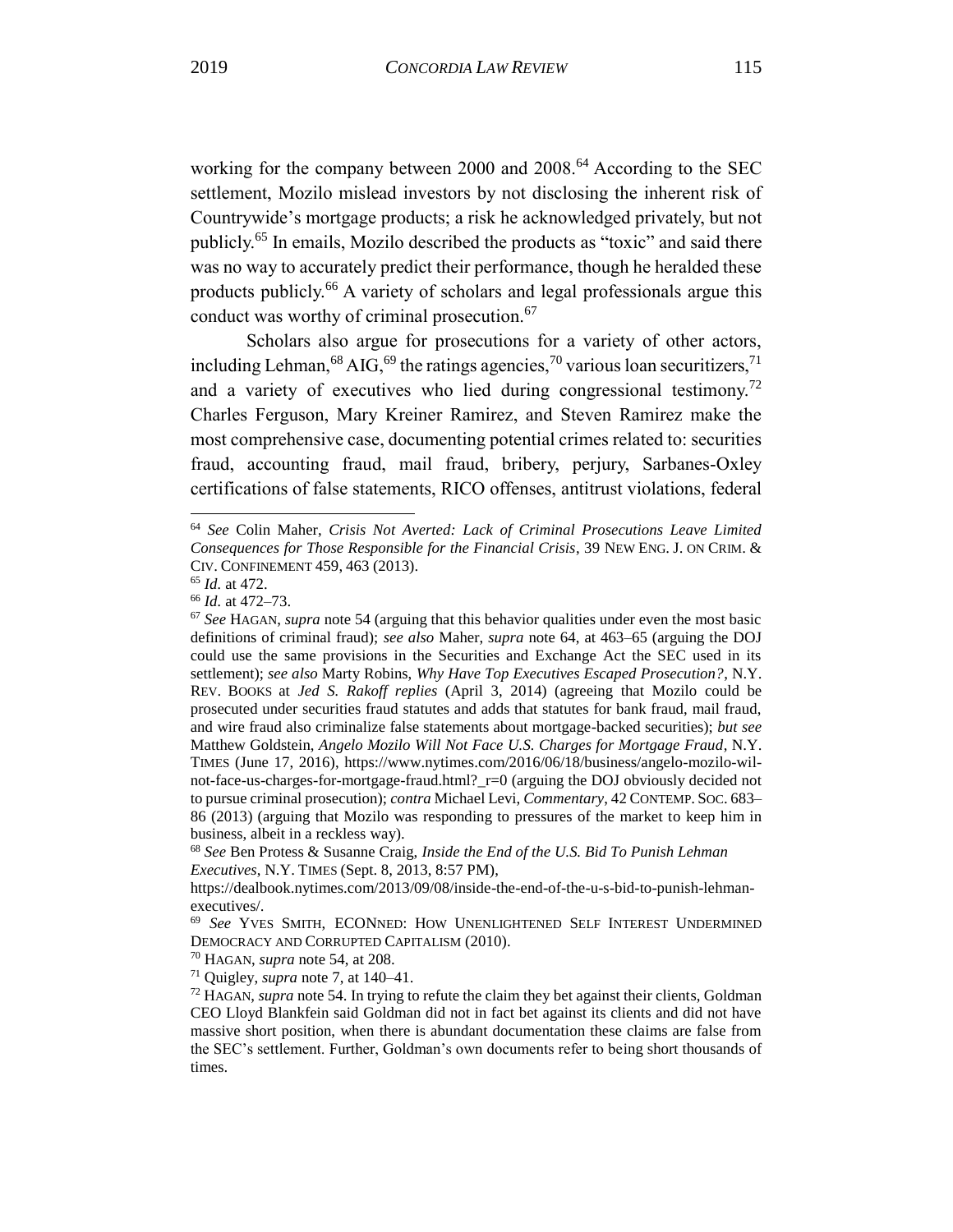working for the company between 2000 and 2008.[64] According to the SEC settlement, Mozilo mislead investors by not disclosing the inherent risk of Countrywide's mortgage products; a risk he acknowledged privately, but not publicly.[65] In emails, Mozilo described the products as "toxic" and said there was no way to accurately predict their performance, though he heralded these products publicly.[66] A variety of scholars and legal professionals argue this conduct was worthy of criminal prosecution.[67]

Scholars also argue for prosecutions for a variety of other actors, including Lehman,[68] AIG,[69] the ratings agencies,[70] various loan securitizers,[71] and a variety of executives who lied during congressional testimony.[72] Charles Ferguson, Mary Kreiner Ramirez, and Steven Ramirez make the most comprehensive case, documenting potential crimes related to: securities fraud, accounting fraud, mail fraud, bribery, perjury, Sarbanes-Oxley certifications of false statements, RICO offenses, antitrust violations, federal

---

[64] *See* Colin Maher, *Crisis Not Averted: Lack of Criminal Prosecutions Leave Limited Consequences for Those Responsible for the Financial Crisis*, 39 NEW ENG. J. ON CRIM. & CIV. CONFINEMENT 459, 463 (2013).

[65] *Id*. at 472.

[66] *Id*. at 472–73.

[67] *See* HAGAN, *supra* note 54 (arguing that this behavior qualities under even the most basic definitions of criminal fraud); *see also* Maher, *supra* note 64, at 463–65 (arguing the DOJ could use the same provisions in the Securities and Exchange Act the SEC used in its settlement); *see also* Marty Robins, *Why Have Top Executives Escaped Prosecution?*, N.Y. REV. BOOKS at *Jed S. Rakoff replies* (April 3, 2014) (agreeing that Mozilo could be prosecuted under securities fraud statutes and adds that statutes for bank fraud, mail fraud, and wire fraud also criminalize false statements about mortgage-backed securities); *but see* Matthew Goldstein, *Angelo Mozilo Will Not Face U.S. Charges for Mortgage Fraud*, N.Y. TIMES (June 17, 2016), https://www.nytimes.com/2016/06/18/business/angelo-mozilo-wil-not-face-us-charges-for-mortgage-fraud.html?_r=0 (arguing the DOJ obviously decided not to pursue criminal prosecution); *contra* Michael Levi, *Commentary*, 42 CONTEMP. SOC. 683–86 (2013) (arguing that Mozilo was responding to pressures of the market to keep him in business, albeit in a reckless way).

[68] *See* Ben Protess & Susanne Craig, *Inside the End of the U.S. Bid To Punish Lehman Executives*, N.Y. TIMES (Sept. 8, 2013, 8:57 PM), https://dealbook.nytimes.com/2013/09/08/inside-the-end-of-the-u-s-bid-to-punish-lehman-executives/.

[69] *See* YVES SMITH, ECONNED: HOW UNENLIGHTENED SELF INTEREST UNDERMINED DEMOCRACY AND CORRUPTED CAPITALISM (2010).

[70] HAGAN, *supra* note 54, at 208.

[71] Quigley, *supra* note 7, at 140–41.

[72] HAGAN, *supra* note 54. In trying to refute the claim they bet against their clients, Goldman CEO Lloyd Blankfein said Goldman did not in fact bet against its clients and did not have massive short position, when there is abundant documentation these claims are false from the SEC's settlement. Further, Goldman's own documents refer to being short thousands of times.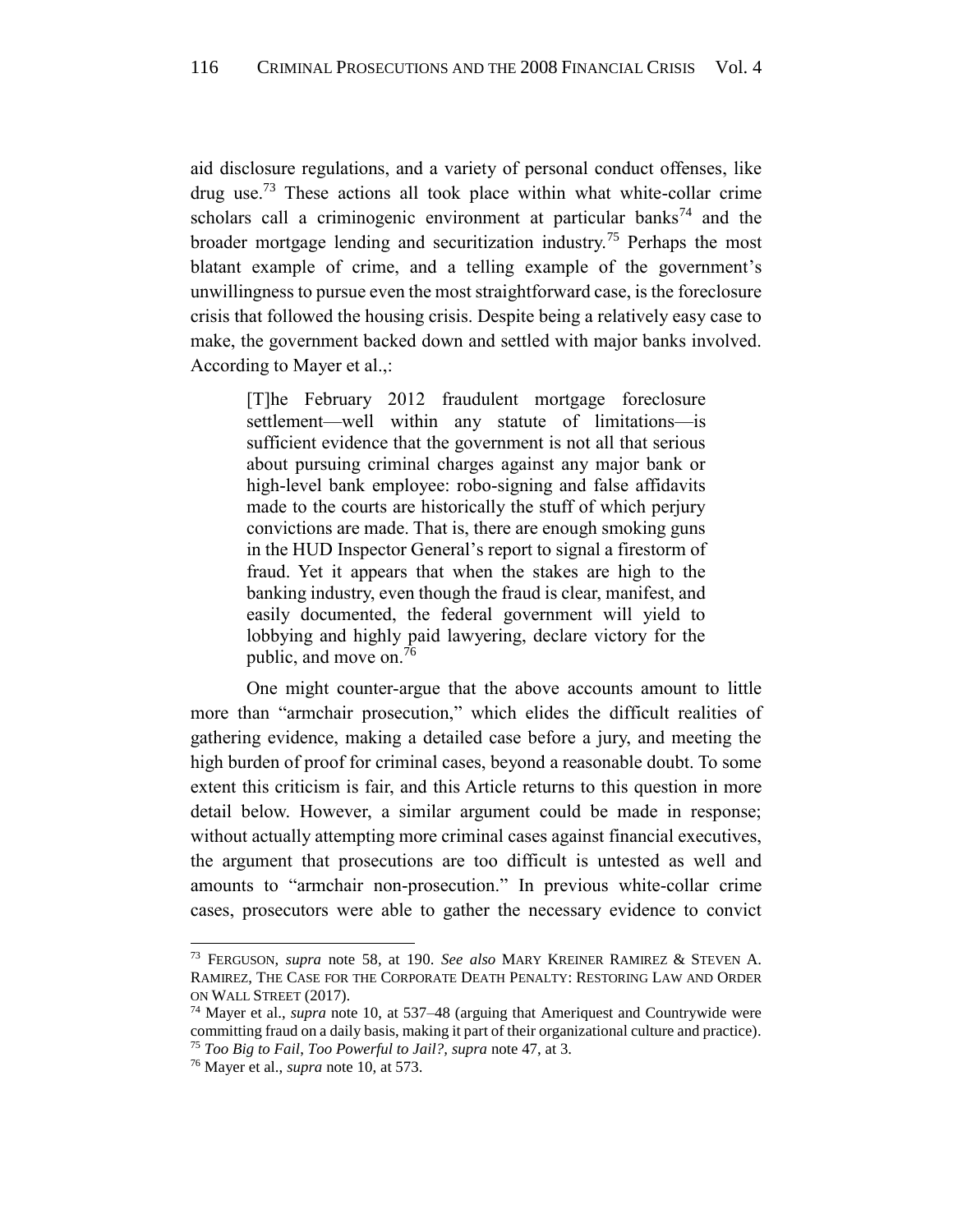aid disclosure regulations, and a variety of personal conduct offenses, like drug use.[73] These actions all took place within what white-collar crime scholars call a criminogenic environment at particular banks[74] and the broader mortgage lending and securitization industry.[75] Perhaps the most blatant example of crime, and a telling example of the government's unwillingness to pursue even the most straightforward case, is the foreclosure crisis that followed the housing crisis. Despite being a relatively easy case to make, the government backed down and settled with major banks involved. According to Mayer et al.,:

> [T]he February 2012 fraudulent mortgage foreclosure settlement—well within any statute of limitations—is sufficient evidence that the government is not all that serious about pursuing criminal charges against any major bank or high-level bank employee: robo-signing and false affidavits made to the courts are historically the stuff of which perjury convictions are made. That is, there are enough smoking guns in the HUD Inspector General's report to signal a firestorm of fraud. Yet it appears that when the stakes are high to the banking industry, even though the fraud is clear, manifest, and easily documented, the federal government will yield to lobbying and highly paid lawyering, declare victory for the public, and move on.[76]

One might counter-argue that the above accounts amount to little more than "armchair prosecution," which elides the difficult realities of gathering evidence, making a detailed case before a jury, and meeting the high burden of proof for criminal cases, beyond a reasonable doubt. To some extent this criticism is fair, and this Article returns to this question in more detail below. However, a similar argument could be made in response; without actually attempting more criminal cases against financial executives, the argument that prosecutions are too difficult is untested as well and amounts to "armchair non-prosecution." In previous white-collar crime cases, prosecutors were able to gather the necessary evidence to convict

---

[73] FERGUSON, *supra* note 58, at 190. *See also* MARY KREINER RAMIREZ & STEVEN A. RAMIREZ, THE CASE FOR THE CORPORATE DEATH PENALTY: RESTORING LAW AND ORDER ON WALL STREET (2017).

[74] Mayer et al., *supra* note 10, at 537–48 (arguing that Ameriquest and Countrywide were committing fraud on a daily basis, making it part of their organizational culture and practice).

[75] *Too Big to Fail*, *Too Powerful to Jail?*, *supra* note 47, at 3.

[76] Mayer et al., *supra* note 10, at 573.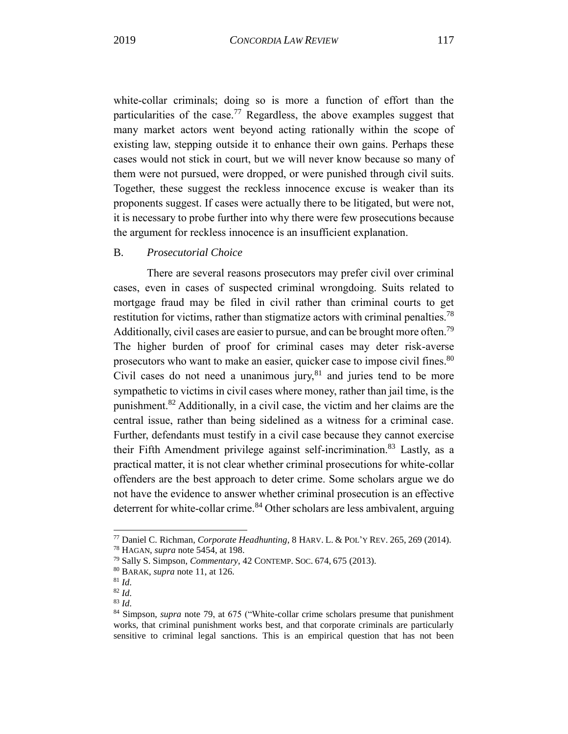white-collar criminals; doing so is more a function of effort than the particularities of the case.[77] Regardless, the above examples suggest that many market actors went beyond acting rationally within the scope of existing law, stepping outside it to enhance their own gains. Perhaps these cases would not stick in court, but we will never know because so many of them were not pursued, were dropped, or were punished through civil suits. Together, these suggest the reckless innocence excuse is weaker than its proponents suggest. If cases were actually there to be litigated, but were not, it is necessary to probe further into why there were few prosecutions because the argument for reckless innocence is an insufficient explanation.

### B. *Prosecutorial Choice*

There are several reasons prosecutors may prefer civil over criminal cases, even in cases of suspected criminal wrongdoing. Suits related to mortgage fraud may be filed in civil rather than criminal courts to get restitution for victims, rather than stigmatize actors with criminal penalties.[78] Additionally, civil cases are easier to pursue, and can be brought more often.[79] The higher burden of proof for criminal cases may deter risk-averse prosecutors who want to make an easier, quicker case to impose civil fines.[80] Civil cases do not need a unanimous jury,[81] and juries tend to be more sympathetic to victims in civil cases where money, rather than jail time, is the punishment.[82] Additionally, in a civil case, the victim and her claims are the central issue, rather than being sidelined as a witness for a criminal case. Further, defendants must testify in a civil case because they cannot exercise their Fifth Amendment privilege against self-incrimination.[83] Lastly, as a practical matter, it is not clear whether criminal prosecutions for white-collar offenders are the best approach to deter crime. Some scholars argue we do not have the evidence to answer whether criminal prosecution is an effective deterrent for white-collar crime.[84] Other scholars are less ambivalent, arguing

---

[77] Daniel C. Richman, *Corporate Headhunting*, 8 HARV. L. & POL'Y REV. 265, 269 (2014).

[78] HAGAN, *supra* note 5454, at 198.

[79] Sally S. Simpson, *Commentary*, 42 CONTEMP. SOC. 674, 675 (2013).

[80] BARAK, *supra* note 11, at 126.

[81] *Id.*

[82] *Id.*

[83] *Id.*

[84] Simpson, *supra* note 79, at 675 ("White-collar crime scholars presume that punishment works, that criminal punishment works best, and that corporate criminals are particularly sensitive to criminal legal sanctions. This is an empirical question that has not been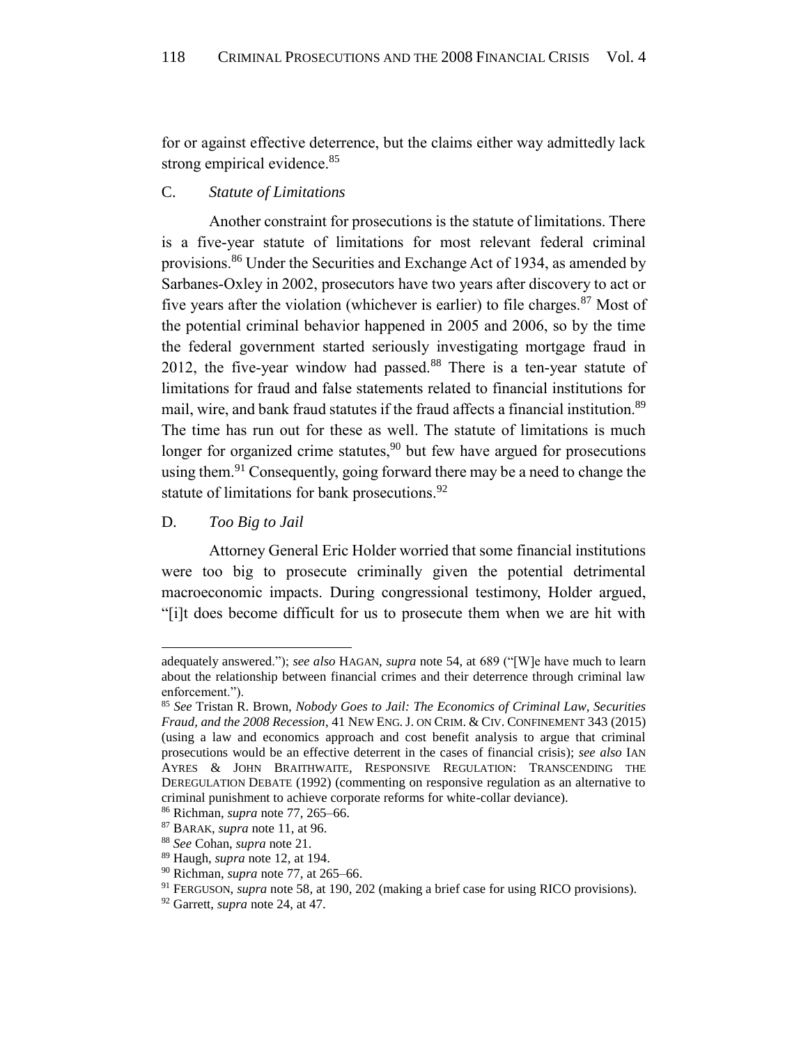for or against effective deterrence, but the claims either way admittedly lack strong empirical evidence.[85]

### C. *Statute of Limitations*

Another constraint for prosecutions is the statute of limitations. There is a five-year statute of limitations for most relevant federal criminal provisions.[86] Under the Securities and Exchange Act of 1934, as amended by Sarbanes-Oxley in 2002, prosecutors have two years after discovery to act or five years after the violation (whichever is earlier) to file charges.[87] Most of the potential criminal behavior happened in 2005 and 2006, so by the time the federal government started seriously investigating mortgage fraud in 2012, the five-year window had passed.[88] There is a ten-year statute of limitations for fraud and false statements related to financial institutions for mail, wire, and bank fraud statutes if the fraud affects a financial institution.[89] The time has run out for these as well. The statute of limitations is much longer for organized crime statutes,[90] but few have argued for prosecutions using them.[91] Consequently, going forward there may be a need to change the statute of limitations for bank prosecutions.[92]

### D. *Too Big to Jail*

Attorney General Eric Holder worried that some financial institutions were too big to prosecute criminally given the potential detrimental macroeconomic impacts. During congressional testimony, Holder argued, "[i]t does become difficult for us to prosecute them when we are hit with

---

adequately answered."); *see also* HAGAN, *supra* note 54, at 689 ("[W]e have much to learn about the relationship between financial crimes and their deterrence through criminal law enforcement.").

[85] *See* Tristan R. Brown, *Nobody Goes to Jail: The Economics of Criminal Law, Securities Fraud, and the 2008 Recession*, 41 NEW ENG. J. ON CRIM. & CIV. CONFINEMENT 343 (2015) (using a law and economics approach and cost benefit analysis to argue that criminal prosecutions would be an effective deterrent in the cases of financial crisis); *see also* IAN AYRES & JOHN BRAITHWAITE, RESPONSIVE REGULATION: TRANSCENDING THE DEREGULATION DEBATE (1992) (commenting on responsive regulation as an alternative to criminal punishment to achieve corporate reforms for white-collar deviance).

[86] Richman, *supra* note 77, 265–66.

[87] BARAK, *supra* note 11, at 96.

[88] *See* Cohan, *supra* note 21.

[89] Haugh, *supra* note 12, at 194.

[90] Richman, *supra* note 77, at 265–66.

[91] FERGUSON, *supra* note 58, at 190, 202 (making a brief case for using RICO provisions).

[92] Garrett, *supra* note 24, at 47.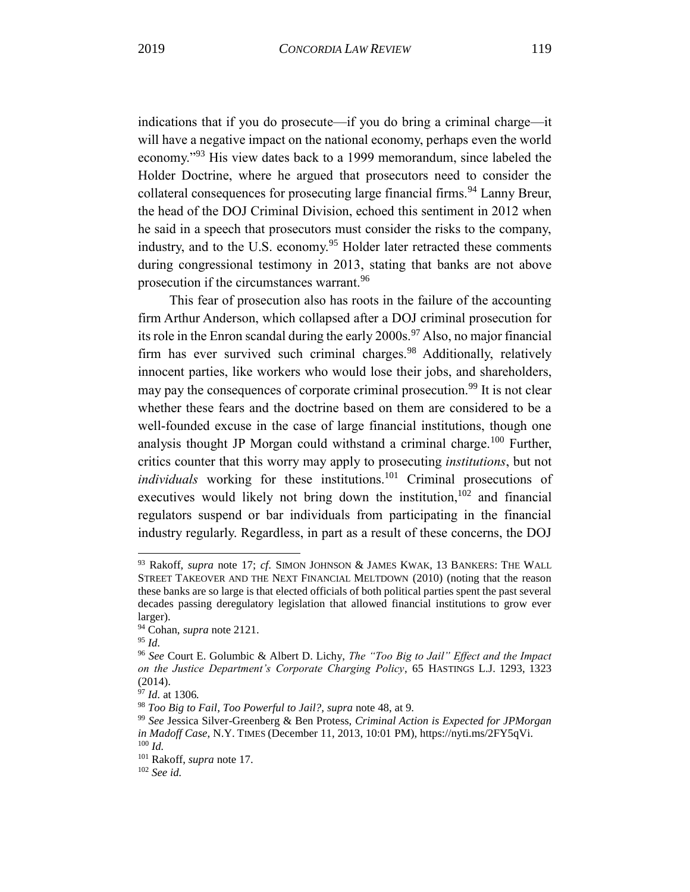indications that if you do prosecute—if you do bring a criminal charge—it will have a negative impact on the national economy, perhaps even the world economy."[93] His view dates back to a 1999 memorandum, since labeled the Holder Doctrine, where he argued that prosecutors need to consider the collateral consequences for prosecuting large financial firms.[94] Lanny Breur, the head of the DOJ Criminal Division, echoed this sentiment in 2012 when he said in a speech that prosecutors must consider the risks to the company, industry, and to the U.S. economy.[95] Holder later retracted these comments during congressional testimony in 2013, stating that banks are not above prosecution if the circumstances warrant.[96]

This fear of prosecution also has roots in the failure of the accounting firm Arthur Anderson, which collapsed after a DOJ criminal prosecution for its role in the Enron scandal during the early 2000s.[97] Also, no major financial firm has ever survived such criminal charges.[98] Additionally, relatively innocent parties, like workers who would lose their jobs, and shareholders, may pay the consequences of corporate criminal prosecution.[99] It is not clear whether these fears and the doctrine based on them are considered to be a well-founded excuse in the case of large financial institutions, though one analysis thought JP Morgan could withstand a criminal charge.[100] Further, critics counter that this worry may apply to prosecuting *institutions*, but not *individuals* working for these institutions.[101] Criminal prosecutions of executives would likely not bring down the institution,[102] and financial regulators suspend or bar individuals from participating in the financial industry regularly. Regardless, in part as a result of these concerns, the DOJ

---

[93] Rakoff, *supra* note 17; *cf.* SIMON JOHNSON & JAMES KWAK, 13 BANKERS: THE WALL STREET TAKEOVER AND THE NEXT FINANCIAL MELTDOWN (2010) (noting that the reason these banks are so large is that elected officials of both political parties spent the past several decades passing deregulatory legislation that allowed financial institutions to grow ever larger).

[94] Cohan, *supra* note 2121.

[95] *Id.*

[96] *See* Court E. Golumbic & Albert D. Lichy, *The "Too Big to Jail" Effect and the Impact on the Justice Department's Corporate Charging Policy*, 65 HASTINGS L.J. 1293, 1323 (2014).

[97] *Id.* at 1306.

[98] *Too Big to Fail, Too Powerful to Jail?*, *supra* note 48, at 9.

[99] *See* Jessica Silver-Greenberg & Ben Protess, *Criminal Action is Expected for JPMorgan in Madoff Case*, N.Y. TIMES (December 11, 2013, 10:01 PM), https://nyti.ms/2FY5qVi.

[100] *Id.*

[101] Rakoff, *supra* note 17.

[102] *See id.*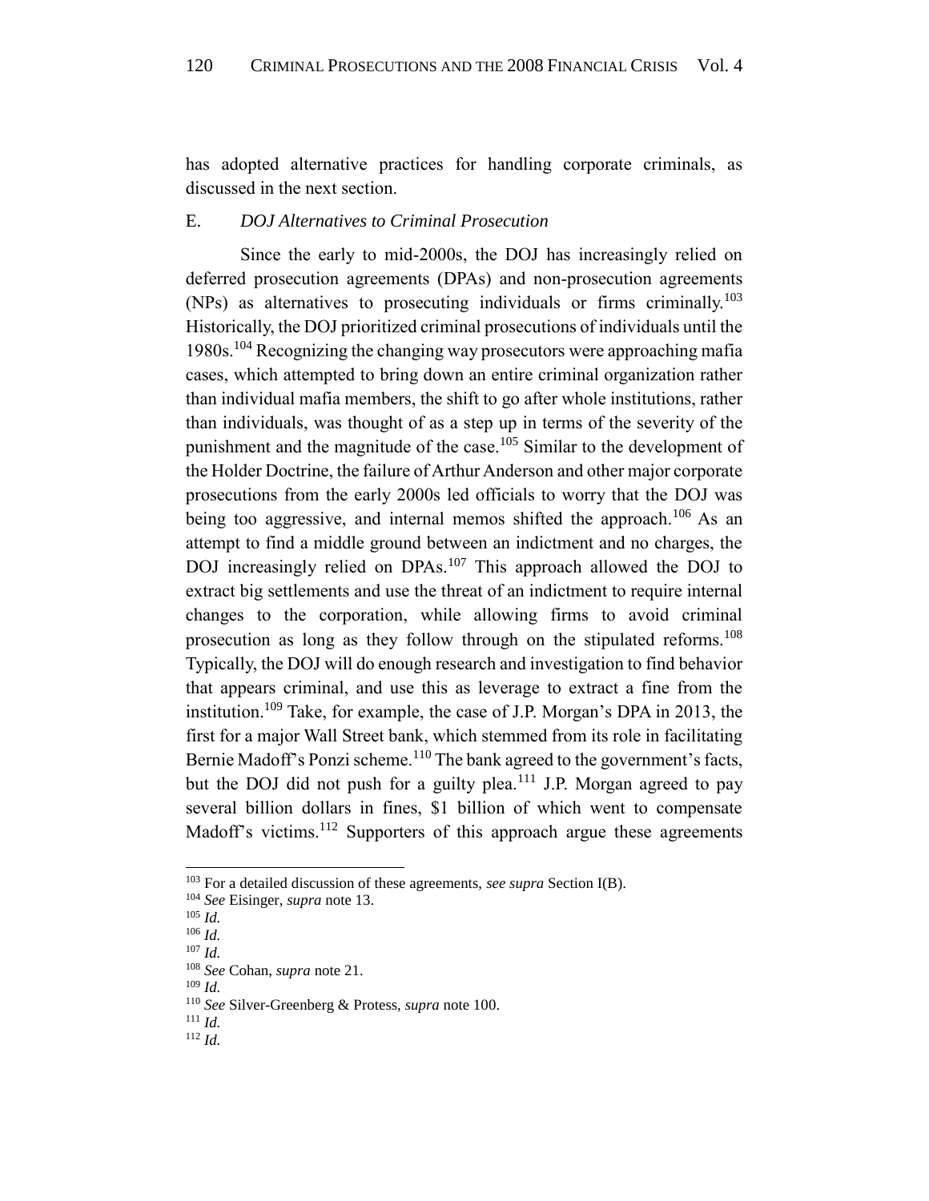has adopted alternative practices for handling corporate criminals, as discussed in the next section.

### E. *DOJ Alternatives to Criminal Prosecution*

Since the early to mid-2000s, the DOJ has increasingly relied on deferred prosecution agreements (DPAs) and non-prosecution agreements (NPs) as alternatives to prosecuting individuals or firms criminally.[103] Historically, the DOJ prioritized criminal prosecutions of individuals until the 1980s.[104] Recognizing the changing way prosecutors were approaching mafia cases, which attempted to bring down an entire criminal organization rather than individual mafia members, the shift to go after whole institutions, rather than individuals, was thought of as a step up in terms of the severity of the punishment and the magnitude of the case.[105] Similar to the development of the Holder Doctrine, the failure of Arthur Anderson and other major corporate prosecutions from the early 2000s led officials to worry that the DOJ was being too aggressive, and internal memos shifted the approach.[106] As an attempt to find a middle ground between an indictment and no charges, the DOJ increasingly relied on DPAs.[107] This approach allowed the DOJ to extract big settlements and use the threat of an indictment to require internal changes to the corporation, while allowing firms to avoid criminal prosecution as long as they follow through on the stipulated reforms.[108] Typically, the DOJ will do enough research and investigation to find behavior that appears criminal, and use this as leverage to extract a fine from the institution.[109] Take, for example, the case of J.P. Morgan's DPA in 2013, the first for a major Wall Street bank, which stemmed from its role in facilitating Bernie Madoff's Ponzi scheme.[110] The bank agreed to the government's facts, but the DOJ did not push for a guilty plea.[111] J.P. Morgan agreed to pay several billion dollars in fines, \$1 billion of which went to compensate Madoff's victims.[112] Supporters of this approach argue these agreements

---

[103] For a detailed discussion of these agreements, *see supra* Section I(B).
[104] *See* Eisinger, *supra* note 13.
[105] *Id.*
[106] *Id.*
[107] *Id.*
[108] *See* Cohan, *supra* note 21.
[109] *Id.*
[110] *See* Silver-Greenberg & Protess, *supra* note 100.
[111] *Id.*
[112] *Id.*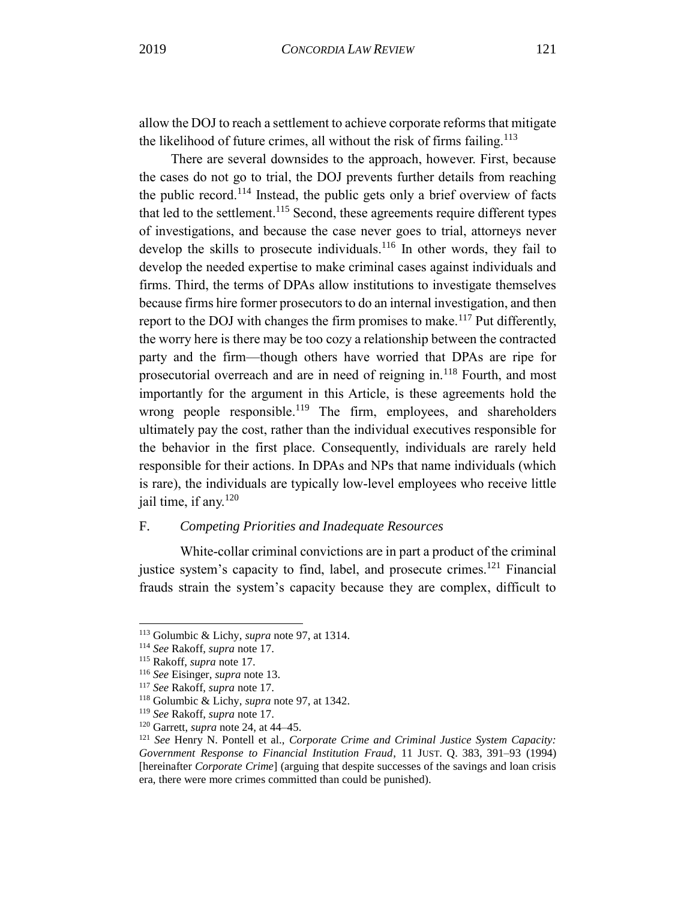allow the DOJ to reach a settlement to achieve corporate reforms that mitigate the likelihood of future crimes, all without the risk of firms failing.[113]

There are several downsides to the approach, however. First, because the cases do not go to trial, the DOJ prevents further details from reaching the public record.[114] Instead, the public gets only a brief overview of facts that led to the settlement.[115] Second, these agreements require different types of investigations, and because the case never goes to trial, attorneys never develop the skills to prosecute individuals.[116] In other words, they fail to develop the needed expertise to make criminal cases against individuals and firms. Third, the terms of DPAs allow institutions to investigate themselves because firms hire former prosecutors to do an internal investigation, and then report to the DOJ with changes the firm promises to make.[117] Put differently, the worry here is there may be too cozy a relationship between the contracted party and the firm—though others have worried that DPAs are ripe for prosecutorial overreach and are in need of reigning in.[118] Fourth, and most importantly for the argument in this Article, is these agreements hold the wrong people responsible.[119] The firm, employees, and shareholders ultimately pay the cost, rather than the individual executives responsible for the behavior in the first place. Consequently, individuals are rarely held responsible for their actions. In DPAs and NPs that name individuals (which is rare), the individuals are typically low-level employees who receive little jail time, if any.[120]

### F. *Competing Priorities and Inadequate Resources*

White-collar criminal convictions are in part a product of the criminal justice system's capacity to find, label, and prosecute crimes.[121] Financial frauds strain the system's capacity because they are complex, difficult to

---

[113] Golumbic & Lichy, *supra* note 97, at 1314.

[114] *See* Rakoff, *supra* note 17.

[115] Rakoff, *supra* note 17.

[116] *See* Eisinger, *supra* note 13.

[117] *See* Rakoff, *supra* note 17.

[118] Golumbic & Lichy, *supra* note 97, at 1342.

[119] *See* Rakoff, *supra* note 17.

[120] Garrett, *supra* note 24, at 44–45.

[121] *See* Henry N. Pontell et al., *Corporate Crime and Criminal Justice System Capacity: Government Response to Financial Institution Fraud*, 11 JUST. Q. 383, 391–93 (1994) [hereinafter *Corporate Crime*] (arguing that despite successes of the savings and loan crisis era, there were more crimes committed than could be punished).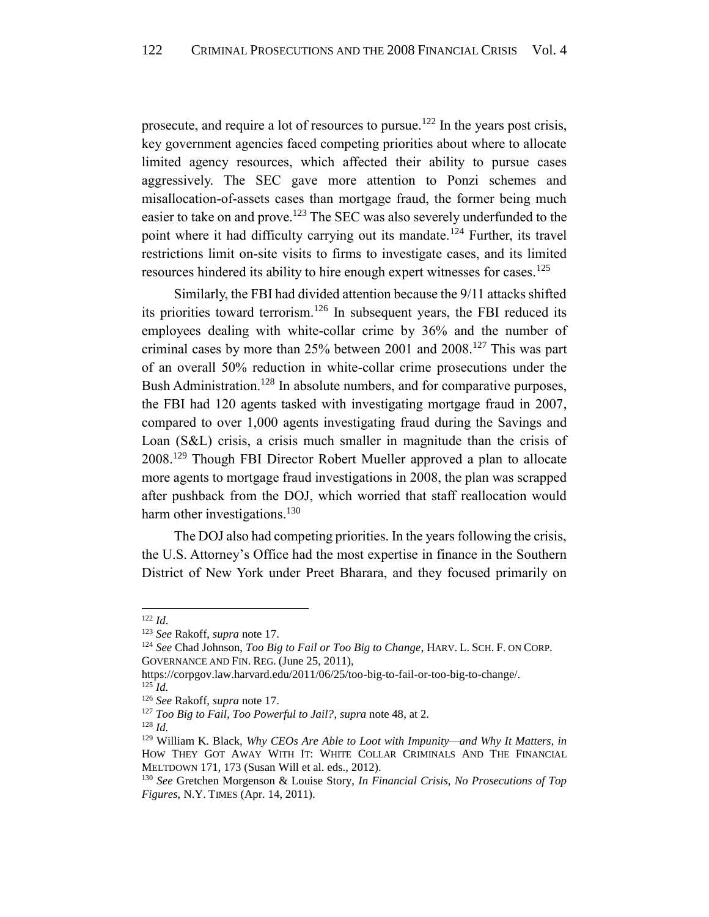prosecute, and require a lot of resources to pursue.[122] In the years post crisis, key government agencies faced competing priorities about where to allocate limited agency resources, which affected their ability to pursue cases aggressively. The SEC gave more attention to Ponzi schemes and misallocation-of-assets cases than mortgage fraud, the former being much easier to take on and prove.[123] The SEC was also severely underfunded to the point where it had difficulty carrying out its mandate.[124] Further, its travel restrictions limit on-site visits to firms to investigate cases, and its limited resources hindered its ability to hire enough expert witnesses for cases.[125]

Similarly, the FBI had divided attention because the 9/11 attacks shifted its priorities toward terrorism.[126] In subsequent years, the FBI reduced its employees dealing with white-collar crime by 36% and the number of criminal cases by more than 25% between 2001 and 2008.[127] This was part of an overall 50% reduction in white-collar crime prosecutions under the Bush Administration.[128] In absolute numbers, and for comparative purposes, the FBI had 120 agents tasked with investigating mortgage fraud in 2007, compared to over 1,000 agents investigating fraud during the Savings and Loan (S&L) crisis, a crisis much smaller in magnitude than the crisis of 2008.[129] Though FBI Director Robert Mueller approved a plan to allocate more agents to mortgage fraud investigations in 2008, the plan was scrapped after pushback from the DOJ, which worried that staff reallocation would harm other investigations.[130]

The DOJ also had competing priorities. In the years following the crisis, the U.S. Attorney's Office had the most expertise in finance in the Southern District of New York under Preet Bharara, and they focused primarily on

---

[122] *Id*.

[123] *See* Rakoff, *supra* note 17.

[124] *See* Chad Johnson, *Too Big to Fail or Too Big to Change*, HARV. L. SCH. F. ON CORP. GOVERNANCE AND FIN. REG. (June 25, 2011), https://corpgov.law.harvard.edu/2011/06/25/too-big-to-fail-or-too-big-to-change/.

[125] *Id.*

[126] *See* Rakoff, *supra* note 17.

[127] *Too Big to Fail, Too Powerful to Jail?*, *supra* note 48, at 2.

[128] *Id.*

[129] William K. Black, *Why CEOs Are Able to Loot with Impunity—and Why It Matters*, *in* HOW THEY GOT AWAY WITH IT: WHITE COLLAR CRIMINALS AND THE FINANCIAL MELTDOWN 171, 173 (Susan Will et al. eds., 2012).

[130] *See* Gretchen Morgenson & Louise Story, *In Financial Crisis, No Prosecutions of Top Figures*, N.Y. TIMES (Apr. 14, 2011).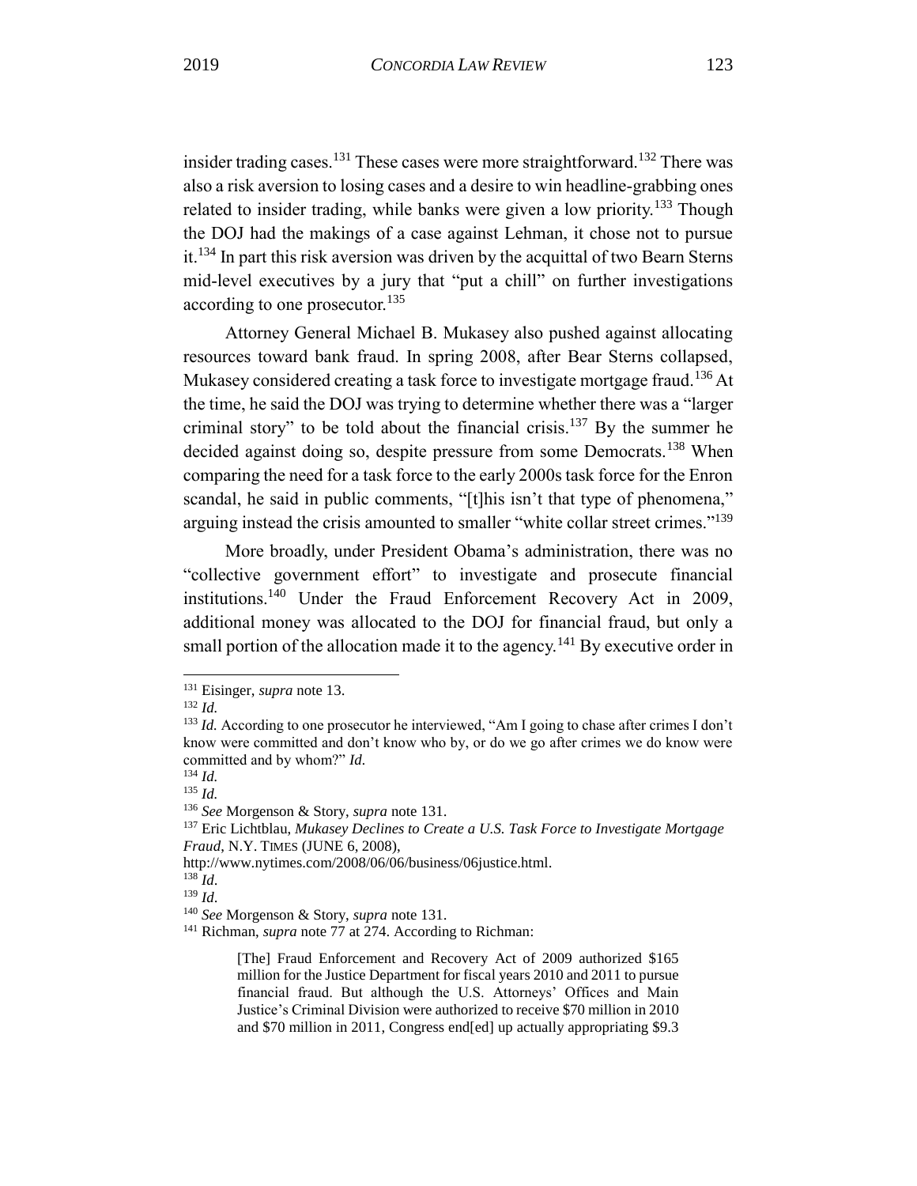insider trading cases.[131] These cases were more straightforward.[132] There was also a risk aversion to losing cases and a desire to win headline-grabbing ones related to insider trading, while banks were given a low priority.[133] Though the DOJ had the makings of a case against Lehman, it chose not to pursue it.[134] In part this risk aversion was driven by the acquittal of two Bearn Sterns mid-level executives by a jury that "put a chill" on further investigations according to one prosecutor.[135]

Attorney General Michael B. Mukasey also pushed against allocating resources toward bank fraud. In spring 2008, after Bear Sterns collapsed, Mukasey considered creating a task force to investigate mortgage fraud.[136] At the time, he said the DOJ was trying to determine whether there was a "larger criminal story" to be told about the financial crisis.[137] By the summer he decided against doing so, despite pressure from some Democrats.[138] When comparing the need for a task force to the early 2000s task force for the Enron scandal, he said in public comments, "[t]his isn't that type of phenomena," arguing instead the crisis amounted to smaller "white collar street crimes."[139]

More broadly, under President Obama's administration, there was no "collective government effort" to investigate and prosecute financial institutions.[140] Under the Fraud Enforcement Recovery Act in 2009, additional money was allocated to the DOJ for financial fraud, but only a small portion of the allocation made it to the agency.[141] By executive order in

---

[131] Eisinger, *supra* note 13.

[132] *Id.*

[133] *Id.* According to one prosecutor he interviewed, "Am I going to chase after crimes I don't know were committed and don't know who by, or do we go after crimes we do know were committed and by whom?" *Id.*

[134] *Id.*

[135] *Id.*

[136] *See* Morgenson & Story, *supra* note 131.

[137] Eric Lichtblau, *Mukasey Declines to Create a U.S. Task Force to Investigate Mortgage Fraud*, N.Y. TIMES (JUNE 6, 2008), http://www.nytimes.com/2008/06/06/business/06justice.html.

[138] *Id*.

[139] *Id*.

[140] *See* Morgenson & Story, *supra* note 131.

[141] Richman, *supra* note 77 at 274. According to Richman:

> [The] Fraud Enforcement and Recovery Act of 2009 authorized $165 million for the Justice Department for fiscal years 2010 and 2011 to pursue financial fraud. But although the U.S. Attorneys' Offices and Main Justice's Criminal Division were authorized to receive $70 million in 2010 and $70 million in 2011, Congress end[ed] up actually appropriating $9.3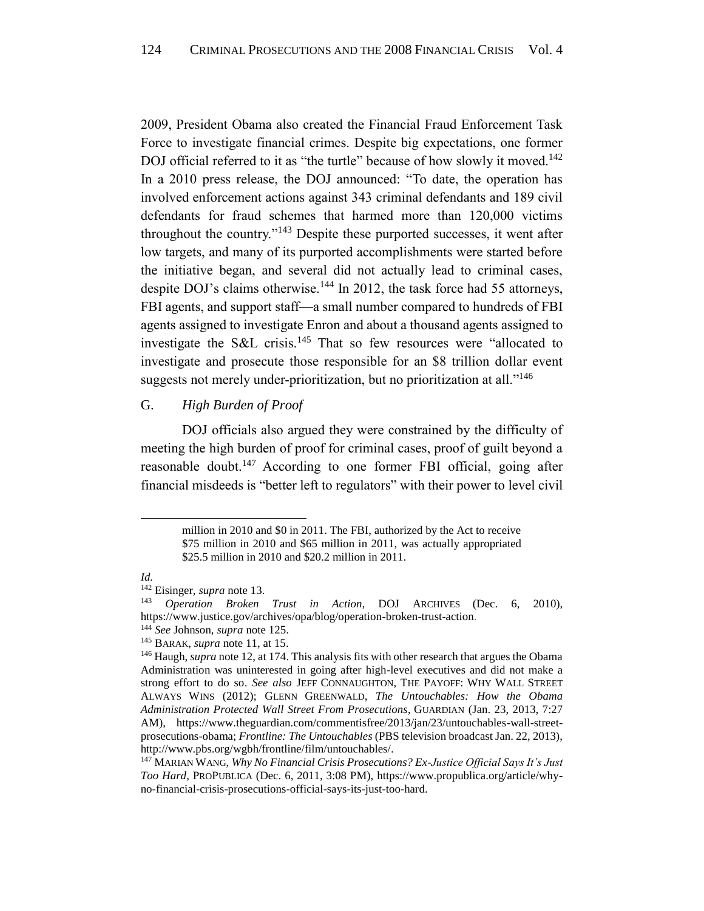2009, President Obama also created the Financial Fraud Enforcement Task Force to investigate financial crimes. Despite big expectations, one former DOJ official referred to it as "the turtle" because of how slowly it moved.[142] In a 2010 press release, the DOJ announced: "To date, the operation has involved enforcement actions against 343 criminal defendants and 189 civil defendants for fraud schemes that harmed more than 120,000 victims throughout the country."[143] Despite these purported successes, it went after low targets, and many of its purported accomplishments were started before the initiative began, and several did not actually lead to criminal cases, despite DOJ's claims otherwise.[144] In 2012, the task force had 55 attorneys, FBI agents, and support staff—a small number compared to hundreds of FBI agents assigned to investigate Enron and about a thousand agents assigned to investigate the S&L crisis.[145] That so few resources were "allocated to investigate and prosecute those responsible for an $8 trillion dollar event suggests not merely under-prioritization, but no prioritization at all."[146]

### G. *High Burden of Proof*

DOJ officials also argued they were constrained by the difficulty of meeting the high burden of proof for criminal cases, proof of guilt beyond a reasonable doubt.[147] According to one former FBI official, going after financial misdeeds is "better left to regulators" with their power to level civil

---

> million in 2010 and $0 in 2011. The FBI, authorized by the Act to receive $75 million in 2010 and $65 million in 2011, was actually appropriated $25.5 million in 2010 and $20.2 million in 2011.

*Id.*

[142] Eisinger, *supra* note 13.

[143] *Operation Broken Trust in Action*, DOJ ARCHIVES (Dec. 6, 2010), https://www.justice.gov/archives/opa/blog/operation-broken-trust-action.

[144] *See* Johnson, *supra* note 125.

[145] BARAK, *supra* note 11, at 15.

[146] Haugh, *supra* note 12, at 174. This analysis fits with other research that argues the Obama Administration was uninterested in going after high-level executives and did not make a strong effort to do so. *See also* JEFF CONNAUGHTON, THE PAYOFF: WHY WALL STREET ALWAYS WINS (2012); GLENN GREENWALD, *The Untouchables: How the Obama Administration Protected Wall Street From Prosecutions*, GUARDIAN (Jan. 23, 2013, 7:27 AM), https://www.theguardian.com/commentisfree/2013/jan/23/untouchables-wall-street-prosecutions-obama; *Frontline: The Untouchables* (PBS television broadcast Jan. 22, 2013), http://www.pbs.org/wgbh/frontline/film/untouchables/.

[147] MARIAN WANG, *Why No Financial Crisis Prosecutions? Ex-Justice Official Says It's Just Too Hard*, PROPUBLICA (Dec. 6, 2011, 3:08 PM), https://www.propublica.org/article/why-no-financial-crisis-prosecutions-official-says-its-just-too-hard.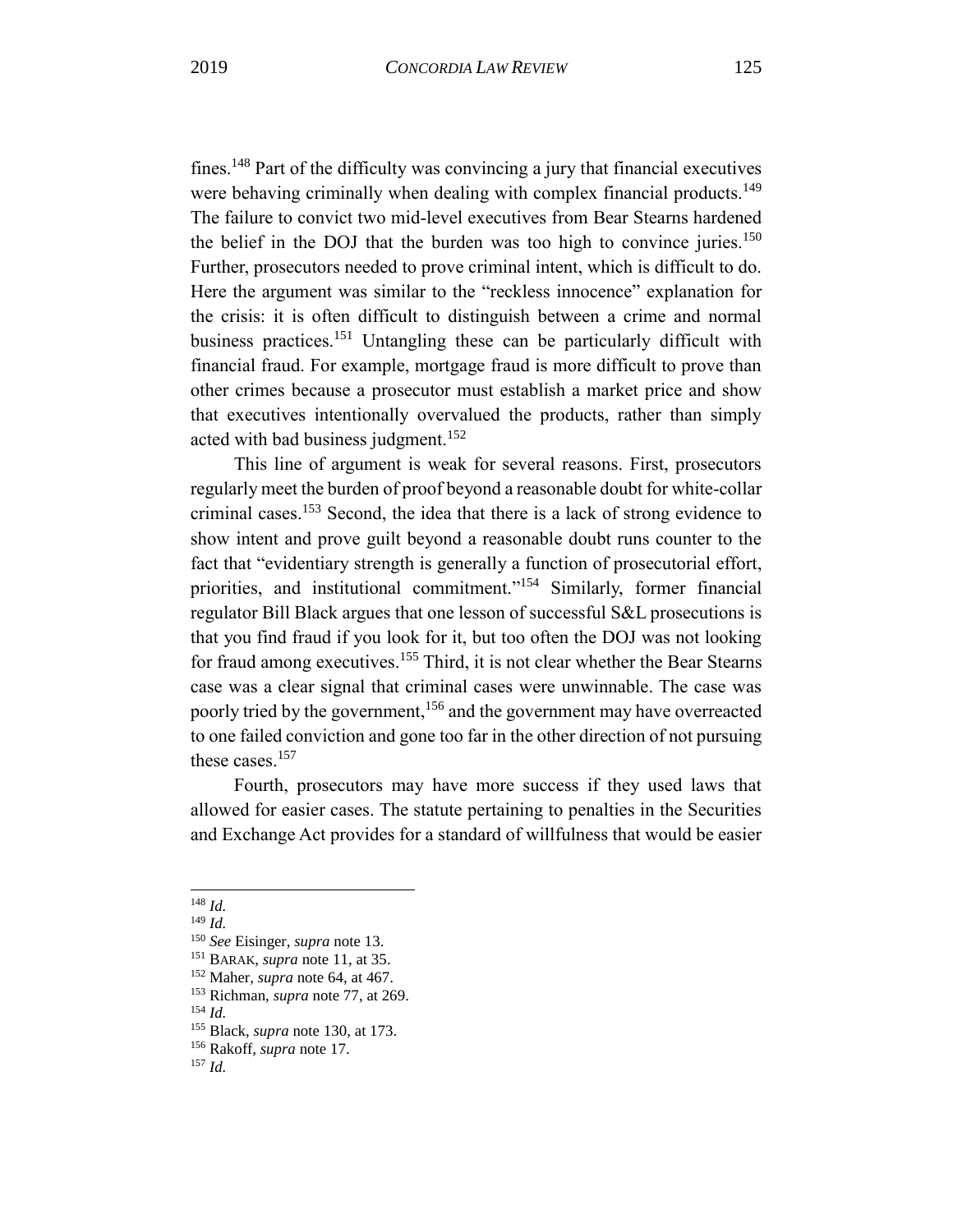fines.[148] Part of the difficulty was convincing a jury that financial executives were behaving criminally when dealing with complex financial products.[149] The failure to convict two mid-level executives from Bear Stearns hardened the belief in the DOJ that the burden was too high to convince juries.[150] Further, prosecutors needed to prove criminal intent, which is difficult to do. Here the argument was similar to the "reckless innocence" explanation for the crisis: it is often difficult to distinguish between a crime and normal business practices.[151] Untangling these can be particularly difficult with financial fraud. For example, mortgage fraud is more difficult to prove than other crimes because a prosecutor must establish a market price and show that executives intentionally overvalued the products, rather than simply acted with bad business judgment.[152]

This line of argument is weak for several reasons. First, prosecutors regularly meet the burden of proof beyond a reasonable doubt for white-collar criminal cases.[153] Second, the idea that there is a lack of strong evidence to show intent and prove guilt beyond a reasonable doubt runs counter to the fact that "evidentiary strength is generally a function of prosecutorial effort, priorities, and institutional commitment."[154] Similarly, former financial regulator Bill Black argues that one lesson of successful S&L prosecutions is that you find fraud if you look for it, but too often the DOJ was not looking for fraud among executives.[155] Third, it is not clear whether the Bear Stearns case was a clear signal that criminal cases were unwinnable. The case was poorly tried by the government,[156] and the government may have overreacted to one failed conviction and gone too far in the other direction of not pursuing these cases.[157]

Fourth, prosecutors may have more success if they used laws that allowed for easier cases. The statute pertaining to penalties in the Securities and Exchange Act provides for a standard of willfulness that would be easier

---

[148] *Id.*

[149] *Id.*

[150] *See* Eisinger, *supra* note 13.

[151] BARAK, *supra* note 11, at 35.

[152] Maher, *supra* note 64, at 467.

[153] Richman, *supra* note 77, at 269.

[154] *Id.*

[155] Black, *supra* note 130, at 173.

[156] Rakoff, *supra* note 17.

[157] *Id.*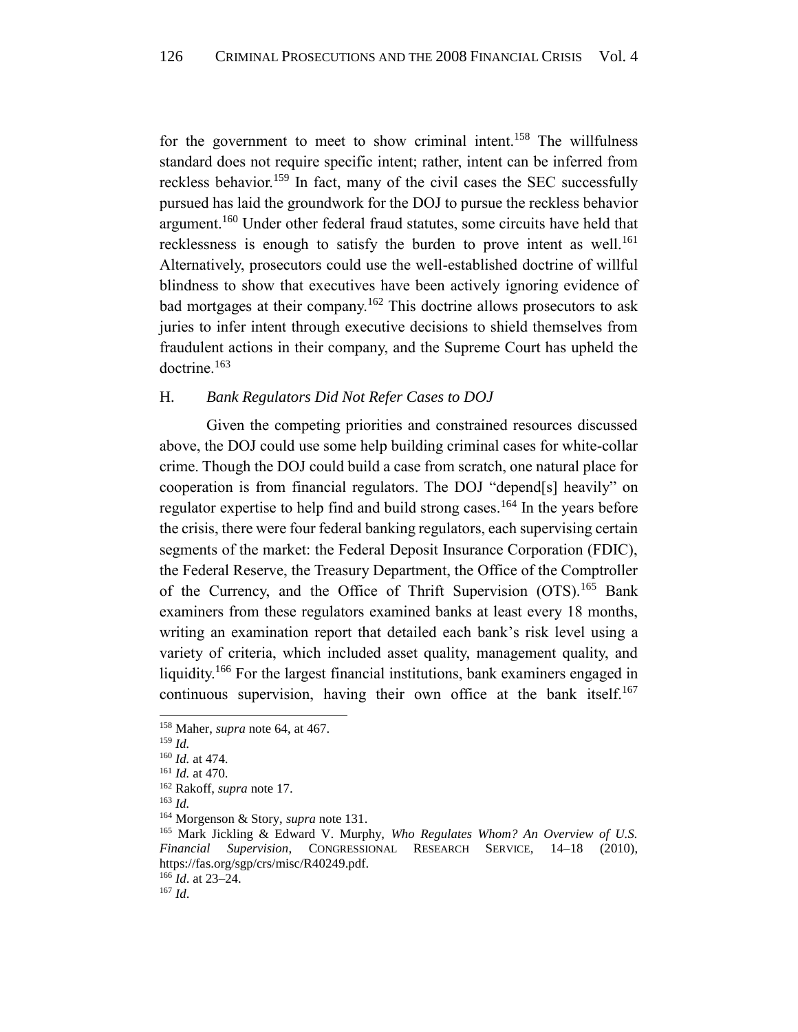for the government to meet to show criminal intent.[158] The willfulness standard does not require specific intent; rather, intent can be inferred from reckless behavior.[159] In fact, many of the civil cases the SEC successfully pursued has laid the groundwork for the DOJ to pursue the reckless behavior argument.[160] Under other federal fraud statutes, some circuits have held that recklessness is enough to satisfy the burden to prove intent as well.[161] Alternatively, prosecutors could use the well-established doctrine of willful blindness to show that executives have been actively ignoring evidence of bad mortgages at their company.[162] This doctrine allows prosecutors to ask juries to infer intent through executive decisions to shield themselves from fraudulent actions in their company, and the Supreme Court has upheld the doctrine.[163]

### H. *Bank Regulators Did Not Refer Cases to DOJ*

Given the competing priorities and constrained resources discussed above, the DOJ could use some help building criminal cases for white-collar crime. Though the DOJ could build a case from scratch, one natural place for cooperation is from financial regulators. The DOJ "depend[s] heavily" on regulator expertise to help find and build strong cases.[164] In the years before the crisis, there were four federal banking regulators, each supervising certain segments of the market: the Federal Deposit Insurance Corporation (FDIC), the Federal Reserve, the Treasury Department, the Office of the Comptroller of the Currency, and the Office of Thrift Supervision (OTS).[165] Bank examiners from these regulators examined banks at least every 18 months, writing an examination report that detailed each bank's risk level using a variety of criteria, which included asset quality, management quality, and liquidity.[166] For the largest financial institutions, bank examiners engaged in continuous supervision, having their own office at the bank itself.[167]

---

[158] Maher, *supra* note 64, at 467.

[159] *Id.*

[160] *Id.* at 474.

[161] *Id.* at 470.

[162] Rakoff, *supra* note 17.

[163] *Id.*

[164] Morgenson & Story, *supra* note 131.

[165] Mark Jickling & Edward V. Murphy, *Who Regulates Whom? An Overview of U.S. Financial Supervision*, CONGRESSIONAL RESEARCH SERVICE, 14–18 (2010), https://fas.org/sgp/crs/misc/R40249.pdf.

[166] *Id*. at 23–24.

[167] *Id*.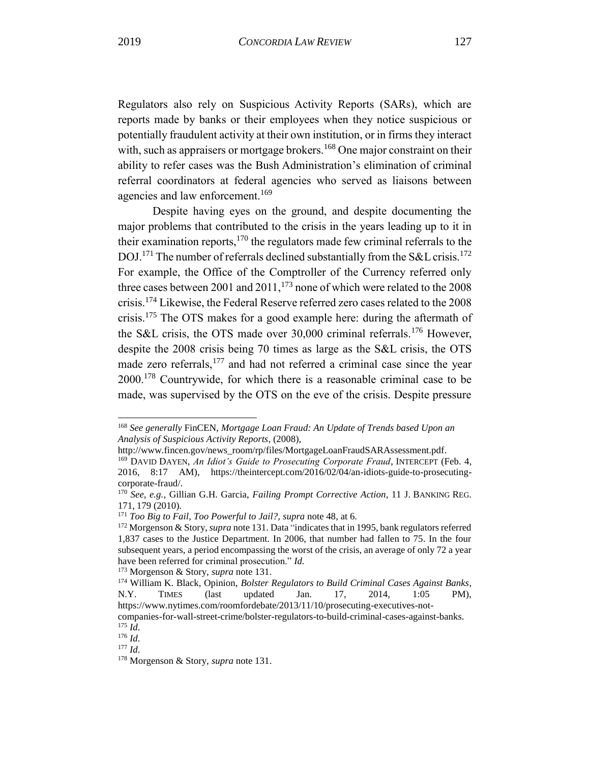Regulators also rely on Suspicious Activity Reports (SARs), which are reports made by banks or their employees when they notice suspicious or potentially fraudulent activity at their own institution, or in firms they interact with, such as appraisers or mortgage brokers.[168] One major constraint on their ability to refer cases was the Bush Administration's elimination of criminal referral coordinators at federal agencies who served as liaisons between agencies and law enforcement.[169]

Despite having eyes on the ground, and despite documenting the major problems that contributed to the crisis in the years leading up to it in their examination reports,[170] the regulators made few criminal referrals to the DOJ.[171] The number of referrals declined substantially from the S&L crisis.[172] For example, the Office of the Comptroller of the Currency referred only three cases between 2001 and 2011,[173] none of which were related to the 2008 crisis.[174] Likewise, the Federal Reserve referred zero cases related to the 2008 crisis.[175] The OTS makes for a good example here: during the aftermath of the S&L crisis, the OTS made over 30,000 criminal referrals.[176] However, despite the 2008 crisis being 70 times as large as the S&L crisis, the OTS made zero referrals,[177] and had not referred a criminal case since the year 2000.[178] Countrywide, for which there is a reasonable criminal case to be made, was supervised by the OTS on the eve of the crisis. Despite pressure

---

[168] *See generally* FinCEN, *Mortgage Loan Fraud: An Update of Trends based Upon an Analysis of Suspicious Activity Reports*, (2008), http://www.fincen.gov/news_room/rp/files/MortgageLoanFraudSARAssessment.pdf.

[169] DAVID DAYEN, *An Idiot's Guide to Prosecuting Corporate Fraud*, INTERCEPT (Feb. 4, 2016, 8:17 AM), https://theintercept.com/2016/02/04/an-idiots-guide-to-prosecuting-corporate-fraud/.

[170] *See, e.g.,* Gillian G.H. Garcia, *Failing Prompt Corrective Action*, 11 J. BANKING REG. 171, 179 (2010).

[171] *Too Big to Fail, Too Powerful to Jail?*, *supra* note 48, at 6.

[172] Morgenson & Story, *supra* note 131. Data "indicates that in 1995, bank regulators referred 1,837 cases to the Justice Department. In 2006, that number had fallen to 75. In the four subsequent years, a period encompassing the worst of the crisis, an average of only 72 a year have been referred for criminal prosecution." *Id.*

[173] Morgenson & Story, *supra* note 131.

[174] William K. Black, Opinion, *Bolster Regulators to Build Criminal Cases Against Banks*, N.Y. TIMES (last updated Jan. 17, 2014, 1:05 PM), https://www.nytimes.com/roomfordebate/2013/11/10/prosecuting-executives-not-companies-for-wall-street-crime/bolster-regulators-to-build-criminal-cases-against-banks.

[175] *Id.*

[176] *Id.*

[177] *Id.*

[178] Morgenson & Story, *supra* note 131.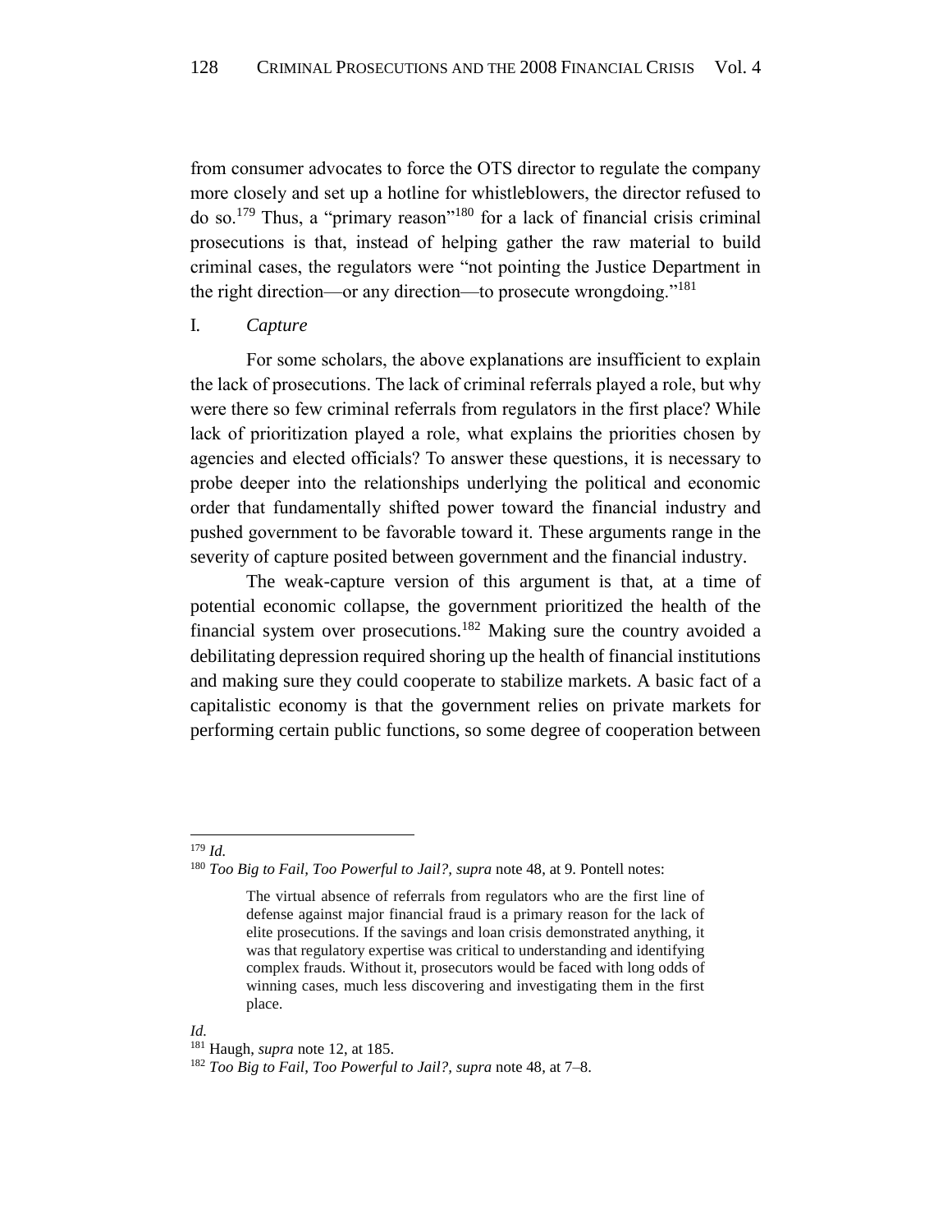from consumer advocates to force the OTS director to regulate the company more closely and set up a hotline for whistleblowers, the director refused to do so.[179] Thus, a "primary reason"[180] for a lack of financial crisis criminal prosecutions is that, instead of helping gather the raw material to build criminal cases, the regulators were "not pointing the Justice Department in the right direction—or any direction—to prosecute wrongdoing."[181]

### I. *Capture*

For some scholars, the above explanations are insufficient to explain the lack of prosecutions. The lack of criminal referrals played a role, but why were there so few criminal referrals from regulators in the first place? While lack of prioritization played a role, what explains the priorities chosen by agencies and elected officials? To answer these questions, it is necessary to probe deeper into the relationships underlying the political and economic order that fundamentally shifted power toward the financial industry and pushed government to be favorable toward it. These arguments range in the severity of capture posited between government and the financial industry.

The weak-capture version of this argument is that, at a time of potential economic collapse, the government prioritized the health of the financial system over prosecutions.[182] Making sure the country avoided a debilitating depression required shoring up the health of financial institutions and making sure they could cooperate to stabilize markets. A basic fact of a capitalistic economy is that the government relies on private markets for performing certain public functions, so some degree of cooperation between

---

[179] *Id.*

[180] *Too Big to Fail, Too Powerful to Jail?*, *supra* note 48, at 9. Pontell notes:

> The virtual absence of referrals from regulators who are the first line of defense against major financial fraud is a primary reason for the lack of elite prosecutions. If the savings and loan crisis demonstrated anything, it was that regulatory expertise was critical to understanding and identifying complex frauds. Without it, prosecutors would be faced with long odds of winning cases, much less discovering and investigating them in the first place.

*Id.*

[181] Haugh, *supra* note 12, at 185.

[182] *Too Big to Fail*, *Too Powerful to Jail?*, *supra* note 48, at 7–8.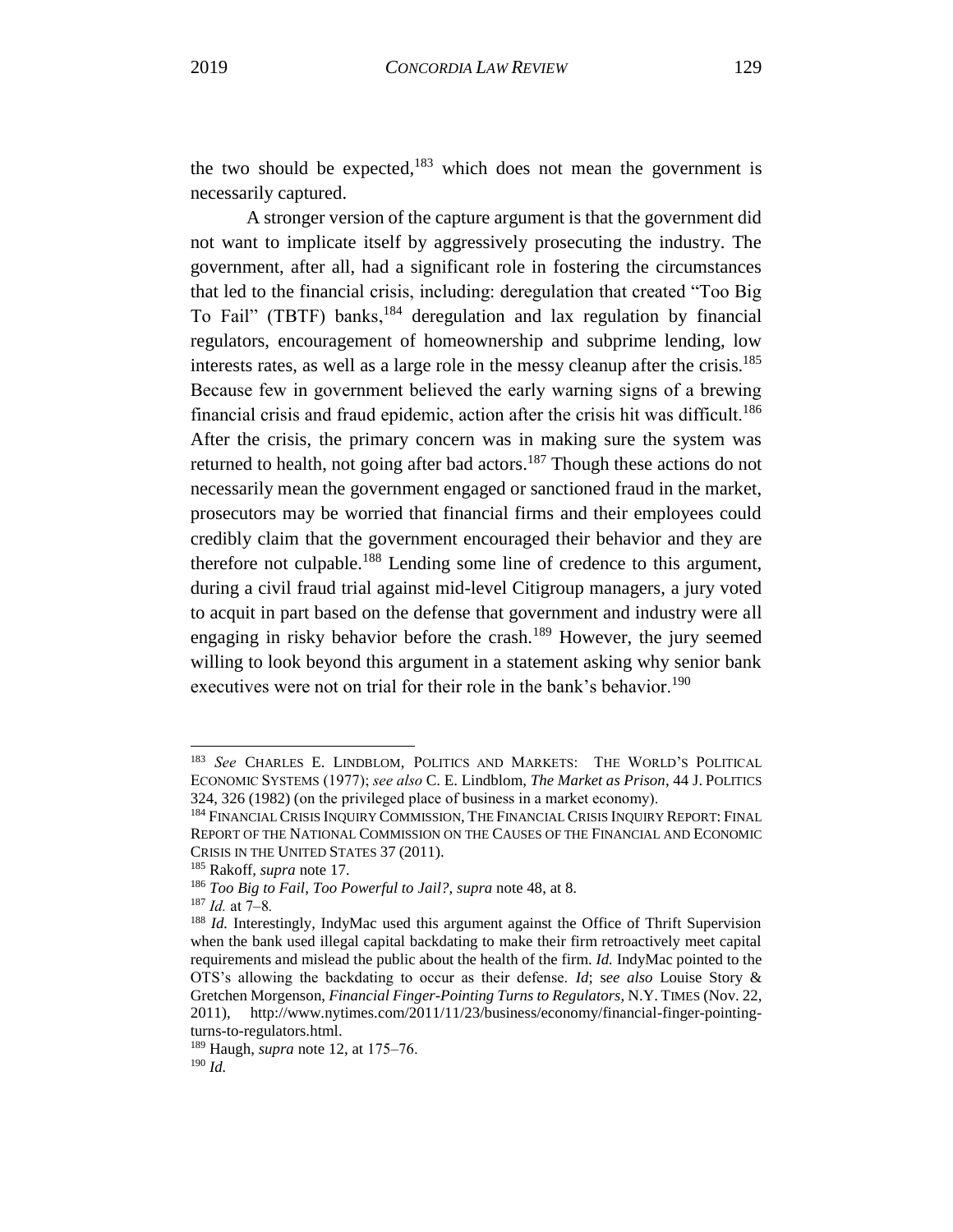the two should be expected,[183] which does not mean the government is necessarily captured.

A stronger version of the capture argument is that the government did not want to implicate itself by aggressively prosecuting the industry. The government, after all, had a significant role in fostering the circumstances that led to the financial crisis, including: deregulation that created "Too Big To Fail" (TBTF) banks,[184] deregulation and lax regulation by financial regulators, encouragement of homeownership and subprime lending, low interests rates, as well as a large role in the messy cleanup after the crisis.[185] Because few in government believed the early warning signs of a brewing financial crisis and fraud epidemic, action after the crisis hit was difficult.[186] After the crisis, the primary concern was in making sure the system was returned to health, not going after bad actors.[187] Though these actions do not necessarily mean the government engaged or sanctioned fraud in the market, prosecutors may be worried that financial firms and their employees could credibly claim that the government encouraged their behavior and they are therefore not culpable.[188] Lending some line of credence to this argument, during a civil fraud trial against mid-level Citigroup managers, a jury voted to acquit in part based on the defense that government and industry were all engaging in risky behavior before the crash.[189] However, the jury seemed willing to look beyond this argument in a statement asking why senior bank executives were not on trial for their role in the bank's behavior.[190]

---

[183] *See* CHARLES E. LINDBLOM, POLITICS AND MARKETS: THE WORLD'S POLITICAL ECONOMIC SYSTEMS (1977); *see also* C. E. Lindblom, *The Market as Prison*, 44 J. POLITICS 324, 326 (1982) (on the privileged place of business in a market economy).

[184] FINANCIAL CRISIS INQUIRY COMMISSION, THE FINANCIAL CRISIS INQUIRY REPORT: FINAL REPORT OF THE NATIONAL COMMISSION ON THE CAUSES OF THE FINANCIAL AND ECONOMIC CRISIS IN THE UNITED STATES 37 (2011).

[185] Rakoff, *supra* note 17.

[186] *Too Big to Fail*, *Too Powerful to Jail?*, *supra* note 48, at 8.

[187] *Id.* at 7–8.

[188] *Id.* Interestingly, IndyMac used this argument against the Office of Thrift Supervision when the bank used illegal capital backdating to make their firm retroactively meet capital requirements and mislead the public about the health of the firm. *Id.* IndyMac pointed to the OTS's allowing the backdating to occur as their defense. *Id*; s*ee also* Louise Story & Gretchen Morgenson, *Financial Finger-Pointing Turns to Regulators*, N.Y. TIMES (Nov. 22, 2011), http://www.nytimes.com/2011/11/23/business/economy/financial-finger-pointing-turns-to-regulators.html.

[189] Haugh, *supra* note 12, at 175–76.

[190] *Id.*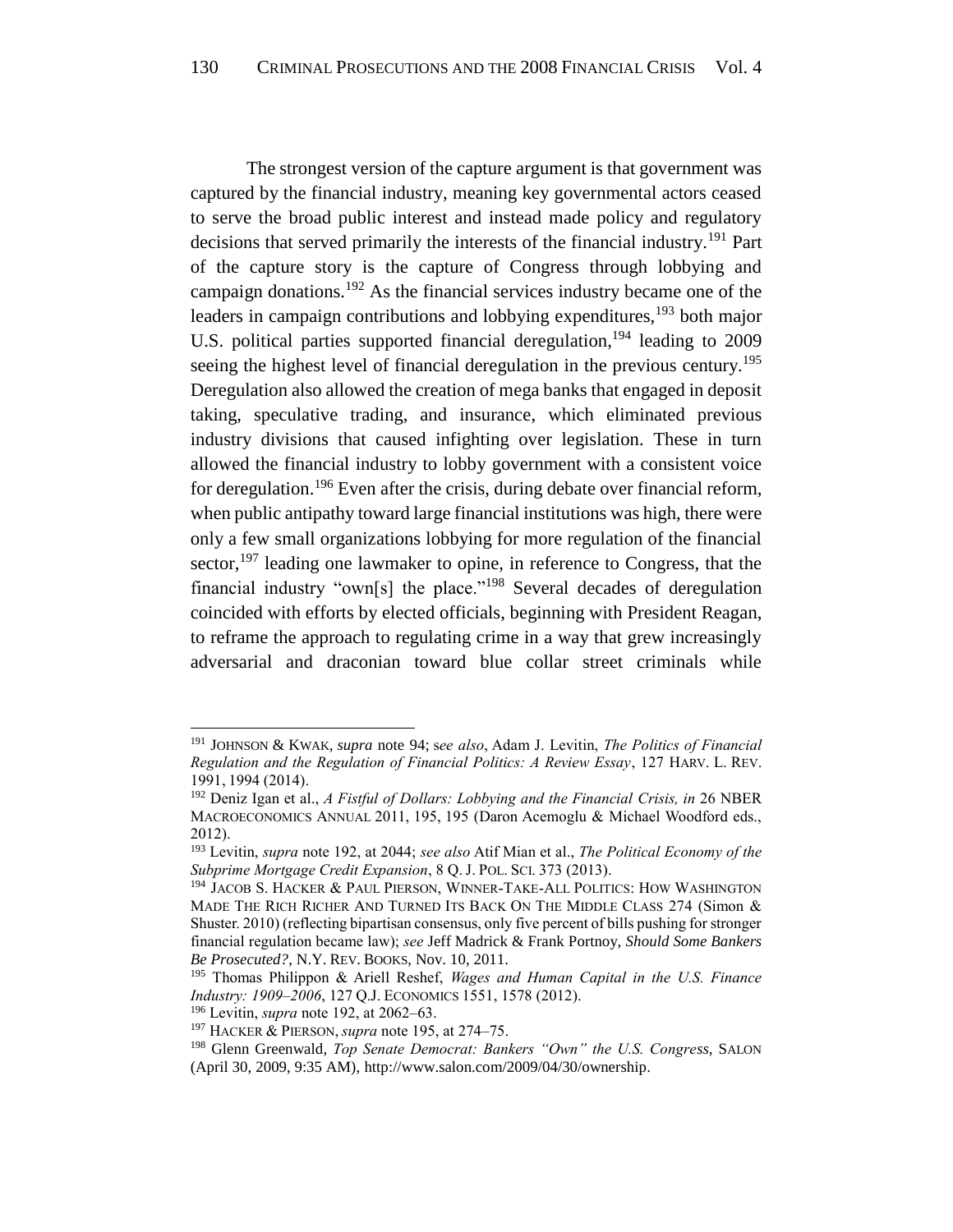The strongest version of the capture argument is that government was captured by the financial industry, meaning key governmental actors ceased to serve the broad public interest and instead made policy and regulatory decisions that served primarily the interests of the financial industry.[191] Part of the capture story is the capture of Congress through lobbying and campaign donations.[192] As the financial services industry became one of the leaders in campaign contributions and lobbying expenditures,[193] both major U.S. political parties supported financial deregulation,[194] leading to 2009 seeing the highest level of financial deregulation in the previous century.[195] Deregulation also allowed the creation of mega banks that engaged in deposit taking, speculative trading, and insurance, which eliminated previous industry divisions that caused infighting over legislation. These in turn allowed the financial industry to lobby government with a consistent voice for deregulation.[196] Even after the crisis, during debate over financial reform, when public antipathy toward large financial institutions was high, there were only a few small organizations lobbying for more regulation of the financial sector,[197] leading one lawmaker to opine, in reference to Congress, that the financial industry "own[s] the place."[198] Several decades of deregulation coincided with efforts by elected officials, beginning with President Reagan, to reframe the approach to regulating crime in a way that grew increasingly adversarial and draconian toward blue collar street criminals while

---

[191] JOHNSON & KWAK, *supra* note 94; s*ee also*, Adam J. Levitin, *The Politics of Financial Regulation and the Regulation of Financial Politics: A Review Essay*, 127 HARV. L. REV. 1991, 1994 (2014).

[192] Deniz Igan et al., *A Fistful of Dollars: Lobbying and the Financial Crisis, in* 26 NBER MACROECONOMICS ANNUAL 2011, 195, 195 (Daron Acemoglu & Michael Woodford eds., 2012).

[193] Levitin, *supra* note 192, at 2044; *see also* Atif Mian et al., *The Political Economy of the Subprime Mortgage Credit Expansion*, 8 Q. J. POL. SCI. 373 (2013).

[194] JACOB S. HACKER & PAUL PIERSON, WINNER-TAKE-ALL POLITICS: HOW WASHINGTON MADE THE RICH RICHER AND TURNED ITS BACK ON THE MIDDLE CLASS 274 (Simon & Shuster. 2010) (reflecting bipartisan consensus, only five percent of bills pushing for stronger financial regulation became law); *see* Jeff Madrick & Frank Portnoy, *Should Some Bankers Be Prosecuted?*, N.Y. REV. BOOKS, Nov. 10, 2011.

[195] Thomas Philippon & Ariell Reshef, *Wages and Human Capital in the U.S. Finance Industry: 1909–2006*, 127 Q.J. ECONOMICS 1551, 1578 (2012).

[196] Levitin, *supra* note 192, at 2062–63.

[197] HACKER & PIERSON, *supra* note 195, at 274–75.

[198] Glenn Greenwald, *Top Senate Democrat: Bankers "Own" the U.S. Congress*, SALON (April 30, 2009, 9:35 AM), http://www.salon.com/2009/04/30/ownership.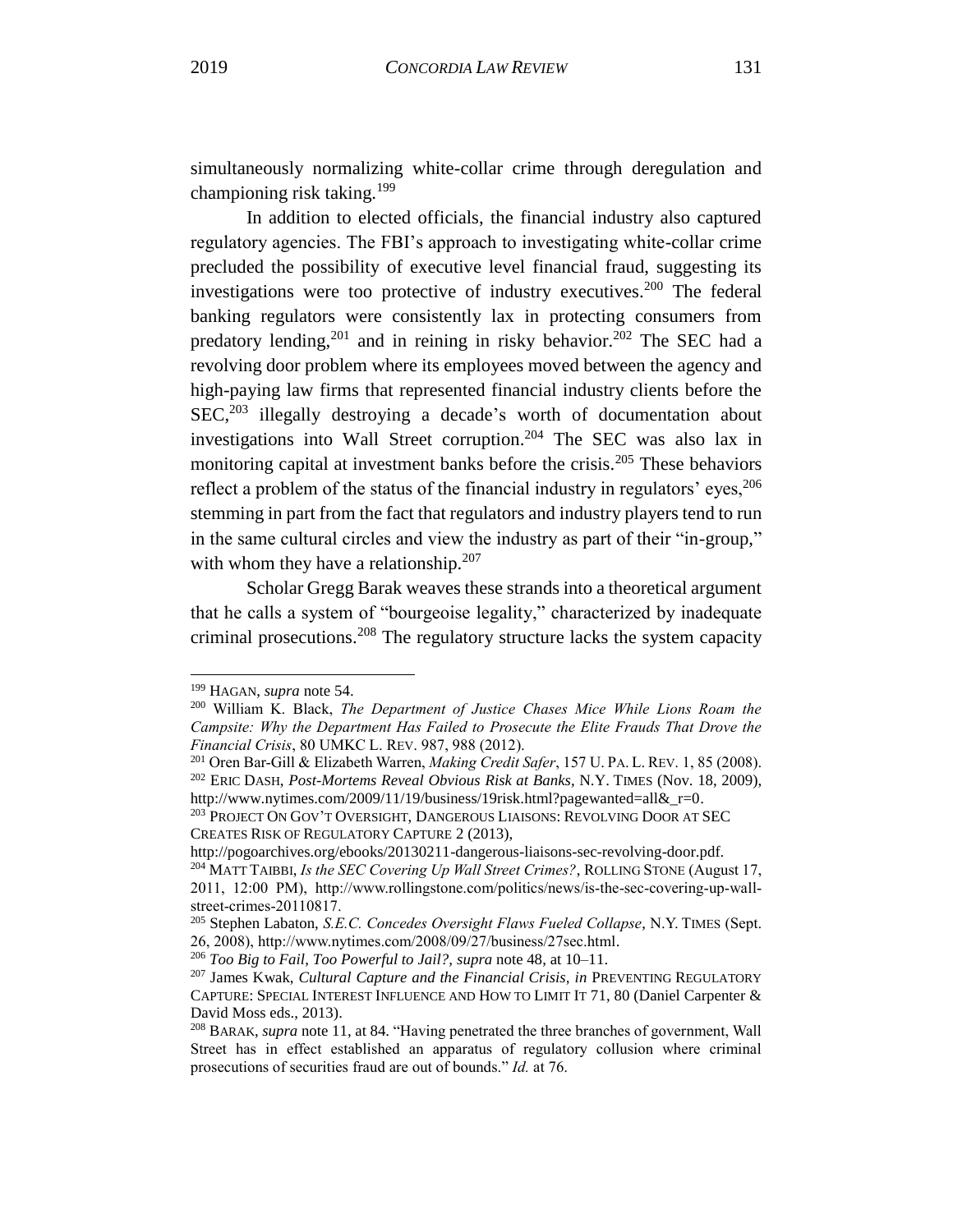simultaneously normalizing white-collar crime through deregulation and championing risk taking.[199]

In addition to elected officials, the financial industry also captured regulatory agencies. The FBI's approach to investigating white-collar crime precluded the possibility of executive level financial fraud, suggesting its investigations were too protective of industry executives.[200] The federal banking regulators were consistently lax in protecting consumers from predatory lending,[201] and in reining in risky behavior.[202] The SEC had a revolving door problem where its employees moved between the agency and high-paying law firms that represented financial industry clients before the SEC,[203] illegally destroying a decade's worth of documentation about investigations into Wall Street corruption.[204] The SEC was also lax in monitoring capital at investment banks before the crisis.[205] These behaviors reflect a problem of the status of the financial industry in regulators' eyes,[206] stemming in part from the fact that regulators and industry players tend to run in the same cultural circles and view the industry as part of their "in-group," with whom they have a relationship.[207]

Scholar Gregg Barak weaves these strands into a theoretical argument that he calls a system of "bourgeoise legality," characterized by inadequate criminal prosecutions.[208] The regulatory structure lacks the system capacity

---

[199] HAGAN, *supra* note 54.

[200] William K. Black, *The Department of Justice Chases Mice While Lions Roam the Campsite: Why the Department Has Failed to Prosecute the Elite Frauds That Drove the Financial Crisis*, 80 UMKC L. REV. 987, 988 (2012).

[201] Oren Bar-Gill & Elizabeth Warren, *Making Credit Safer*, 157 U. PA. L. REV. 1, 85 (2008).

[202] ERIC DASH, *Post-Mortems Reveal Obvious Risk at Banks*, N.Y. TIMES (Nov. 18, 2009), http://www.nytimes.com/2009/11/19/business/19risk.html?pagewanted=all&_r=0.

[203] PROJECT ON GOV'T OVERSIGHT, DANGEROUS LIAISONS: REVOLVING DOOR AT SEC CREATES RISK OF REGULATORY CAPTURE 2 (2013), http://pogoarchives.org/ebooks/20130211-dangerous-liaisons-sec-revolving-door.pdf.

[204] MATT TAIBBI, *Is the SEC Covering Up Wall Street Crimes?*, ROLLING STONE (August 17, 2011, 12:00 PM), http://www.rollingstone.com/politics/news/is-the-sec-covering-up-wall-street-crimes-20110817.

[205] Stephen Labaton, *S.E.C. Concedes Oversight Flaws Fueled Collapse*, N.Y. TIMES (Sept. 26, 2008), http://www.nytimes.com/2008/09/27/business/27sec.html.

[206] *Too Big to Fail, Too Powerful to Jail?, supra* note 48, at 10–11.

[207] James Kwak, *Cultural Capture and the Financial Crisis, in* PREVENTING REGULATORY CAPTURE: SPECIAL INTEREST INFLUENCE AND HOW TO LIMIT IT 71, 80 (Daniel Carpenter & David Moss eds., 2013).

[208] BARAK, *supra* note 11, at 84. "Having penetrated the three branches of government, Wall Street has in effect established an apparatus of regulatory collusion where criminal prosecutions of securities fraud are out of bounds." *Id.* at 76.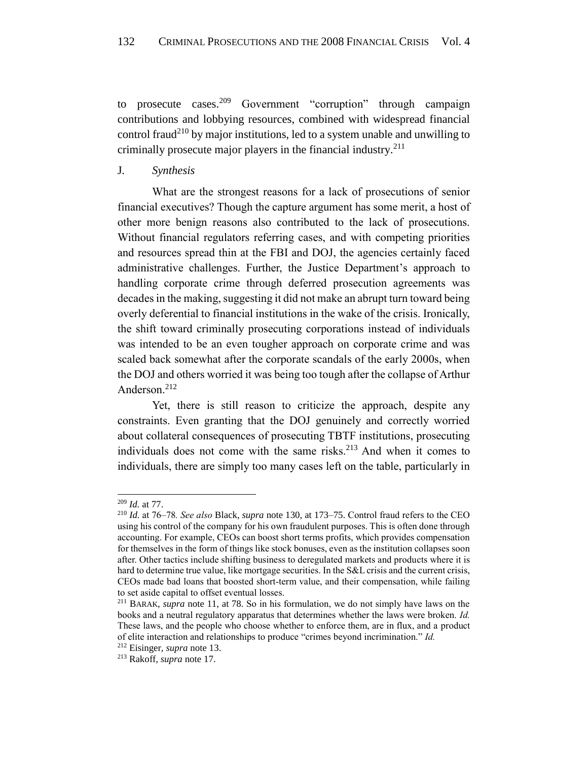to prosecute cases.[209] Government "corruption" through campaign contributions and lobbying resources, combined with widespread financial control fraud[210] by major institutions, led to a system unable and unwilling to criminally prosecute major players in the financial industry.[211]

### J. *Synthesis*

What are the strongest reasons for a lack of prosecutions of senior financial executives? Though the capture argument has some merit, a host of other more benign reasons also contributed to the lack of prosecutions. Without financial regulators referring cases, and with competing priorities and resources spread thin at the FBI and DOJ, the agencies certainly faced administrative challenges. Further, the Justice Department's approach to handling corporate crime through deferred prosecution agreements was decades in the making, suggesting it did not make an abrupt turn toward being overly deferential to financial institutions in the wake of the crisis. Ironically, the shift toward criminally prosecuting corporations instead of individuals was intended to be an even tougher approach on corporate crime and was scaled back somewhat after the corporate scandals of the early 2000s, when the DOJ and others worried it was being too tough after the collapse of Arthur Anderson.[212]

Yet, there is still reason to criticize the approach, despite any constraints. Even granting that the DOJ genuinely and correctly worried about collateral consequences of prosecuting TBTF institutions, prosecuting individuals does not come with the same risks.[213] And when it comes to individuals, there are simply too many cases left on the table, particularly in

---

[209] *Id.* at 77.

[210] *Id.* at 76–78. *See also* Black, *supra* note 130, at 173–75. Control fraud refers to the CEO using his control of the company for his own fraudulent purposes. This is often done through accounting. For example, CEOs can boost short terms profits, which provides compensation for themselves in the form of things like stock bonuses, even as the institution collapses soon after. Other tactics include shifting business to deregulated markets and products where it is hard to determine true value, like mortgage securities. In the S&L crisis and the current crisis, CEOs made bad loans that boosted short-term value, and their compensation, while failing to set aside capital to offset eventual losses.

[211] BARAK, *supra* note 11, at 78. So in his formulation, we do not simply have laws on the books and a neutral regulatory apparatus that determines whether the laws were broken. *Id.* These laws, and the people who choose whether to enforce them, are in flux, and a product of elite interaction and relationships to produce "crimes beyond incrimination." *Id.*

[212] Eisinger, *supra* note 13.

[213] Rakoff, *supra* note 17.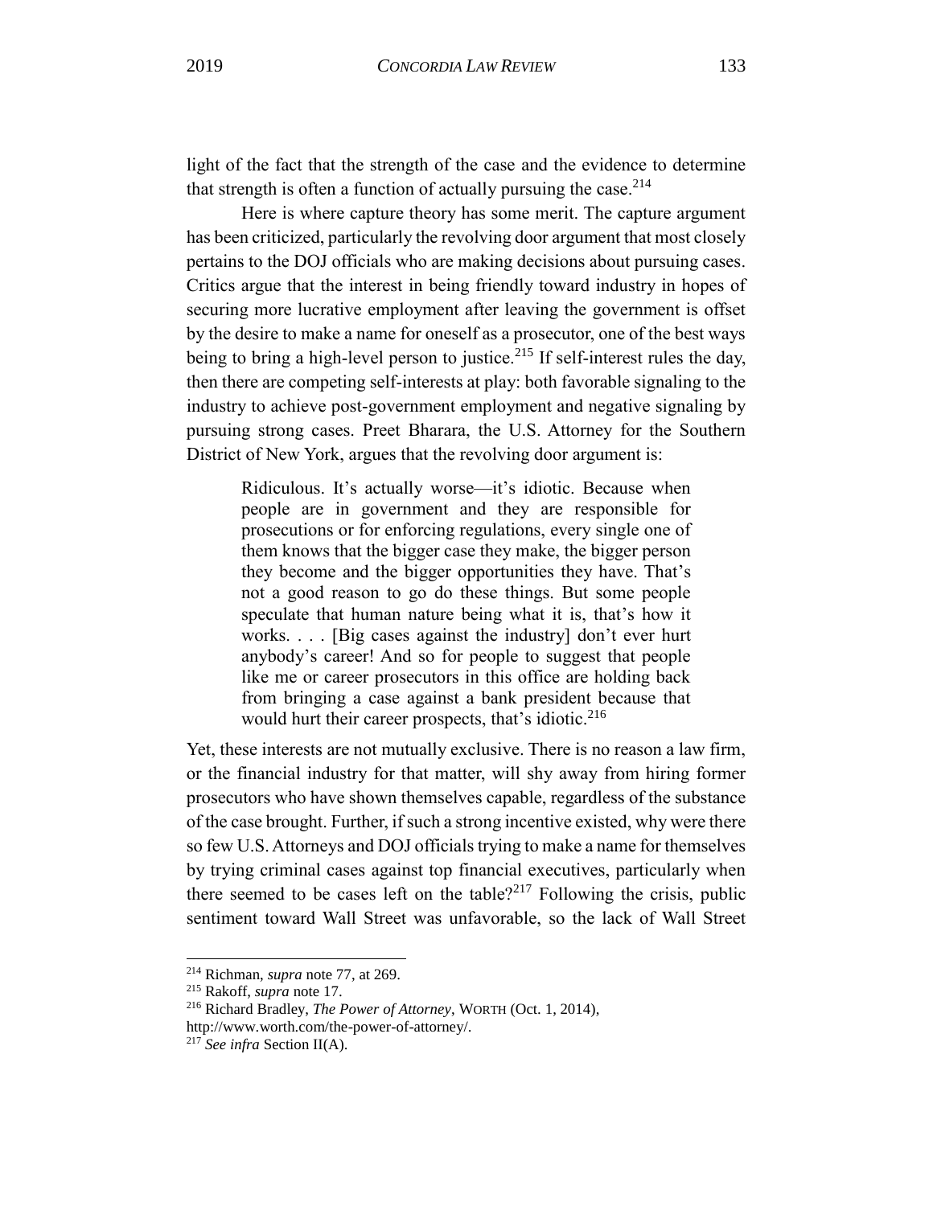light of the fact that the strength of the case and the evidence to determine that strength is often a function of actually pursuing the case.[214]

Here is where capture theory has some merit. The capture argument has been criticized, particularly the revolving door argument that most closely pertains to the DOJ officials who are making decisions about pursuing cases. Critics argue that the interest in being friendly toward industry in hopes of securing more lucrative employment after leaving the government is offset by the desire to make a name for oneself as a prosecutor, one of the best ways being to bring a high-level person to justice.[215] If self-interest rules the day, then there are competing self-interests at play: both favorable signaling to the industry to achieve post-government employment and negative signaling by pursuing strong cases. Preet Bharara, the U.S. Attorney for the Southern District of New York, argues that the revolving door argument is:

> Ridiculous. It's actually worse—it's idiotic. Because when people are in government and they are responsible for prosecutions or for enforcing regulations, every single one of them knows that the bigger case they make, the bigger person they become and the bigger opportunities they have. That's not a good reason to go do these things. But some people speculate that human nature being what it is, that's how it works. . . . [Big cases against the industry] don't ever hurt anybody's career! And so for people to suggest that people like me or career prosecutors in this office are holding back from bringing a case against a bank president because that would hurt their career prospects, that's idiotic.[216]

Yet, these interests are not mutually exclusive. There is no reason a law firm, or the financial industry for that matter, will shy away from hiring former prosecutors who have shown themselves capable, regardless of the substance of the case brought. Further, if such a strong incentive existed, why were there so few U.S. Attorneys and DOJ officials trying to make a name for themselves by trying criminal cases against top financial executives, particularly when there seemed to be cases left on the table?[217] Following the crisis, public sentiment toward Wall Street was unfavorable, so the lack of Wall Street

---

[214] Richman, *supra* note 77, at 269.

[215] Rakoff, *supra* note 17.

[216] Richard Bradley, *The Power of Attorney*, WORTH (Oct. 1, 2014), http://www.worth.com/the-power-of-attorney/.

[217] *See infra* Section II(A).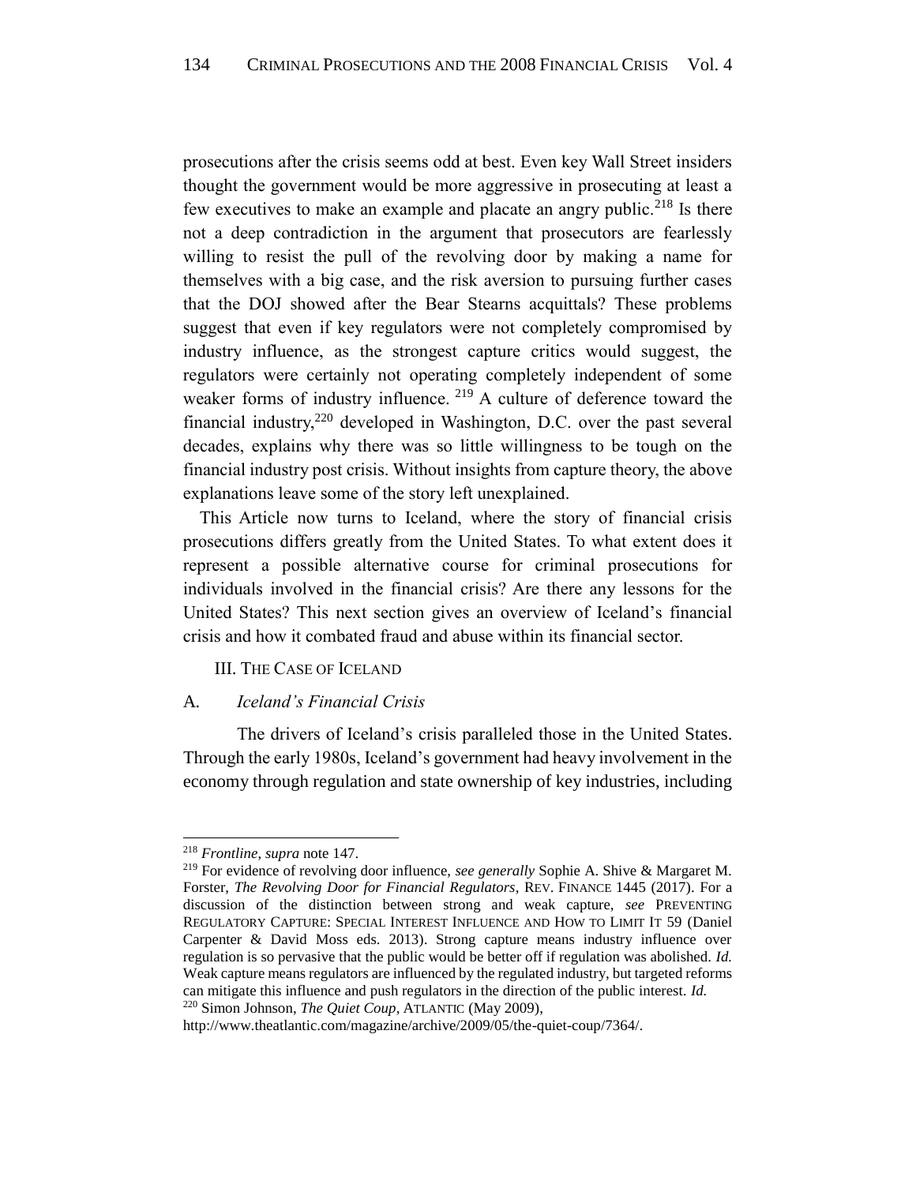prosecutions after the crisis seems odd at best. Even key Wall Street insiders thought the government would be more aggressive in prosecuting at least a few executives to make an example and placate an angry public.[218] Is there not a deep contradiction in the argument that prosecutors are fearlessly willing to resist the pull of the revolving door by making a name for themselves with a big case, and the risk aversion to pursuing further cases that the DOJ showed after the Bear Stearns acquittals? These problems suggest that even if key regulators were not completely compromised by industry influence, as the strongest capture critics would suggest, the regulators were certainly not operating completely independent of some weaker forms of industry influence. [219] A culture of deference toward the financial industry,[220] developed in Washington, D.C. over the past several decades, explains why there was so little willingness to be tough on the financial industry post crisis. Without insights from capture theory, the above explanations leave some of the story left unexplained.

This Article now turns to Iceland, where the story of financial crisis prosecutions differs greatly from the United States. To what extent does it represent a possible alternative course for criminal prosecutions for individuals involved in the financial crisis? Are there any lessons for the United States? This next section gives an overview of Iceland's financial crisis and how it combated fraud and abuse within its financial sector.

## III. The Case of Iceland

### A. *Iceland's Financial Crisis*

The drivers of Iceland's crisis paralleled those in the United States. Through the early 1980s, Iceland's government had heavy involvement in the economy through regulation and state ownership of key industries, including

---

[218] *Frontline*, *supra* note 147.

[219] For evidence of revolving door influence, *see generally* Sophie A. Shive & Margaret M. Forster, *The Revolving Door for Financial Regulators*, REV. FINANCE 1445 (2017). For a discussion of the distinction between strong and weak capture, *see* PREVENTING REGULATORY CAPTURE: SPECIAL INTEREST INFLUENCE AND HOW TO LIMIT IT 59 (Daniel Carpenter & David Moss eds. 2013). Strong capture means industry influence over regulation is so pervasive that the public would be better off if regulation was abolished. *Id.* Weak capture means regulators are influenced by the regulated industry, but targeted reforms can mitigate this influence and push regulators in the direction of the public interest. *Id.*

[220] Simon Johnson, *The Quiet Coup*, ATLANTIC (May 2009), http://www.theatlantic.com/magazine/archive/2009/05/the-quiet-coup/7364/.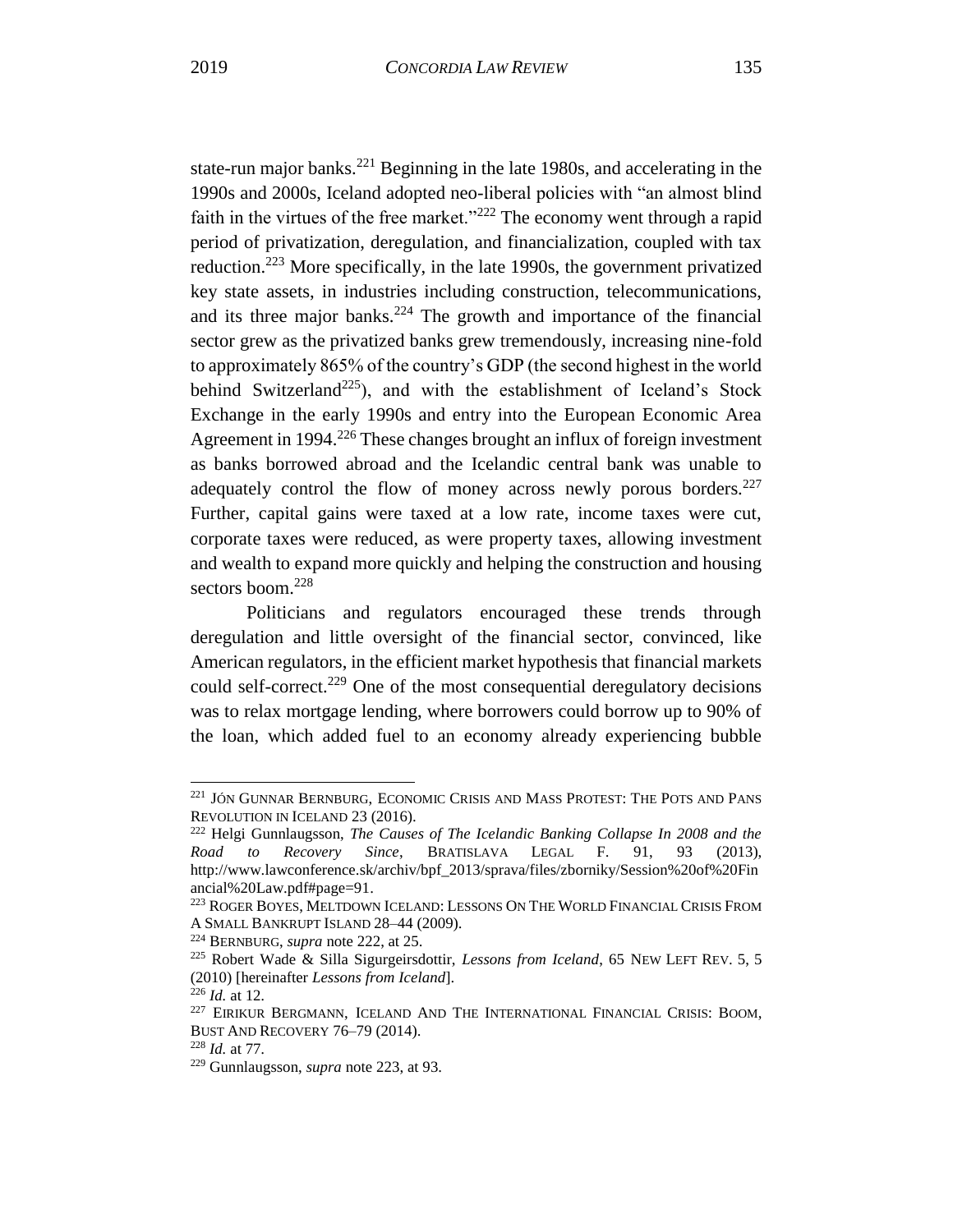state-run major banks.[221] Beginning in the late 1980s, and accelerating in the 1990s and 2000s, Iceland adopted neo-liberal policies with "an almost blind faith in the virtues of the free market."[222] The economy went through a rapid period of privatization, deregulation, and financialization, coupled with tax reduction.[223] More specifically, in the late 1990s, the government privatized key state assets, in industries including construction, telecommunications, and its three major banks.[224] The growth and importance of the financial sector grew as the privatized banks grew tremendously, increasing nine-fold to approximately 865% of the country's GDP (the second highest in the world behind Switzerland[225]), and with the establishment of Iceland's Stock Exchange in the early 1990s and entry into the European Economic Area Agreement in 1994.[226] These changes brought an influx of foreign investment as banks borrowed abroad and the Icelandic central bank was unable to adequately control the flow of money across newly porous borders.[227] Further, capital gains were taxed at a low rate, income taxes were cut, corporate taxes were reduced, as were property taxes, allowing investment and wealth to expand more quickly and helping the construction and housing sectors boom.[228]

Politicians and regulators encouraged these trends through deregulation and little oversight of the financial sector, convinced, like American regulators, in the efficient market hypothesis that financial markets could self-correct.[229] One of the most consequential deregulatory decisions was to relax mortgage lending, where borrowers could borrow up to 90% of the loan, which added fuel to an economy already experiencing bubble

---

[221] JÓN GUNNAR BERNBURG, ECONOMIC CRISIS AND MASS PROTEST: THE POTS AND PANS REVOLUTION IN ICELAND 23 (2016).

[222] Helgi Gunnlaugsson, *The Causes of The Icelandic Banking Collapse In 2008 and the Road to Recovery Since*, BRATISLAVA LEGAL F. 91, 93 (2013), http://www.lawconference.sk/archiv/bpf_2013/sprava/files/zborniky/Session%20of%20Financial%20Law.pdf#page=91.

[223] ROGER BOYES, MELTDOWN ICELAND: LESSONS ON THE WORLD FINANCIAL CRISIS FROM A SMALL BANKRUPT ISLAND 28–44 (2009).

[224] BERNBURG, *supra* note 222, at 25.

[225] Robert Wade & Silla Sigurgeirsdottir, *Lessons from Iceland*, 65 NEW LEFT REV. 5, 5 (2010) [hereinafter *Lessons from Iceland*].

[226] *Id.* at 12.

[227] EIRIKUR BERGMANN, ICELAND AND THE INTERNATIONAL FINANCIAL CRISIS: BOOM, BUST AND RECOVERY 76–79 (2014).

[228] *Id.* at 77.

[229] Gunnlaugsson, *supra* note 223, at 93.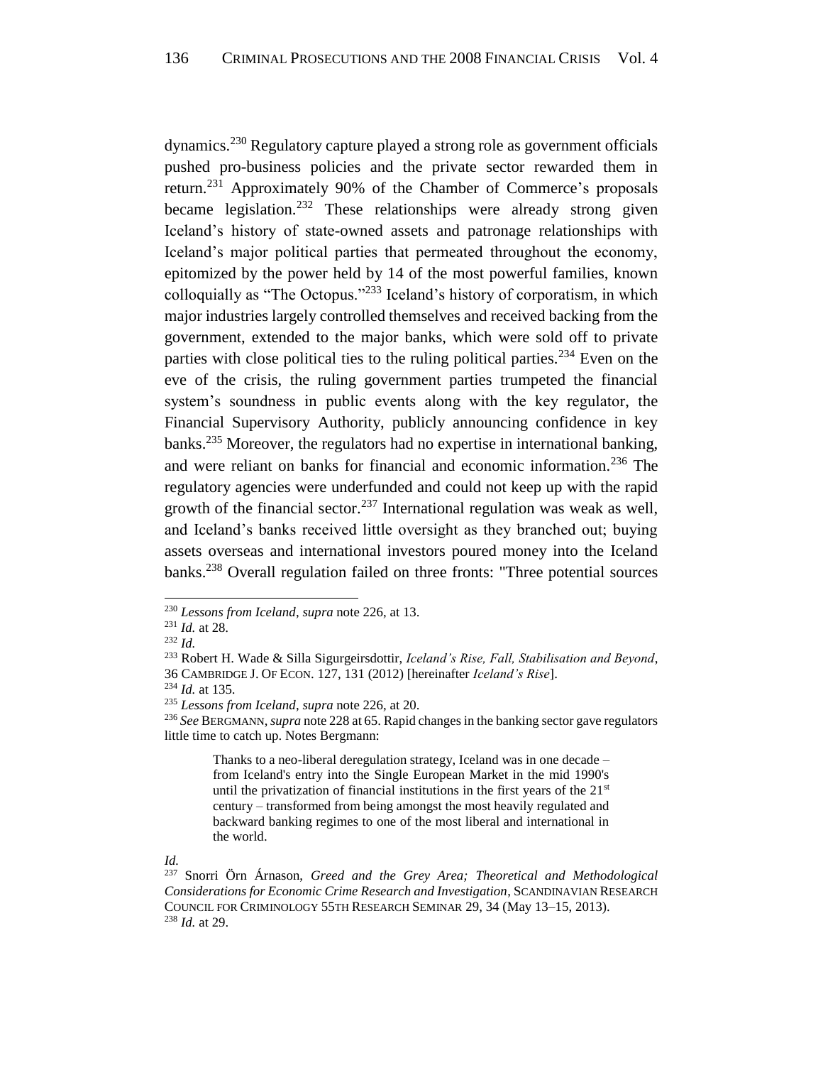dynamics.[230] Regulatory capture played a strong role as government officials pushed pro-business policies and the private sector rewarded them in return.[231] Approximately 90% of the Chamber of Commerce's proposals became legislation.[232] These relationships were already strong given Iceland's history of state-owned assets and patronage relationships with Iceland's major political parties that permeated throughout the economy, epitomized by the power held by 14 of the most powerful families, known colloquially as "The Octopus."[233] Iceland's history of corporatism, in which major industries largely controlled themselves and received backing from the government, extended to the major banks, which were sold off to private parties with close political ties to the ruling political parties.[234] Even on the eve of the crisis, the ruling government parties trumpeted the financial system's soundness in public events along with the key regulator, the Financial Supervisory Authority, publicly announcing confidence in key banks.[235] Moreover, the regulators had no expertise in international banking, and were reliant on banks for financial and economic information.[236] The regulatory agencies were underfunded and could not keep up with the rapid growth of the financial sector.[237] International regulation was weak as well, and Iceland's banks received little oversight as they branched out; buying assets overseas and international investors poured money into the Iceland banks.[238] Overall regulation failed on three fronts: "Three potential sources

---

[230] *Lessons from Iceland*, *supra* note 226, at 13.

[231] *Id.* at 28.

[232] *Id.*

[233] Robert H. Wade & Silla Sigurgeirsdottir, *Iceland's Rise, Fall, Stabilisation and Beyond*, 36 CAMBRIDGE J. OF ECON. 127, 131 (2012) [hereinafter *Iceland's Rise*].

[234] *Id.* at 135.

[235] *Lessons from Iceland*, *supra* note 226, at 20.

[236] *See* BERGMANN, *supra* note 228 at 65. Rapid changes in the banking sector gave regulators little time to catch up. Notes Bergmann:

> Thanks to a neo-liberal deregulation strategy, Iceland was in one decade – from Iceland's entry into the Single European Market in the mid 1990's until the privatization of financial institutions in the first years of the 21st century – transformed from being amongst the most heavily regulated and backward banking regimes to one of the most liberal and international in the world.

*Id.*

[237] Snorri Örn Árnason, *Greed and the Grey Area; Theoretical and Methodological Considerations for Economic Crime Research and Investigation*, SCANDINAVIAN RESEARCH COUNCIL FOR CRIMINOLOGY 55TH RESEARCH SEMINAR 29, 34 (May 13–15, 2013).

[238] *Id.* at 29.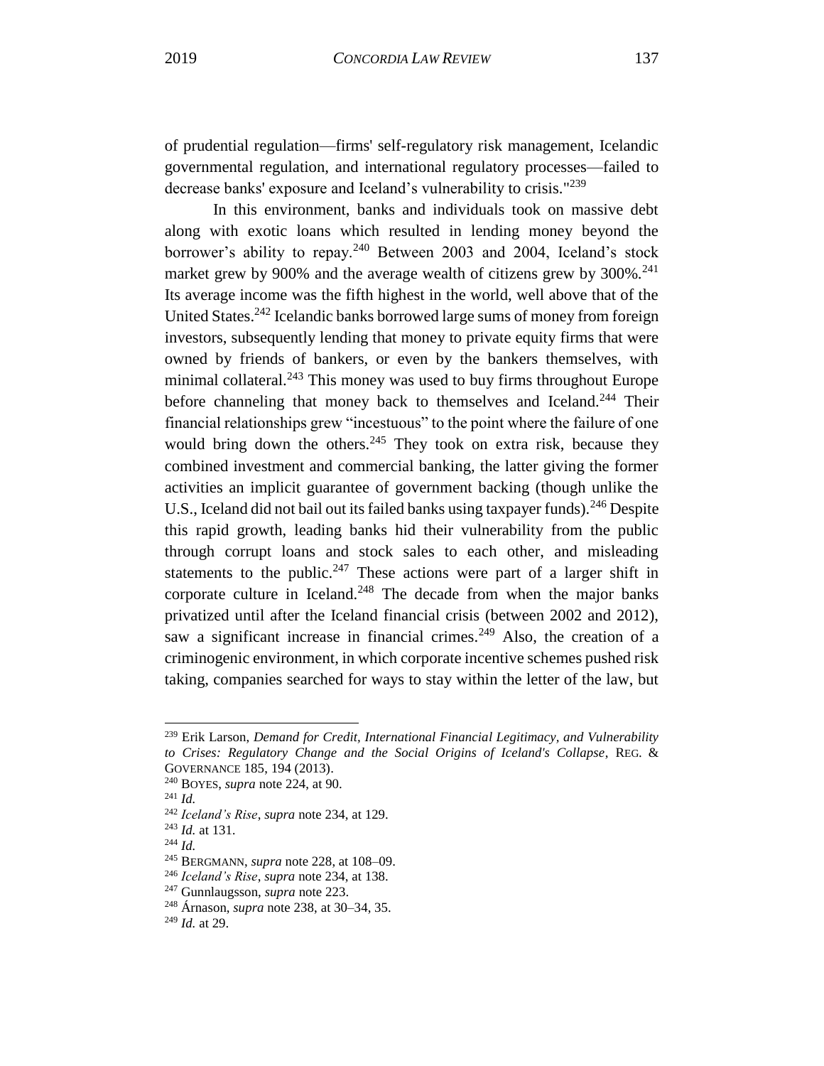of prudential regulation—firms' self-regulatory risk management, Icelandic governmental regulation, and international regulatory processes—failed to decrease banks' exposure and Iceland's vulnerability to crisis."[239]

In this environment, banks and individuals took on massive debt along with exotic loans which resulted in lending money beyond the borrower's ability to repay.[240] Between 2003 and 2004, Iceland's stock market grew by 900% and the average wealth of citizens grew by 300%.[241] Its average income was the fifth highest in the world, well above that of the United States.[242] Icelandic banks borrowed large sums of money from foreign investors, subsequently lending that money to private equity firms that were owned by friends of bankers, or even by the bankers themselves, with minimal collateral.[243] This money was used to buy firms throughout Europe before channeling that money back to themselves and Iceland.[244] Their financial relationships grew "incestuous" to the point where the failure of one would bring down the others.[245] They took on extra risk, because they combined investment and commercial banking, the latter giving the former activities an implicit guarantee of government backing (though unlike the U.S., Iceland did not bail out its failed banks using taxpayer funds).[246] Despite this rapid growth, leading banks hid their vulnerability from the public through corrupt loans and stock sales to each other, and misleading statements to the public.[247] These actions were part of a larger shift in corporate culture in Iceland.[248] The decade from when the major banks privatized until after the Iceland financial crisis (between 2002 and 2012), saw a significant increase in financial crimes.[249] Also, the creation of a criminogenic environment, in which corporate incentive schemes pushed risk taking, companies searched for ways to stay within the letter of the law, but

---

[239] Erik Larson, *Demand for Credit, International Financial Legitimacy, and Vulnerability to Crises: Regulatory Change and the Social Origins of Iceland's Collapse*, REG. & GOVERNANCE 185, 194 (2013).

[240] BOYES, *supra* note 224, at 90.

[241] *Id.*

[242] *Iceland's Rise*, *supra* note 234, at 129.

[243] *Id.* at 131.

[244] *Id.*

[245] BERGMANN, *supra* note 228, at 108–09.

[246] *Iceland's Rise*, *supra* note 234, at 138.

[247] Gunnlaugsson, *supra* note 223.

[248] Árnason, *supra* note 238, at 30–34, 35.

[249] *Id.* at 29.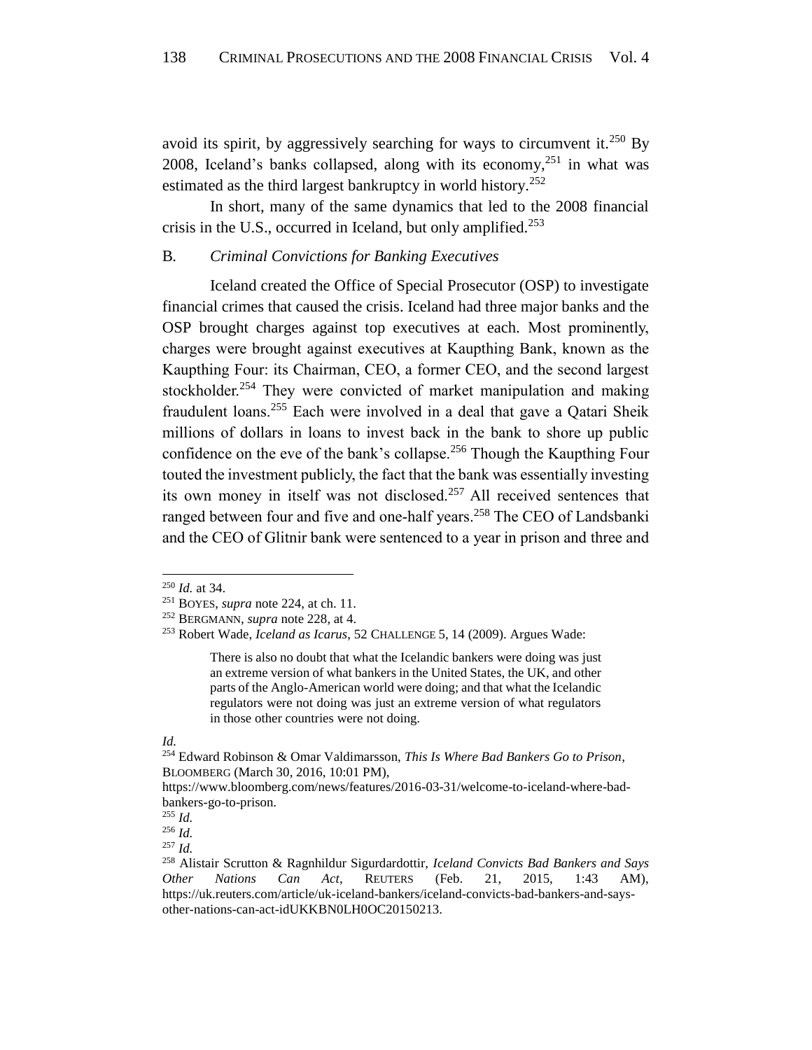avoid its spirit, by aggressively searching for ways to circumvent it.[250] By 2008, Iceland's banks collapsed, along with its economy,[251] in what was estimated as the third largest bankruptcy in world history.[252]

In short, many of the same dynamics that led to the 2008 financial crisis in the U.S., occurred in Iceland, but only amplified.[253]

### B. *Criminal Convictions for Banking Executives*

Iceland created the Office of Special Prosecutor (OSP) to investigate financial crimes that caused the crisis. Iceland had three major banks and the OSP brought charges against top executives at each. Most prominently, charges were brought against executives at Kaupthing Bank, known as the Kaupthing Four: its Chairman, CEO, a former CEO, and the second largest stockholder.[254] They were convicted of market manipulation and making fraudulent loans.[255] Each were involved in a deal that gave a Qatari Sheik millions of dollars in loans to invest back in the bank to shore up public confidence on the eve of the bank's collapse.[256] Though the Kaupthing Four touted the investment publicly, the fact that the bank was essentially investing its own money in itself was not disclosed.[257] All received sentences that ranged between four and five and one-half years.[258] The CEO of Landsbanki and the CEO of Glitnir bank were sentenced to a year in prison and three and

---

[250] *Id.* at 34.

[251] BOYES, *supra* note 224, at ch. 11.

[252] BERGMANN, *supra* note 228, at 4.

[253] Robert Wade, *Iceland as Icarus*, 52 CHALLENGE 5, 14 (2009). Argues Wade:

> There is also no doubt that what the Icelandic bankers were doing was just an extreme version of what bankers in the United States, the UK, and other parts of the Anglo-American world were doing; and that what the Icelandic regulators were not doing was just an extreme version of what regulators in those other countries were not doing.

*Id.*

[254] Edward Robinson & Omar Valdimarsson, *This Is Where Bad Bankers Go to Prison*, BLOOMBERG (March 30, 2016, 10:01 PM), https://www.bloomberg.com/news/features/2016-03-31/welcome-to-iceland-where-bad-bankers-go-to-prison.

[255] *Id.*

[256] *Id.*

[257] *Id.*

[258] Alistair Scrutton & Ragnhildur Sigurdardottir, *Iceland Convicts Bad Bankers and Says Other Nations Can Act*, REUTERS (Feb. 21, 2015, 1:43 AM), https://uk.reuters.com/article/uk-iceland-bankers/iceland-convicts-bad-bankers-and-says-other-nations-can-act-idUKKBN0LH0OC20150213.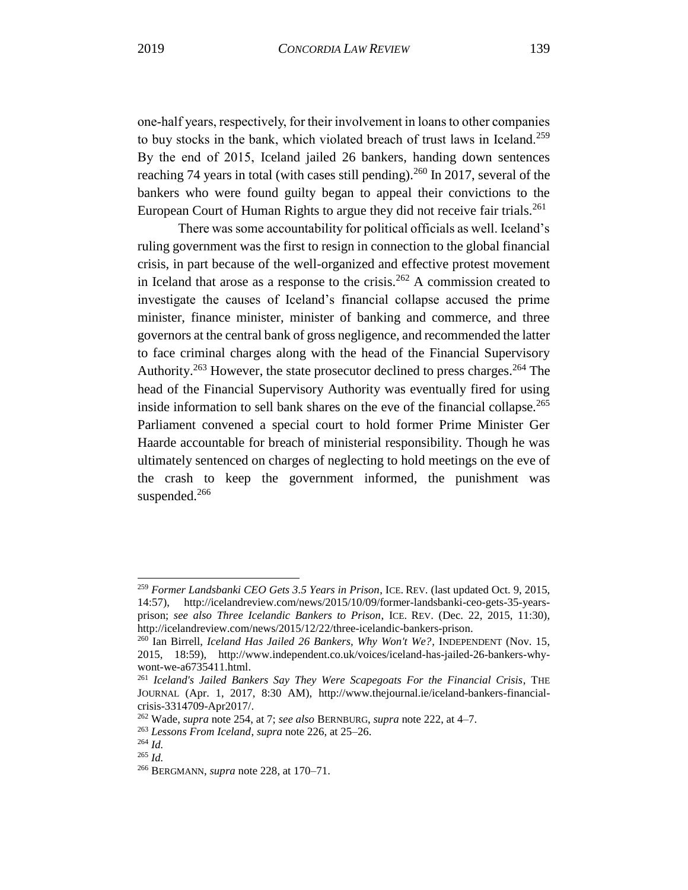one-half years, respectively, for their involvement in loans to other companies to buy stocks in the bank, which violated breach of trust laws in Iceland.[259] By the end of 2015, Iceland jailed 26 bankers, handing down sentences reaching 74 years in total (with cases still pending).[260] In 2017, several of the bankers who were found guilty began to appeal their convictions to the European Court of Human Rights to argue they did not receive fair trials.[261]

There was some accountability for political officials as well. Iceland's ruling government was the first to resign in connection to the global financial crisis, in part because of the well-organized and effective protest movement in Iceland that arose as a response to the crisis.[262] A commission created to investigate the causes of Iceland's financial collapse accused the prime minister, finance minister, minister of banking and commerce, and three governors at the central bank of gross negligence, and recommended the latter to face criminal charges along with the head of the Financial Supervisory Authority.[263] However, the state prosecutor declined to press charges.[264] The head of the Financial Supervisory Authority was eventually fired for using inside information to sell bank shares on the eve of the financial collapse.[265] Parliament convened a special court to hold former Prime Minister Ger Haarde accountable for breach of ministerial responsibility. Though he was ultimately sentenced on charges of neglecting to hold meetings on the eve of the crash to keep the government informed, the punishment was suspended.[266]

---

[259] *Former Landsbanki CEO Gets 3.5 Years in Prison*, ICE. REV. (last updated Oct. 9, 2015, 14:57), http://icelandreview.com/news/2015/10/09/former-landsbanki-ceo-gets-35-years-prison; *see also Three Icelandic Bankers to Prison*, ICE. REV. (Dec. 22, 2015, 11:30), http://icelandreview.com/news/2015/12/22/three-icelandic-bankers-prison.

[260] Ian Birrell, *Iceland Has Jailed 26 Bankers, Why Won't We?*, INDEPENDENT (Nov. 15, 2015, 18:59), http://www.independent.co.uk/voices/iceland-has-jailed-26-bankers-why-wont-we-a6735411.html.

[261] *Iceland's Jailed Bankers Say They Were Scapegoats For the Financial Crisis*, THE JOURNAL (Apr. 1, 2017, 8:30 AM), http://www.thejournal.ie/iceland-bankers-financial-crisis-3314709-Apr2017/.

[262] Wade, *supra* note 254, at 7; *see also* BERNBURG, *supra* note 222, at 4–7.

[263] *Lessons From Iceland*, *supra* note 226, at 25–26.

[264] *Id.*

[265] *Id.*

[266] BERGMANN, *supra* note 228, at 170–71.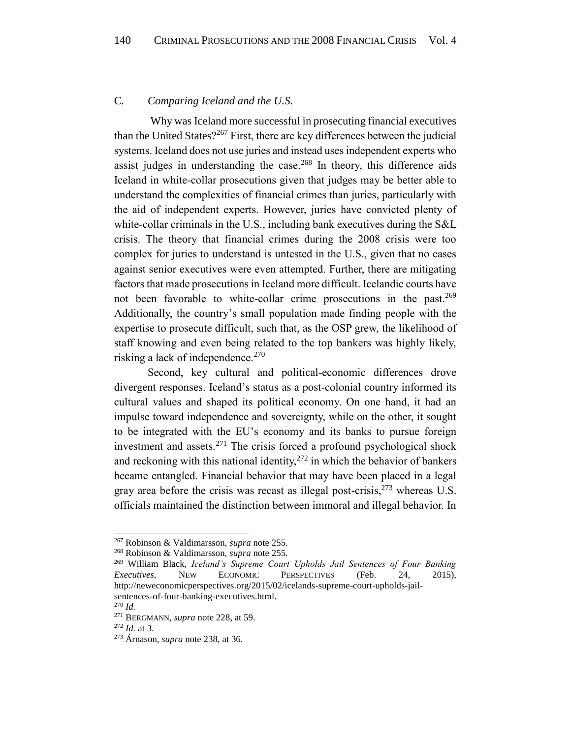### C. *Comparing Iceland and the U.S.*

Why was Iceland more successful in prosecuting financial executives than the United States?[267] First, there are key differences between the judicial systems. Iceland does not use juries and instead uses independent experts who assist judges in understanding the case.[268] In theory, this difference aids Iceland in white-collar prosecutions given that judges may be better able to understand the complexities of financial crimes than juries, particularly with the aid of independent experts. However, juries have convicted plenty of white-collar criminals in the U.S., including bank executives during the S&L crisis. The theory that financial crimes during the 2008 crisis were too complex for juries to understand is untested in the U.S., given that no cases against senior executives were even attempted. Further, there are mitigating factors that made prosecutions in Iceland more difficult. Icelandic courts have not been favorable to white-collar crime prosecutions in the past.[269] Additionally, the country's small population made finding people with the expertise to prosecute difficult, such that, as the OSP grew, the likelihood of staff knowing and even being related to the top bankers was highly likely, risking a lack of independence.[270]

Second, key cultural and political-economic differences drove divergent responses. Iceland's status as a post-colonial country informed its cultural values and shaped its political economy. On one hand, it had an impulse toward independence and sovereignty, while on the other, it sought to be integrated with the EU's economy and its banks to pursue foreign investment and assets.[271] The crisis forced a profound psychological shock and reckoning with this national identity,[272] in which the behavior of bankers became entangled. Financial behavior that may have been placed in a legal gray area before the crisis was recast as illegal post-crisis,[273] whereas U.S. officials maintained the distinction between immoral and illegal behavior. In

---

[267] Robinson & Valdimarsson, *supra* note 255.

[268] Robinson & Valdimarsson, *supra* note 255.

[269] William Black, *Iceland's Supreme Court Upholds Jail Sentences of Four Banking Executives*, NEW ECONOMIC PERSPECTIVES (Feb. 24, 2015), http://neweconomicperspectives.org/2015/02/icelands-supreme-court-upholds-jail-sentences-of-four-banking-executives.html.

[270] *Id.*

[271] BERGMANN, *supra* note 228, at 59.

[272] *Id.* at 3.

[273] Árnason, *supra* note 238, at 36.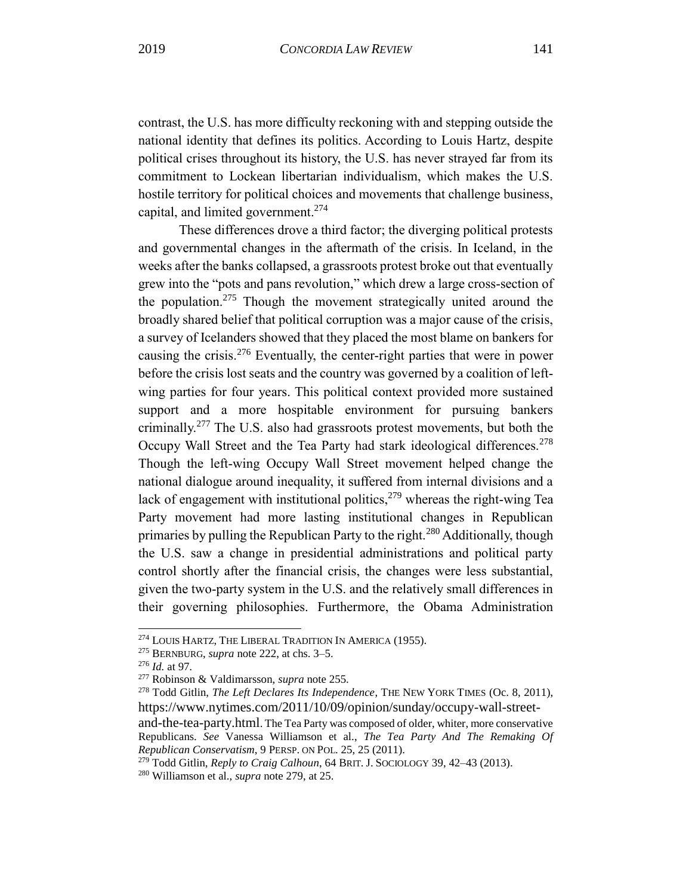contrast, the U.S. has more difficulty reckoning with and stepping outside the national identity that defines its politics. According to Louis Hartz, despite political crises throughout its history, the U.S. has never strayed far from its commitment to Lockean libertarian individualism, which makes the U.S. hostile territory for political choices and movements that challenge business, capital, and limited government.[274]

These differences drove a third factor; the diverging political protests and governmental changes in the aftermath of the crisis. In Iceland, in the weeks after the banks collapsed, a grassroots protest broke out that eventually grew into the "pots and pans revolution," which drew a large cross-section of the population.[275] Though the movement strategically united around the broadly shared belief that political corruption was a major cause of the crisis, a survey of Icelanders showed that they placed the most blame on bankers for causing the crisis.[276] Eventually, the center-right parties that were in power before the crisis lost seats and the country was governed by a coalition of left-wing parties for four years. This political context provided more sustained support and a more hospitable environment for pursuing bankers criminally.[277] The U.S. also had grassroots protest movements, but both the Occupy Wall Street and the Tea Party had stark ideological differences.[278] Though the left-wing Occupy Wall Street movement helped change the national dialogue around inequality, it suffered from internal divisions and a lack of engagement with institutional politics,[279] whereas the right-wing Tea Party movement had more lasting institutional changes in Republican primaries by pulling the Republican Party to the right.[280] Additionally, though the U.S. saw a change in presidential administrations and political party control shortly after the financial crisis, the changes were less substantial, given the two-party system in the U.S. and the relatively small differences in their governing philosophies. Furthermore, the Obama Administration

---

[274] LOUIS HARTZ, THE LIBERAL TRADITION IN AMERICA (1955).

[275] BERNBURG, *supra* note 222, at chs. 3–5.

[276] *Id.* at 97.

[277] Robinson & Valdimarsson, *supra* note 255.

[278] Todd Gitlin, *The Left Declares Its Independence*, THE NEW YORK TIMES (Oc. 8, 2011), https://www.nytimes.com/2011/10/09/opinion/sunday/occupy-wall-street-and-the-tea-party.html. The Tea Party was composed of older, whiter, more conservative Republicans. *See* Vanessa Williamson et al., *The Tea Party And The Remaking Of Republican Conservatism*, 9 PERSP. ON POL. 25, 25 (2011).

[279] Todd Gitlin, *Reply to Craig Calhoun*, 64 BRIT. J. SOCIOLOGY 39, 42–43 (2013).

[280] Williamson et al., *supra* note 279, at 25.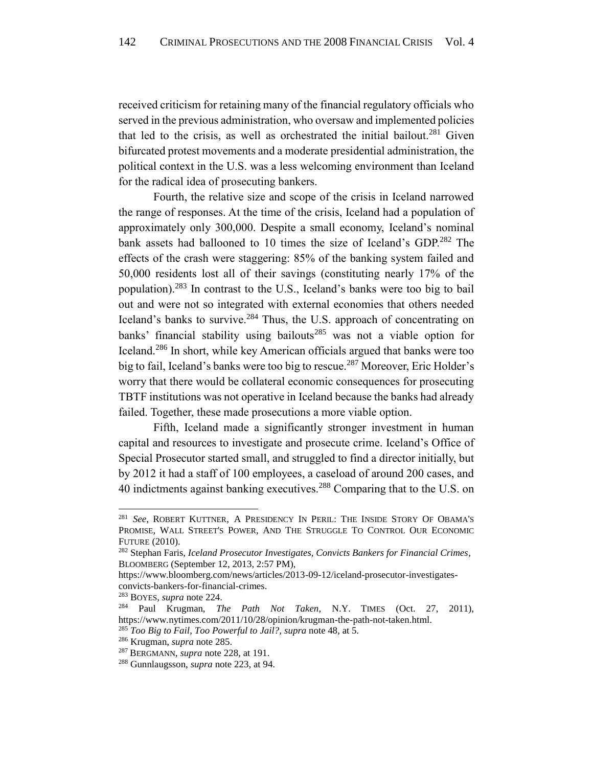received criticism for retaining many of the financial regulatory officials who served in the previous administration, who oversaw and implemented policies that led to the crisis, as well as orchestrated the initial bailout.[281] Given bifurcated protest movements and a moderate presidential administration, the political context in the U.S. was a less welcoming environment than Iceland for the radical idea of prosecuting bankers.

Fourth, the relative size and scope of the crisis in Iceland narrowed the range of responses. At the time of the crisis, Iceland had a population of approximately only 300,000. Despite a small economy, Iceland's nominal bank assets had ballooned to 10 times the size of Iceland's GDP.[282] The effects of the crash were staggering: 85% of the banking system failed and 50,000 residents lost all of their savings (constituting nearly 17% of the population).[283] In contrast to the U.S., Iceland's banks were too big to bail out and were not so integrated with external economies that others needed Iceland's banks to survive.[284] Thus, the U.S. approach of concentrating on banks' financial stability using bailouts[285] was not a viable option for Iceland.[286] In short, while key American officials argued that banks were too big to fail, Iceland's banks were too big to rescue.[287] Moreover, Eric Holder's worry that there would be collateral economic consequences for prosecuting TBTF institutions was not operative in Iceland because the banks had already failed. Together, these made prosecutions a more viable option.

Fifth, Iceland made a significantly stronger investment in human capital and resources to investigate and prosecute crime. Iceland's Office of Special Prosecutor started small, and struggled to find a director initially, but by 2012 it had a staff of 100 employees, a caseload of around 200 cases, and 40 indictments against banking executives.[288] Comparing that to the U.S. on

---

[281] *See*, ROBERT KUTTNER, A PRESIDENCY IN PERIL: THE INSIDE STORY OF OBAMA'S PROMISE, WALL STREET'S POWER, AND THE STRUGGLE TO CONTROL OUR ECONOMIC FUTURE (2010).

[282] Stephan Faris, *Iceland Prosecutor Investigates, Convicts Bankers for Financial Crimes*, BLOOMBERG (September 12, 2013, 2:57 PM), https://www.bloomberg.com/news/articles/2013-09-12/iceland-prosecutor-investigates-convicts-bankers-for-financial-crimes.

[283] BOYES, *supra* note 224.

[284] Paul Krugman, *The Path Not Taken*, N.Y. TIMES (Oct. 27, 2011), https://www.nytimes.com/2011/10/28/opinion/krugman-the-path-not-taken.html.

[285] *Too Big to Fail*, *Too Powerful to Jail?, supra* note 48, at 5.

[286] Krugman, *supra* note 285.

[287] BERGMANN, *supra* note 228, at 191.

[288] Gunnlaugsson, *supra* note 223, at 94.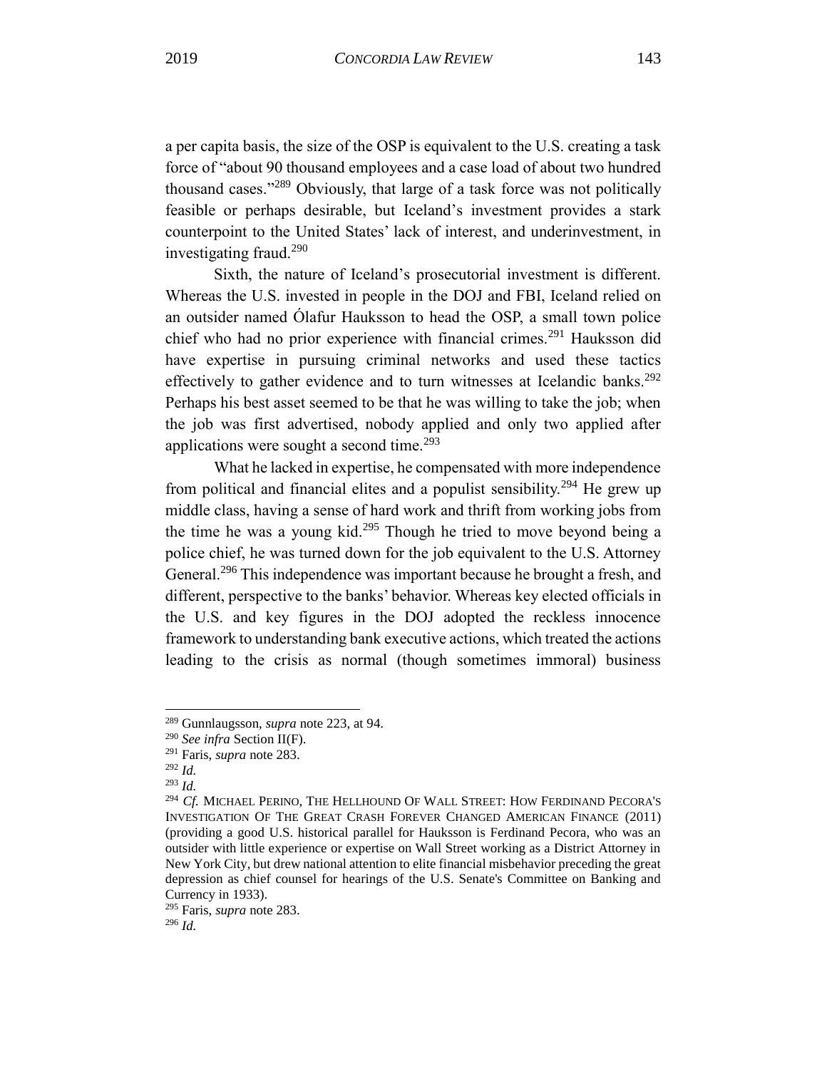a per capita basis, the size of the OSP is equivalent to the U.S. creating a task force of "about 90 thousand employees and a case load of about two hundred thousand cases."[289] Obviously, that large of a task force was not politically feasible or perhaps desirable, but Iceland's investment provides a stark counterpoint to the United States' lack of interest, and underinvestment, in investigating fraud.[290]

Sixth, the nature of Iceland's prosecutorial investment is different. Whereas the U.S. invested in people in the DOJ and FBI, Iceland relied on an outsider named Ólafur Hauksson to head the OSP, a small town police chief who had no prior experience with financial crimes.[291] Hauksson did have expertise in pursuing criminal networks and used these tactics effectively to gather evidence and to turn witnesses at Icelandic banks.[292] Perhaps his best asset seemed to be that he was willing to take the job; when the job was first advertised, nobody applied and only two applied after applications were sought a second time.[293]

What he lacked in expertise, he compensated with more independence from political and financial elites and a populist sensibility.[294] He grew up middle class, having a sense of hard work and thrift from working jobs from the time he was a young kid.[295] Though he tried to move beyond being a police chief, he was turned down for the job equivalent to the U.S. Attorney General.[296] This independence was important because he brought a fresh, and different, perspective to the banks' behavior. Whereas key elected officials in the U.S. and key figures in the DOJ adopted the reckless innocence framework to understanding bank executive actions, which treated the actions leading to the crisis as normal (though sometimes immoral) business

---

[289] Gunnlaugsson, *supra* note 223, at 94.

[290] *See infra* Section II(F).

[291] Faris, *supra* note 283.

[292] *Id.*

[293] *Id.*

[294] *Cf.* MICHAEL PERINO, THE HELLHOUND OF WALL STREET: HOW FERDINAND PECORA'S INVESTIGATION OF THE GREAT CRASH FOREVER CHANGED AMERICAN FINANCE (2011) (providing a good U.S. historical parallel for Hauksson is Ferdinand Pecora, who was an outsider with little experience or expertise on Wall Street working as a District Attorney in New York City, but drew national attention to elite financial misbehavior preceding the great depression as chief counsel for hearings of the U.S. Senate's Committee on Banking and Currency in 1933).

[295] Faris, *supra* note 283.

[296] *Id.*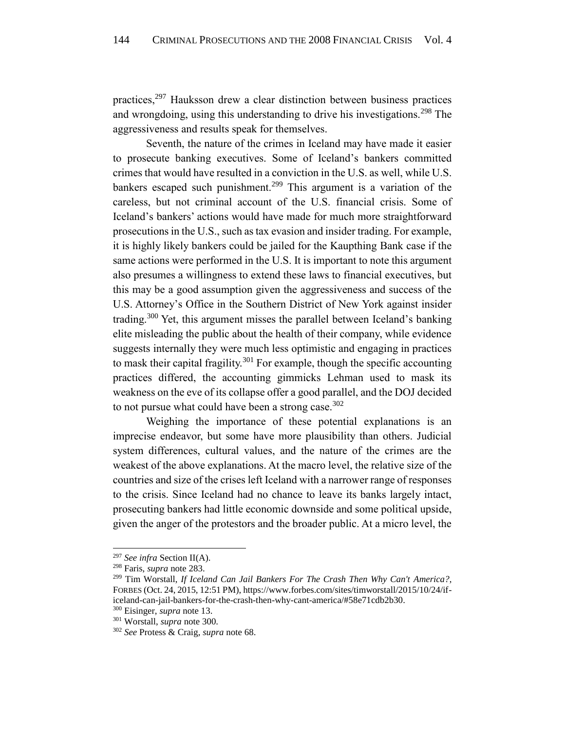practices,[297] Hauksson drew a clear distinction between business practices and wrongdoing, using this understanding to drive his investigations.[298] The aggressiveness and results speak for themselves.

Seventh, the nature of the crimes in Iceland may have made it easier to prosecute banking executives. Some of Iceland's bankers committed crimes that would have resulted in a conviction in the U.S. as well, while U.S. bankers escaped such punishment.[299] This argument is a variation of the careless, but not criminal account of the U.S. financial crisis. Some of Iceland's bankers' actions would have made for much more straightforward prosecutions in the U.S., such as tax evasion and insider trading. For example, it is highly likely bankers could be jailed for the Kaupthing Bank case if the same actions were performed in the U.S. It is important to note this argument also presumes a willingness to extend these laws to financial executives, but this may be a good assumption given the aggressiveness and success of the U.S. Attorney's Office in the Southern District of New York against insider trading.[300] Yet, this argument misses the parallel between Iceland's banking elite misleading the public about the health of their company, while evidence suggests internally they were much less optimistic and engaging in practices to mask their capital fragility.[301] For example, though the specific accounting practices differed, the accounting gimmicks Lehman used to mask its weakness on the eve of its collapse offer a good parallel, and the DOJ decided to not pursue what could have been a strong case.[302]

Weighing the importance of these potential explanations is an imprecise endeavor, but some have more plausibility than others. Judicial system differences, cultural values, and the nature of the crimes are the weakest of the above explanations. At the macro level, the relative size of the countries and size of the crises left Iceland with a narrower range of responses to the crisis. Since Iceland had no chance to leave its banks largely intact, prosecuting bankers had little economic downside and some political upside, given the anger of the protestors and the broader public. At a micro level, the

---

[297] *See infra* Section II(A).

[298] Faris, *supra* note 283.

[299] Tim Worstall, *If Iceland Can Jail Bankers For The Crash Then Why Can't America?*, FORBES (Oct. 24, 2015, 12:51 PM), https://www.forbes.com/sites/timworstall/2015/10/24/if-iceland-can-jail-bankers-for-the-crash-then-why-cant-america/#58e71cdb2b30.

[300] Eisinger, *supra* note 13.

[301] Worstall, *supra* note 300.

[302] *See* Protess & Craig, *supra* note 68.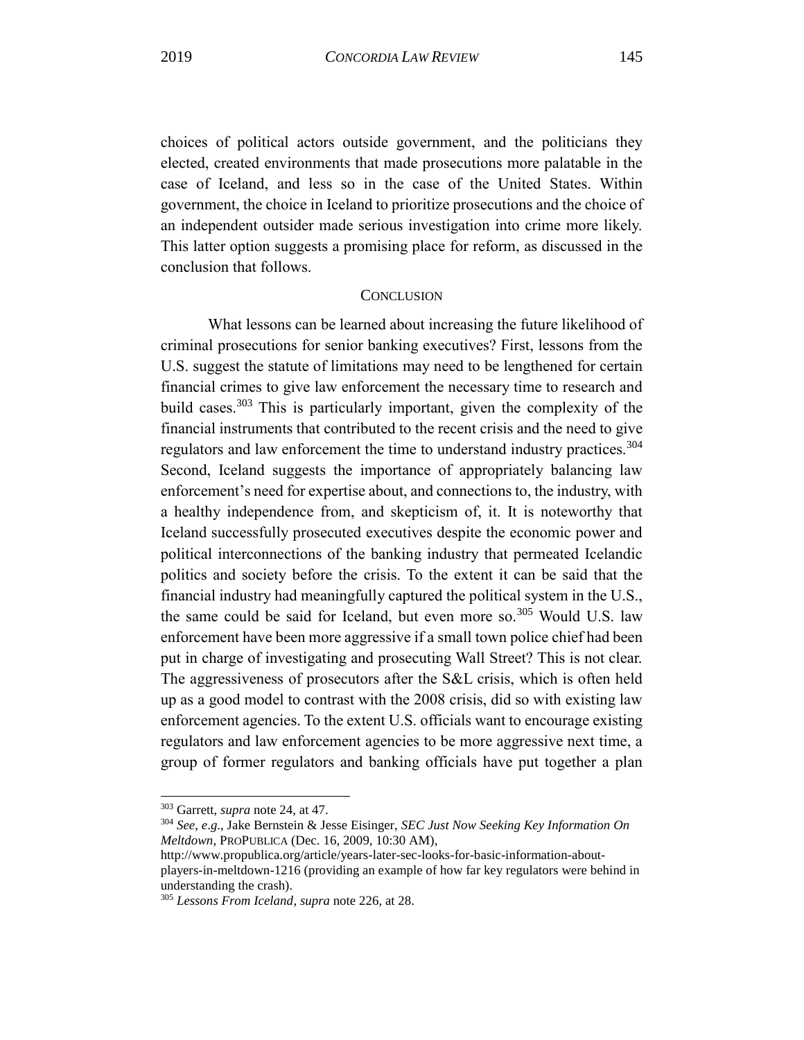choices of political actors outside government, and the politicians they elected, created environments that made prosecutions more palatable in the case of Iceland, and less so in the case of the United States. Within government, the choice in Iceland to prioritize prosecutions and the choice of an independent outsider made serious investigation into crime more likely. This latter option suggests a promising place for reform, as discussed in the conclusion that follows.

## CONCLUSION

What lessons can be learned about increasing the future likelihood of criminal prosecutions for senior banking executives? First, lessons from the U.S. suggest the statute of limitations may need to be lengthened for certain financial crimes to give law enforcement the necessary time to research and build cases.[303] This is particularly important, given the complexity of the financial instruments that contributed to the recent crisis and the need to give regulators and law enforcement the time to understand industry practices.[304] Second, Iceland suggests the importance of appropriately balancing law enforcement's need for expertise about, and connections to, the industry, with a healthy independence from, and skepticism of, it. It is noteworthy that Iceland successfully prosecuted executives despite the economic power and political interconnections of the banking industry that permeated Icelandic politics and society before the crisis. To the extent it can be said that the financial industry had meaningfully captured the political system in the U.S., the same could be said for Iceland, but even more so.[305] Would U.S. law enforcement have been more aggressive if a small town police chief had been put in charge of investigating and prosecuting Wall Street? This is not clear. The aggressiveness of prosecutors after the S&L crisis, which is often held up as a good model to contrast with the 2008 crisis, did so with existing law enforcement agencies. To the extent U.S. officials want to encourage existing regulators and law enforcement agencies to be more aggressive next time, a group of former regulators and banking officials have put together a plan

---

[303] Garrett, *supra* note 24, at 47.

[304] *See, e.g.*, Jake Bernstein & Jesse Eisinger, *SEC Just Now Seeking Key Information On Meltdown*, PROPUBLICA (Dec. 16, 2009, 10:30 AM), http://www.propublica.org/article/years-later-sec-looks-for-basic-information-about-players-in-meltdown-1216 (providing an example of how far key regulators were behind in understanding the crash).

[305] *Lessons From Iceland*, *supra* note 226, at 28.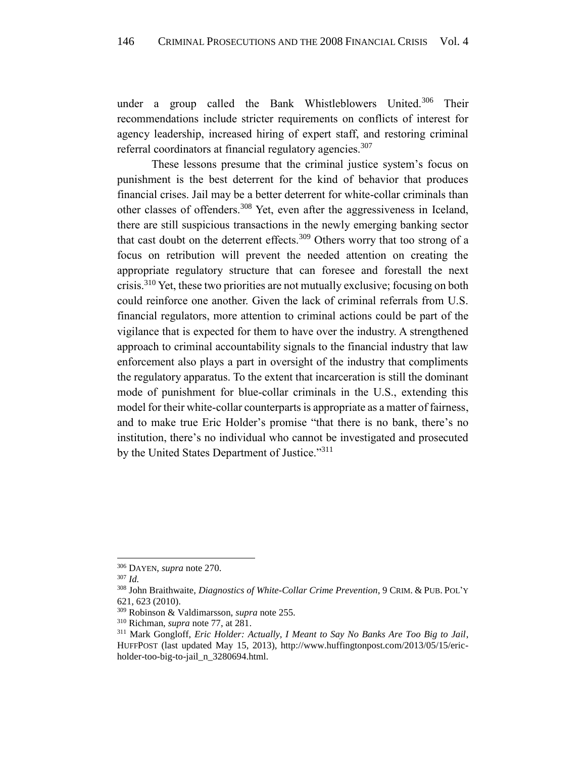under a group called the Bank Whistleblowers United.[306] Their recommendations include stricter requirements on conflicts of interest for agency leadership, increased hiring of expert staff, and restoring criminal referral coordinators at financial regulatory agencies.[307]

These lessons presume that the criminal justice system's focus on punishment is the best deterrent for the kind of behavior that produces financial crises. Jail may be a better deterrent for white-collar criminals than other classes of offenders.[308] Yet, even after the aggressiveness in Iceland, there are still suspicious transactions in the newly emerging banking sector that cast doubt on the deterrent effects.[309] Others worry that too strong of a focus on retribution will prevent the needed attention on creating the appropriate regulatory structure that can foresee and forestall the next crisis.[310] Yet, these two priorities are not mutually exclusive; focusing on both could reinforce one another. Given the lack of criminal referrals from U.S. financial regulators, more attention to criminal actions could be part of the vigilance that is expected for them to have over the industry. A strengthened approach to criminal accountability signals to the financial industry that law enforcement also plays a part in oversight of the industry that compliments the regulatory apparatus. To the extent that incarceration is still the dominant mode of punishment for blue-collar criminals in the U.S., extending this model for their white-collar counterparts is appropriate as a matter of fairness, and to make true Eric Holder's promise "that there is no bank, there's no institution, there's no individual who cannot be investigated and prosecuted by the United States Department of Justice."[311]

---

[306] DAYEN, *supra* note 270.

[307] *Id.*

[308] John Braithwaite, *Diagnostics of White-Collar Crime Prevention*, 9 CRIM. & PUB. POL'Y 621, 623 (2010).

[309] Robinson & Valdimarsson, *supra* note 255.

[310] Richman, *supra* note 77, at 281.

[311] Mark Gongloff, *Eric Holder: Actually, I Meant to Say No Banks Are Too Big to Jail*, HUFFPOST (last updated May 15, 2013), http://www.huffingtonpost.com/2013/05/15/eric-holder-too-big-to-jail_n_3280694.html.